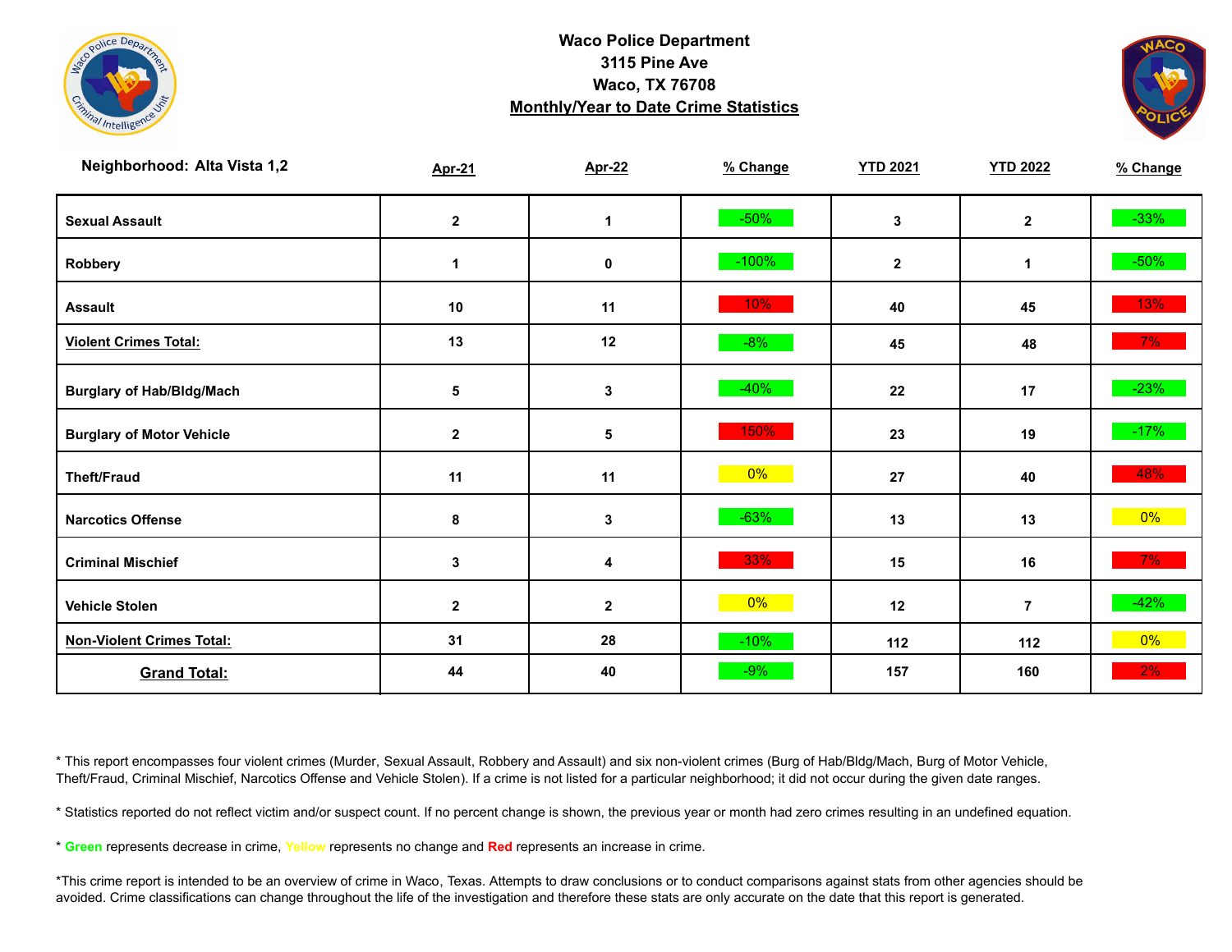**Waco Police Department**
**3115 Pine Ave**
**Waco, TX 76708**
**Monthly/Year to Date Crime Statistics**

**Neighborhood: Alta Vista 1,2**

| | Apr-21 | Apr-22 | % Change | YTD 2021 | YTD 2022 | % Change |
|---|---|---|---|---|---|---|
| **Sexual Assault** | 2 | 1 | -50% | 3 | 2 | -33% |
| **Robbery** | 1 | 0 | -100% | 2 | 1 | -50% |
| **Assault** | 10 | 11 | 10% | 40 | 45 | 13% |
| **Violent Crimes Total:** | 13 | 12 | -8% | 45 | 48 | 7% |
| **Burglary of Hab/Bldg/Mach** | 5 | 3 | -40% | 22 | 17 | -23% |
| **Burglary of Motor Vehicle** | 2 | 5 | 150% | 23 | 19 | -17% |
| **Theft/Fraud** | 11 | 11 | 0% | 27 | 40 | 48% |
| **Narcotics Offense** | 8 | 3 | -63% | 13 | 13 | 0% |
| **Criminal Mischief** | 3 | 4 | 33% | 15 | 16 | 7% |
| **Vehicle Stolen** | 2 | 2 | 0% | 12 | 7 | -42% |
| **Non-Violent Crimes Total:** | 31 | 28 | -10% | 112 | 112 | 0% |
| **Grand Total:** | 44 | 40 | -9% | 157 | 160 | 2% |

* This report encompasses four violent crimes (Murder, Sexual Assault, Robbery and Assault) and six non-violent crimes (Burg of Hab/Bldg/Mach, Burg of Motor Vehicle, Theft/Fraud, Criminal Mischief, Narcotics Offense and Vehicle Stolen). If a crime is not listed for a particular neighborhood; it did not occur during the given date ranges.

* Statistics reported do not reflect victim and/or suspect count. If no percent change is shown, the previous year or month had zero crimes resulting in an undefined equation.

* **Green** represents decrease in crime, **Yellow** represents no change and **Red** represents an increase in crime.

*This crime report is intended to be an overview of crime in Waco, Texas. Attempts to draw conclusions or to conduct comparisons against stats from other agencies should be avoided. Crime classifications can change throughout the life of the investigation and therefore these stats are only accurate on the date that this report is generated.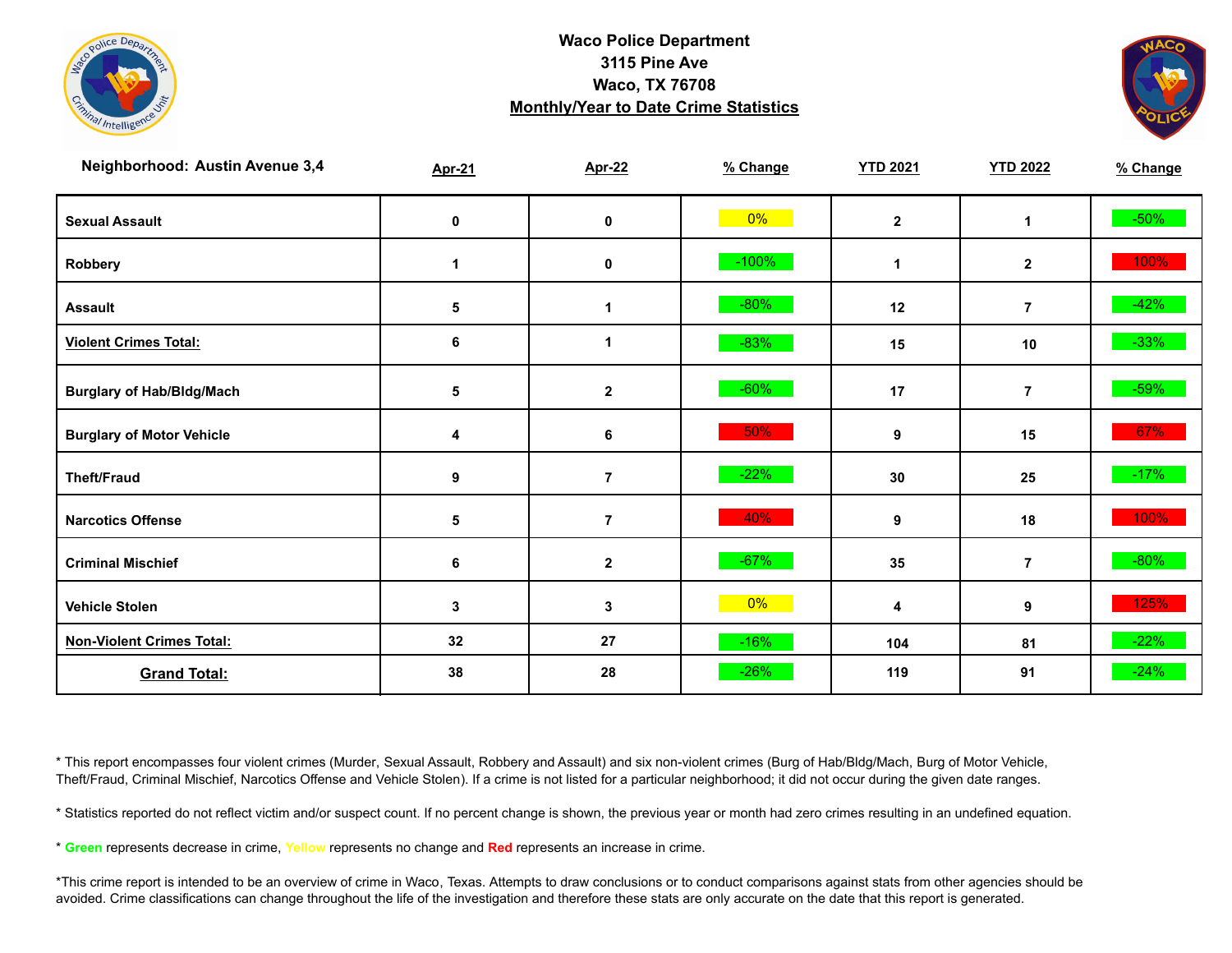**Waco Police Department**
**3115 Pine Ave**
**Waco, TX 76708**
**Monthly/Year to Date Crime Statistics**

| Neighborhood: Austin Avenue 3,4 | Apr-21 | Apr-22 | % Change | YTD 2021 | YTD 2022 | % Change |
|---|---|---|---|---|---|---|
| Sexual Assault | 0 | 0 | 0% | 2 | 1 | -50% |
| Robbery | 1 | 0 | -100% | 1 | 2 | 100% |
| Assault | 5 | 1 | -80% | 12 | 7 | -42% |
| Violent Crimes Total: | 6 | 1 | -83% | 15 | 10 | -33% |
| Burglary of Hab/Bldg/Mach | 5 | 2 | -60% | 17 | 7 | -59% |
| Burglary of Motor Vehicle | 4 | 6 | 50% | 9 | 15 | 67% |
| Theft/Fraud | 9 | 7 | -22% | 30 | 25 | -17% |
| Narcotics Offense | 5 | 7 | 40% | 9 | 18 | 100% |
| Criminal Mischief | 6 | 2 | -67% | 35 | 7 | -80% |
| Vehicle Stolen | 3 | 3 | 0% | 4 | 9 | 125% |
| Non-Violent Crimes Total: | 32 | 27 | -16% | 104 | 81 | -22% |
| Grand Total: | 38 | 28 | -26% | 119 | 91 | -24% |

* This report encompasses four violent crimes (Murder, Sexual Assault, Robbery and Assault) and six non-violent crimes (Burg of Hab/Bldg/Mach, Burg of Motor Vehicle, Theft/Fraud, Criminal Mischief, Narcotics Offense and Vehicle Stolen). If a crime is not listed for a particular neighborhood; it did not occur during the given date ranges.

* Statistics reported do not reflect victim and/or suspect count. If no percent change is shown, the previous year or month had zero crimes resulting in an undefined equation.

* Green represents decrease in crime, Yellow represents no change and Red represents an increase in crime.

*This crime report is intended to be an overview of crime in Waco, Texas. Attempts to draw conclusions or to conduct comparisons against stats from other agencies should be avoided. Crime classifications can change throughout the life of the investigation and therefore these stats are only accurate on the date that this report is generated.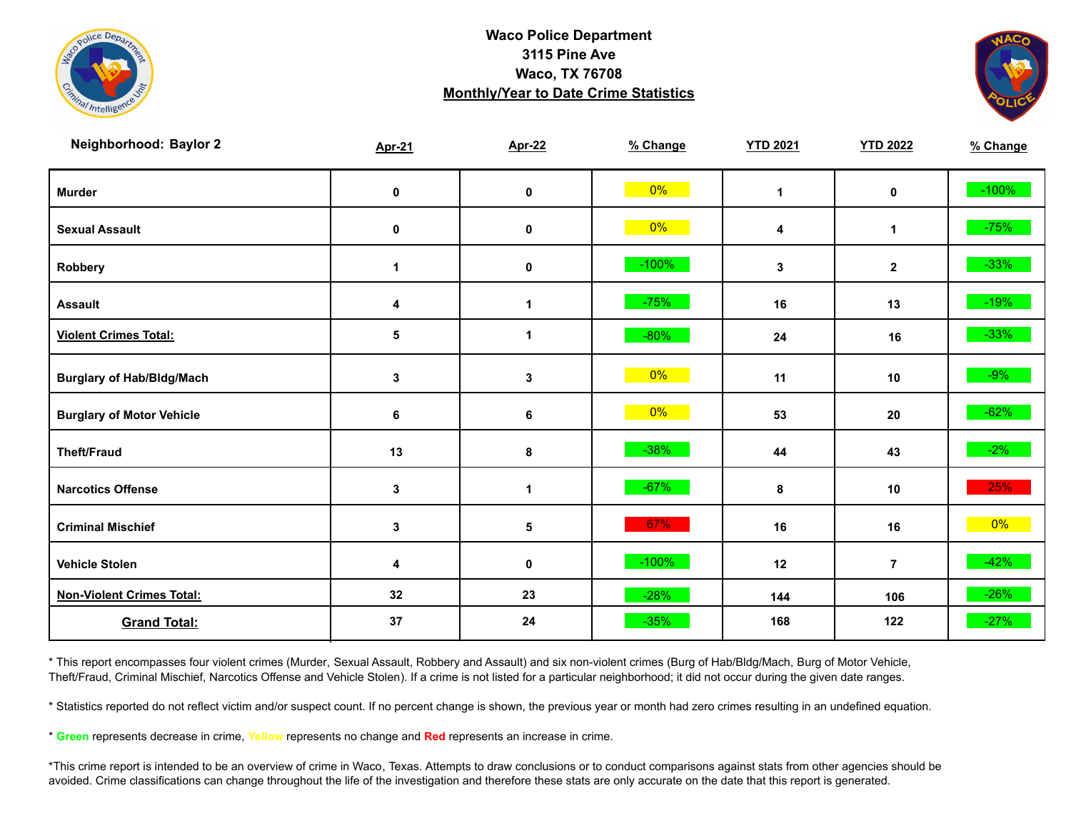**Waco Police Department**
**3115 Pine Ave**
**Waco, TX 76708**
**Monthly/Year to Date Crime Statistics**

| Neighborhood: Baylor 2 | Apr-21 | Apr-22 | % Change | YTD 2021 | YTD 2022 | % Change |
|---|---|---|---|---|---|---|
| Murder | 0 | 0 | 0% | 1 | 0 | -100% |
| Sexual Assault | 0 | 0 | 0% | 4 | 1 | -75% |
| Robbery | 1 | 0 | -100% | 3 | 2 | -33% |
| Assault | 4 | 1 | -75% | 16 | 13 | -19% |
| **Violent Crimes Total:** | 5 | 1 | -80% | 24 | 16 | -33% |
| Burglary of Hab/Bldg/Mach | 3 | 3 | 0% | 11 | 10 | -9% |
| Burglary of Motor Vehicle | 6 | 6 | 0% | 53 | 20 | -62% |
| Theft/Fraud | 13 | 8 | -38% | 44 | 43 | -2% |
| Narcotics Offense | 3 | 1 | -67% | 8 | 10 | 25% |
| Criminal Mischief | 3 | 5 | 67% | 16 | 16 | 0% |
| Vehicle Stolen | 4 | 0 | -100% | 12 | 7 | -42% |
| **Non-Violent Crimes Total:** | 32 | 23 | -28% | 144 | 106 | -26% |
| **Grand Total:** | 37 | 24 | -35% | 168 | 122 | -27% |

* This report encompasses four violent crimes (Murder, Sexual Assault, Robbery and Assault) and six non-violent crimes (Burg of Hab/Bldg/Mach, Burg of Motor Vehicle, Theft/Fraud, Criminal Mischief, Narcotics Offense and Vehicle Stolen). If a crime is not listed for a particular neighborhood; it did not occur during the given date ranges.

* Statistics reported do not reflect victim and/or suspect count. If no percent change is shown, the previous year or month had zero crimes resulting in an undefined equation.

* **Green** represents decrease in crime, Yellow represents no change and **Red** represents an increase in crime.

*This crime report is intended to be an overview of crime in Waco, Texas. Attempts to draw conclusions or to conduct comparisons against stats from other agencies should be avoided. Crime classifications can change throughout the life of the investigation and therefore these stats are only accurate on the date that this report is generated.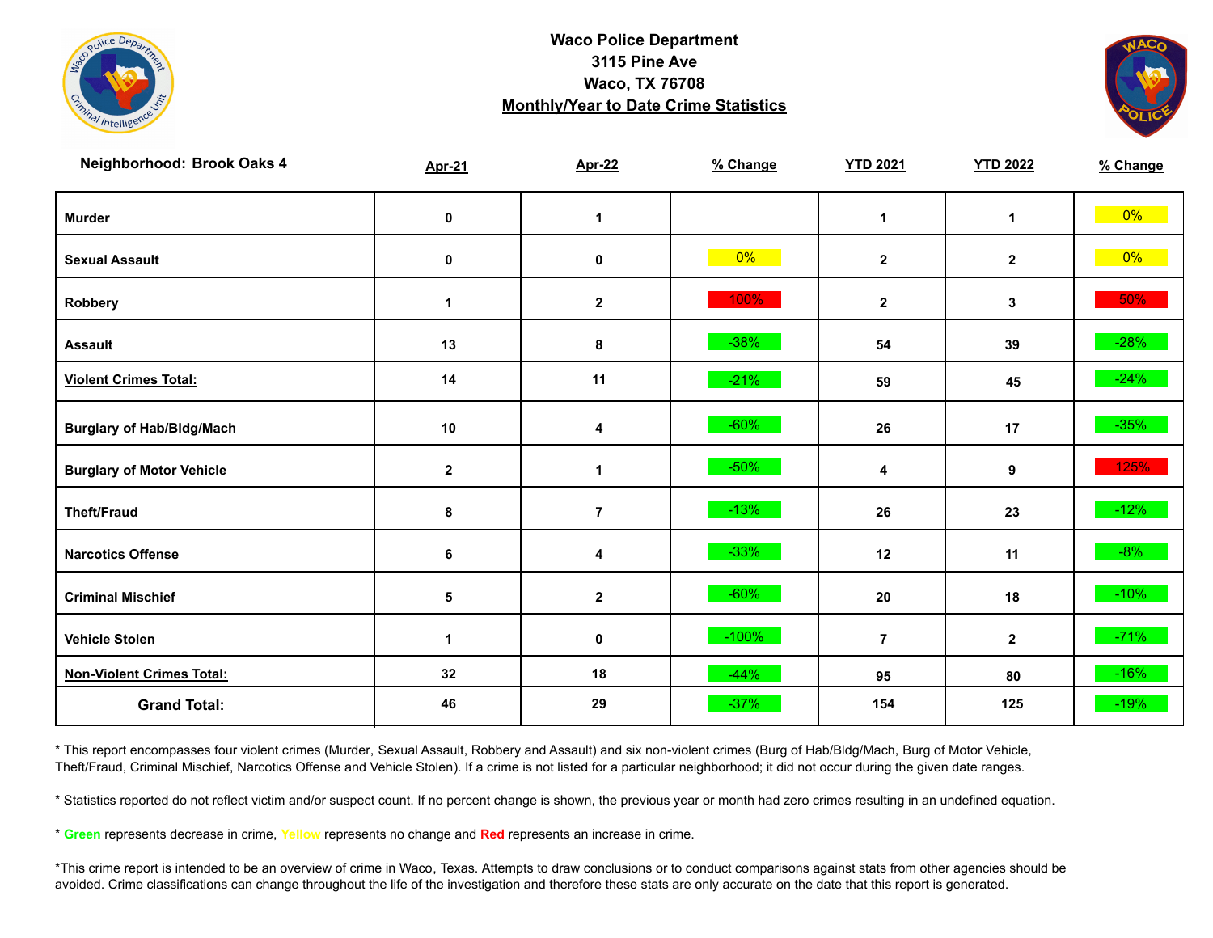# Waco Police Department
## 3115 Pine Ave
## Waco, TX 76708
## Monthly/Year to Date Crime Statistics

| Neighborhood: Brook Oaks 4 | Apr-21 | Apr-22 | % Change | YTD 2021 | YTD 2022 | % Change |
|---|---|---|---|---|---|---|
| Murder | 0 | 1 | | 1 | 1 | 0% |
| Sexual Assault | 0 | 0 | 0% | 2 | 2 | 0% |
| Robbery | 1 | 2 | 100% | 2 | 3 | 50% |
| Assault | 13 | 8 | -38% | 54 | 39 | -28% |
| Violent Crimes Total: | 14 | 11 | -21% | 59 | 45 | -24% |
| Burglary of Hab/Bldg/Mach | 10 | 4 | -60% | 26 | 17 | -35% |
| Burglary of Motor Vehicle | 2 | 1 | -50% | 4 | 9 | 125% |
| Theft/Fraud | 8 | 7 | -13% | 26 | 23 | -12% |
| Narcotics Offense | 6 | 4 | -33% | 12 | 11 | -8% |
| Criminal Mischief | 5 | 2 | -60% | 20 | 18 | -10% |
| Vehicle Stolen | 1 | 0 | -100% | 7 | 2 | -71% |
| Non-Violent Crimes Total: | 32 | 18 | -44% | 95 | 80 | -16% |
| Grand Total: | 46 | 29 | -37% | 154 | 125 | -19% |

* This report encompasses four violent crimes (Murder, Sexual Assault, Robbery and Assault) and six non-violent crimes (Burg of Hab/Bldg/Mach, Burg of Motor Vehicle, Theft/Fraud, Criminal Mischief, Narcotics Offense and Vehicle Stolen). If a crime is not listed for a particular neighborhood; it did not occur during the given date ranges.

* Statistics reported do not reflect victim and/or suspect count. If no percent change is shown, the previous year or month had zero crimes resulting in an undefined equation.

* **Green** represents decrease in crime, **Yellow** represents no change and **Red** represents an increase in crime.

*This crime report is intended to be an overview of crime in Waco, Texas. Attempts to draw conclusions or to conduct comparisons against stats from other agencies should be avoided. Crime classifications can change throughout the life of the investigation and therefore these stats are only accurate on the date that this report is generated.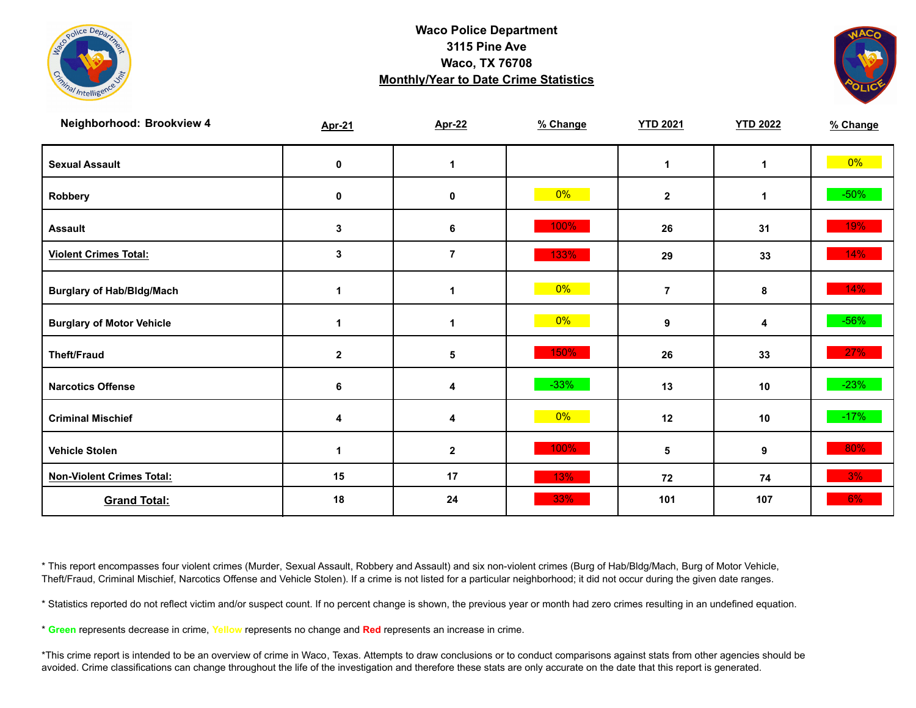**Waco Police Department**
**3115 Pine Ave**
**Waco, TX 76708**
**Monthly/Year to Date Crime Statistics**

| Neighborhood: Brookview 4 | Apr-21 | Apr-22 | % Change | YTD 2021 | YTD 2022 | % Change |
|---|---|---|---|---|---|---|
| Sexual Assault | 0 | 1 | | 1 | 1 | 0% |
| Robbery | 0 | 0 | 0% | 2 | 1 | -50% |
| Assault | 3 | 6 | 100% | 26 | 31 | 19% |
| **Violent Crimes Total:** | 3 | 7 | 133% | 29 | 33 | 14% |
| Burglary of Hab/Bldg/Mach | 1 | 1 | 0% | 7 | 8 | 14% |
| Burglary of Motor Vehicle | 1 | 1 | 0% | 9 | 4 | -56% |
| Theft/Fraud | 2 | 5 | 150% | 26 | 33 | 27% |
| Narcotics Offense | 6 | 4 | -33% | 13 | 10 | -23% |
| Criminal Mischief | 4 | 4 | 0% | 12 | 10 | -17% |
| Vehicle Stolen | 1 | 2 | 100% | 5 | 9 | 80% |
| **Non-Violent Crimes Total:** | 15 | 17 | 13% | 72 | 74 | 3% |
| **Grand Total:** | 18 | 24 | 33% | 101 | 107 | 6% |

* This report encompasses four violent crimes (Murder, Sexual Assault, Robbery and Assault) and six non-violent crimes (Burg of Hab/Bldg/Mach, Burg of Motor Vehicle, Theft/Fraud, Criminal Mischief, Narcotics Offense and Vehicle Stolen). If a crime is not listed for a particular neighborhood; it did not occur during the given date ranges.

* Statistics reported do not reflect victim and/or suspect count. If no percent change is shown, the previous year or month had zero crimes resulting in an undefined equation.

* **Green** represents decrease in crime, Yellow represents no change and **Red** represents an increase in crime.

*This crime report is intended to be an overview of crime in Waco, Texas. Attempts to draw conclusions or to conduct comparisons against stats from other agencies should be avoided. Crime classifications can change throughout the life of the investigation and therefore these stats are only accurate on the date that this report is generated.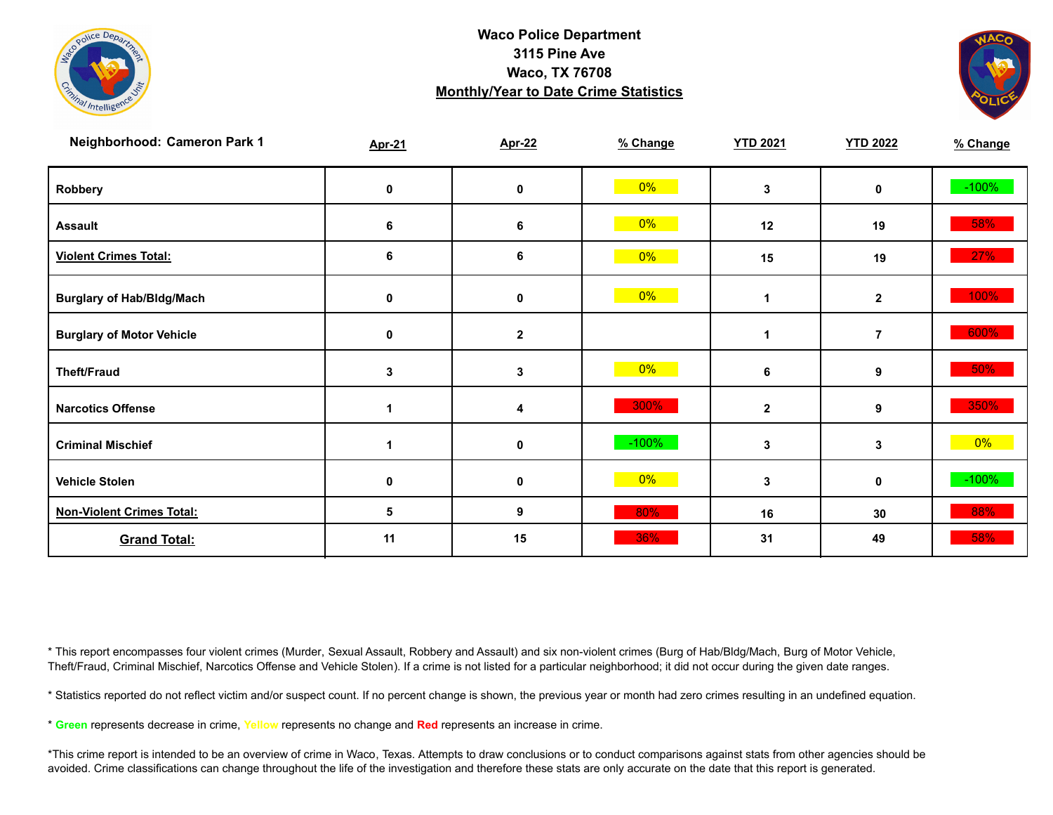# Waco Police Department
## 3115 Pine Ave
## Waco, TX 76708
## Monthly/Year to Date Crime Statistics

| Neighborhood: Cameron Park 1 | Apr-21 | Apr-22 | % Change | YTD 2021 | YTD 2022 | % Change |
|---|---|---|---|---|---|---|
| Robbery | 0 | 0 | 0% | 3 | 0 | -100% |
| Assault | 6 | 6 | 0% | 12 | 19 | 58% |
| **Violent Crimes Total:** | 6 | 6 | 0% | 15 | 19 | 27% |
| Burglary of Hab/Bldg/Mach | 0 | 0 | 0% | 1 | 2 | 100% |
| Burglary of Motor Vehicle | 0 | 2 | | 1 | 7 | 600% |
| Theft/Fraud | 3 | 3 | 0% | 6 | 9 | 50% |
| Narcotics Offense | 1 | 4 | 300% | 2 | 9 | 350% |
| Criminal Mischief | 1 | 0 | -100% | 3 | 3 | 0% |
| Vehicle Stolen | 0 | 0 | 0% | 3 | 0 | -100% |
| **Non-Violent Crimes Total:** | 5 | 9 | 80% | 16 | 30 | 88% |
| **Grand Total:** | 11 | 15 | 36% | 31 | 49 | 58% |

* This report encompasses four violent crimes (Murder, Sexual Assault, Robbery and Assault) and six non-violent crimes (Burg of Hab/Bldg/Mach, Burg of Motor Vehicle, Theft/Fraud, Criminal Mischief, Narcotics Offense and Vehicle Stolen). If a crime is not listed for a particular neighborhood; it did not occur during the given date ranges.

* Statistics reported do not reflect victim and/or suspect count. If no percent change is shown, the previous year or month had zero crimes resulting in an undefined equation.

* **Green** represents decrease in crime, **Yellow** represents no change and **Red** represents an increase in crime.

*This crime report is intended to be an overview of crime in Waco, Texas. Attempts to draw conclusions or to conduct comparisons against stats from other agencies should be avoided. Crime classifications can change throughout the life of the investigation and therefore these stats are only accurate on the date that this report is generated.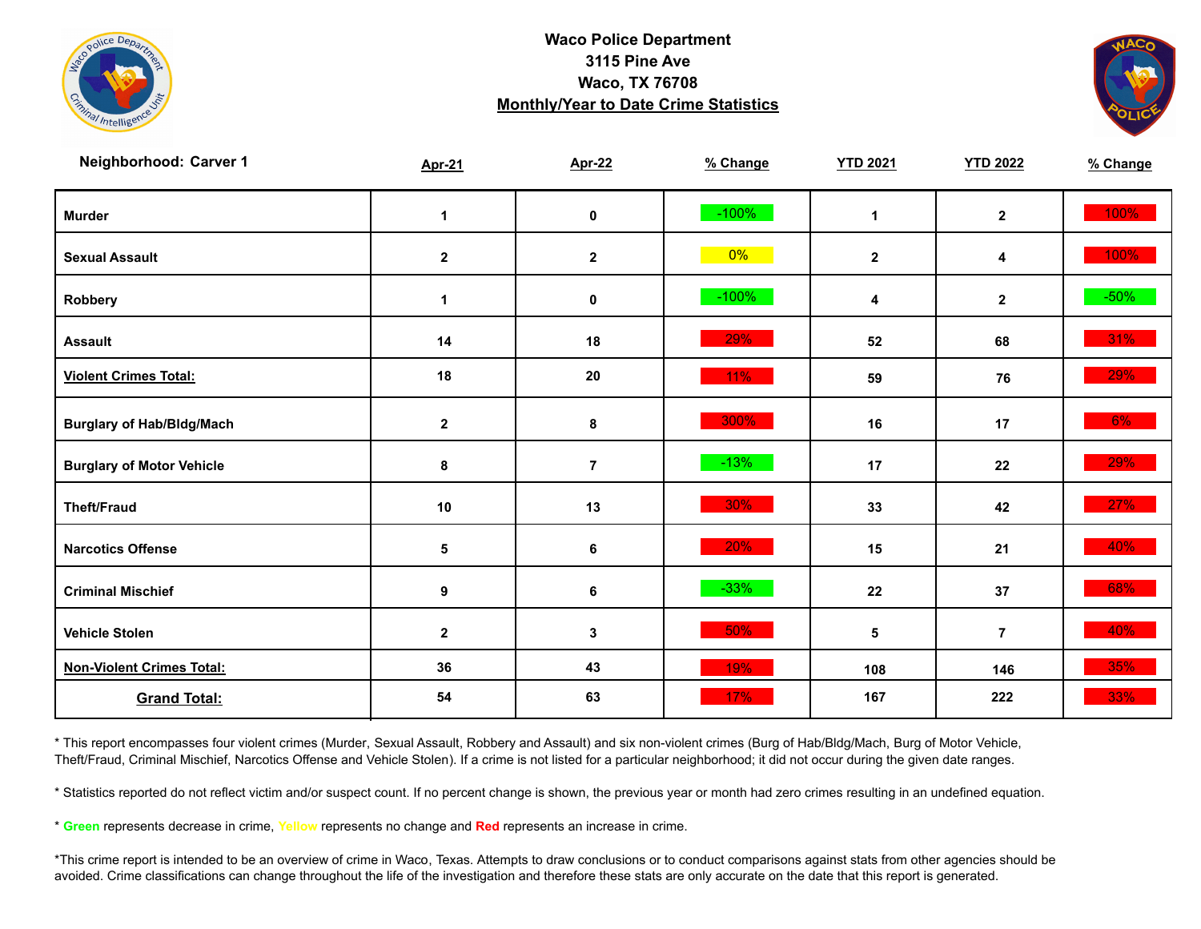**Waco Police Department**
**3115 Pine Ave**
**Waco, TX 76708**
**Monthly/Year to Date Crime Statistics**

| Neighborhood: Carver 1 | Apr-21 | Apr-22 | % Change | YTD 2021 | YTD 2022 | % Change |
|---|---|---|---|---|---|---|
| Murder | 1 | 0 | -100% | 1 | 2 | 100% |
| Sexual Assault | 2 | 2 | 0% | 2 | 4 | 100% |
| Robbery | 1 | 0 | -100% | 4 | 2 | -50% |
| Assault | 14 | 18 | 29% | 52 | 68 | 31% |
| Violent Crimes Total: | 18 | 20 | 11% | 59 | 76 | 29% |
| Burglary of Hab/Bldg/Mach | 2 | 8 | 300% | 16 | 17 | 6% |
| Burglary of Motor Vehicle | 8 | 7 | -13% | 17 | 22 | 29% |
| Theft/Fraud | 10 | 13 | 30% | 33 | 42 | 27% |
| Narcotics Offense | 5 | 6 | 20% | 15 | 21 | 40% |
| Criminal Mischief | 9 | 6 | -33% | 22 | 37 | 68% |
| Vehicle Stolen | 2 | 3 | 50% | 5 | 7 | 40% |
| Non-Violent Crimes Total: | 36 | 43 | 19% | 108 | 146 | 35% |
| Grand Total: | 54 | 63 | 17% | 167 | 222 | 33% |

* This report encompasses four violent crimes (Murder, Sexual Assault, Robbery and Assault) and six non-violent crimes (Burg of Hab/Bldg/Mach, Burg of Motor Vehicle, Theft/Fraud, Criminal Mischief, Narcotics Offense and Vehicle Stolen). If a crime is not listed for a particular neighborhood; it did not occur during the given date ranges.

* Statistics reported do not reflect victim and/or suspect count. If no percent change is shown, the previous year or month had zero crimes resulting in an undefined equation.

* **Green** represents decrease in crime, Yellow represents no change and **Red** represents an increase in crime.

*This crime report is intended to be an overview of crime in Waco, Texas. Attempts to draw conclusions or to conduct comparisons against stats from other agencies should be avoided. Crime classifications can change throughout the life of the investigation and therefore these stats are only accurate on the date that this report is generated.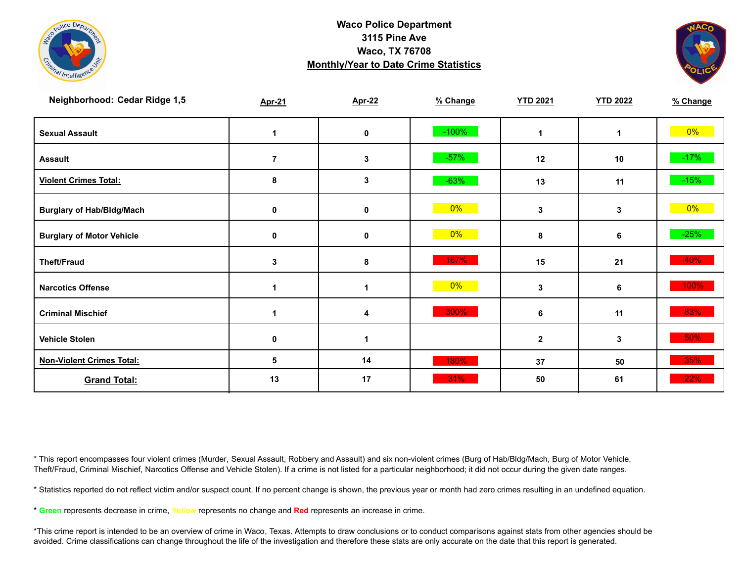**Waco Police Department**
**3115 Pine Ave**
**Waco, TX 76708**
**Monthly/Year to Date Crime Statistics**

| Neighborhood: Cedar Ridge 1,5 | Apr-21 | Apr-22 | % Change | YTD 2021 | YTD 2022 | % Change |
|---|---|---|---|---|---|---|
| **Sexual Assault** | 1 | 0 | -100% | 1 | 1 | 0% |
| **Assault** | 7 | 3 | -57% | 12 | 10 | -17% |
| **Violent Crimes Total:** | 8 | 3 | -63% | 13 | 11 | -15% |
| **Burglary of Hab/Bldg/Mach** | 0 | 0 | 0% | 3 | 3 | 0% |
| **Burglary of Motor Vehicle** | 0 | 0 | 0% | 8 | 6 | -25% |
| **Theft/Fraud** | 3 | 8 | 167% | 15 | 21 | 40% |
| **Narcotics Offense** | 1 | 1 | 0% | 3 | 6 | 100% |
| **Criminal Mischief** | 1 | 4 | 300% | 6 | 11 | 83% |
| **Vehicle Stolen** | 0 | 1 | | 2 | 3 | 50% |
| **Non-Violent Crimes Total:** | 5 | 14 | 180% | 37 | 50 | 35% |
| **Grand Total:** | 13 | 17 | 31% | 50 | 61 | 22% |

* This report encompasses four violent crimes (Murder, Sexual Assault, Robbery and Assault) and six non-violent crimes (Burg of Hab/Bldg/Mach, Burg of Motor Vehicle, Theft/Fraud, Criminal Mischief, Narcotics Offense and Vehicle Stolen). If a crime is not listed for a particular neighborhood; it did not occur during the given date ranges.

* Statistics reported do not reflect victim and/or suspect count. If no percent change is shown, the previous year or month had zero crimes resulting in an undefined equation.

* **Green** represents decrease in crime, Yellow represents no change and **Red** represents an increase in crime.

*This crime report is intended to be an overview of crime in Waco, Texas. Attempts to draw conclusions or to conduct comparisons against stats from other agencies should be avoided. Crime classifications can change throughout the life of the investigation and therefore these stats are only accurate on the date that this report is generated.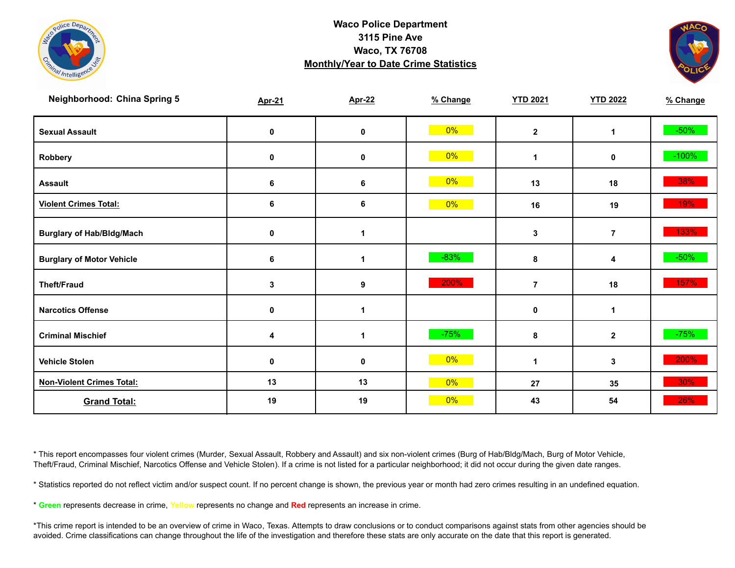**Waco Police Department**
**3115 Pine Ave**
**Waco, TX 76708**
**Monthly/Year to Date Crime Statistics**

| Neighborhood: China Spring 5 | Apr-21 | Apr-22 | % Change | YTD 2021 | YTD 2022 | % Change |
|---|---|---|---|---|---|---|
| Sexual Assault | 0 | 0 | 0% | 2 | 1 | -50% |
| Robbery | 0 | 0 | 0% | 1 | 0 | -100% |
| Assault | 6 | 6 | 0% | 13 | 18 | 38% |
| Violent Crimes Total: | 6 | 6 | 0% | 16 | 19 | 19% |
| Burglary of Hab/Bldg/Mach | 0 | 1 | | 3 | 7 | 133% |
| Burglary of Motor Vehicle | 6 | 1 | -83% | 8 | 4 | -50% |
| Theft/Fraud | 3 | 9 | 200% | 7 | 18 | 157% |
| Narcotics Offense | 0 | 1 | | 0 | 1 | |
| Criminal Mischief | 4 | 1 | -75% | 8 | 2 | -75% |
| Vehicle Stolen | 0 | 0 | 0% | 1 | 3 | 200% |
| Non-Violent Crimes Total: | 13 | 13 | 0% | 27 | 35 | 30% |
| Grand Total: | 19 | 19 | 0% | 43 | 54 | 26% |

* This report encompasses four violent crimes (Murder, Sexual Assault, Robbery and Assault) and six non-violent crimes (Burg of Hab/Bldg/Mach, Burg of Motor Vehicle, Theft/Fraud, Criminal Mischief, Narcotics Offense and Vehicle Stolen). If a crime is not listed for a particular neighborhood; it did not occur during the given date ranges.

* Statistics reported do not reflect victim and/or suspect count. If no percent change is shown, the previous year or month had zero crimes resulting in an undefined equation.

* Green represents decrease in crime, Yellow represents no change and Red represents an increase in crime.

*This crime report is intended to be an overview of crime in Waco, Texas. Attempts to draw conclusions or to conduct comparisons against stats from other agencies should be avoided. Crime classifications can change throughout the life of the investigation and therefore these stats are only accurate on the date that this report is generated.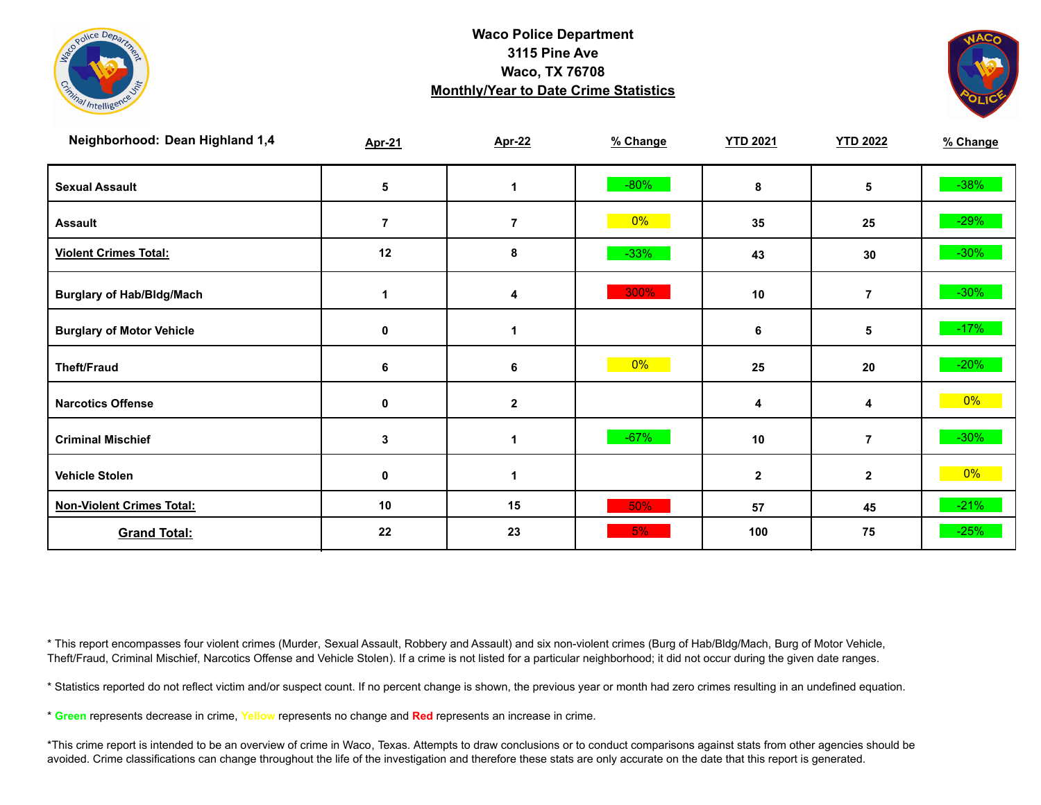**Waco Police Department**
**3115 Pine Ave**
**Waco, TX 76708**
**Monthly/Year to Date Crime Statistics**

| Neighborhood: Dean Highland 1,4 | Apr-21 | Apr-22 | % Change | YTD 2021 | YTD 2022 | % Change |
|---|---|---|---|---|---|---|
| Sexual Assault | 5 | 1 | -80% | 8 | 5 | -38% |
| Assault | 7 | 7 | 0% | 35 | 25 | -29% |
| **Violent Crimes Total:** | 12 | 8 | -33% | 43 | 30 | -30% |
| Burglary of Hab/Bldg/Mach | 1 | 4 | 300% | 10 | 7 | -30% |
| Burglary of Motor Vehicle | 0 | 1 | | 6 | 5 | -17% |
| Theft/Fraud | 6 | 6 | 0% | 25 | 20 | -20% |
| Narcotics Offense | 0 | 2 | | 4 | 4 | 0% |
| Criminal Mischief | 3 | 1 | -67% | 10 | 7 | -30% |
| Vehicle Stolen | 0 | 1 | | 2 | 2 | 0% |
| **Non-Violent Crimes Total:** | 10 | 15 | 50% | 57 | 45 | -21% |
| **Grand Total:** | 22 | 23 | 5% | 100 | 75 | -25% |

* This report encompasses four violent crimes (Murder, Sexual Assault, Robbery and Assault) and six non-violent crimes (Burg of Hab/Bldg/Mach, Burg of Motor Vehicle, Theft/Fraud, Criminal Mischief, Narcotics Offense and Vehicle Stolen). If a crime is not listed for a particular neighborhood; it did not occur during the given date ranges.

* Statistics reported do not reflect victim and/or suspect count. If no percent change is shown, the previous year or month had zero crimes resulting in an undefined equation.

* **Green** represents decrease in crime, **Yellow** represents no change and **Red** represents an increase in crime.

*This crime report is intended to be an overview of crime in Waco, Texas. Attempts to draw conclusions or to conduct comparisons against stats from other agencies should be avoided. Crime classifications can change throughout the life of the investigation and therefore these stats are only accurate on the date that this report is generated.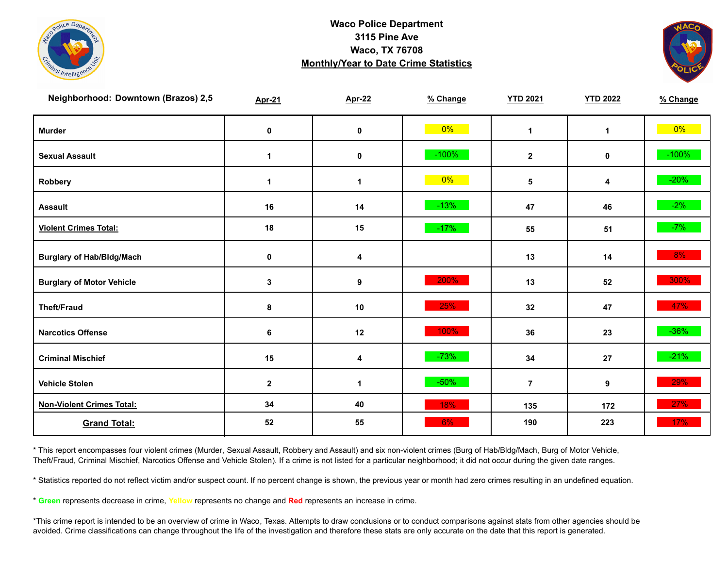**Waco Police Department**
**3115 Pine Ave**
**Waco, TX 76708**
**Monthly/Year to Date Crime Statistics**

| Neighborhood: Downtown (Brazos) 2,5 | Apr-21 | Apr-22 | % Change | YTD 2021 | YTD 2022 | % Change |
|---|---|---|---|---|---|---|
| Murder | 0 | 0 | 0% | 1 | 1 | 0% |
| Sexual Assault | 1 | 0 | -100% | 2 | 0 | -100% |
| Robbery | 1 | 1 | 0% | 5 | 4 | -20% |
| Assault | 16 | 14 | -13% | 47 | 46 | -2% |
| **Violent Crimes Total:** | 18 | 15 | -17% | 55 | 51 | -7% |
| Burglary of Hab/Bldg/Mach | 0 | 4 | | 13 | 14 | 8% |
| Burglary of Motor Vehicle | 3 | 9 | 200% | 13 | 52 | 300% |
| Theft/Fraud | 8 | 10 | 25% | 32 | 47 | 47% |
| Narcotics Offense | 6 | 12 | 100% | 36 | 23 | -36% |
| Criminal Mischief | 15 | 4 | -73% | 34 | 27 | -21% |
| Vehicle Stolen | 2 | 1 | -50% | 7 | 9 | 29% |
| **Non-Violent Crimes Total:** | 34 | 40 | 18% | 135 | 172 | 27% |
| **Grand Total:** | 52 | 55 | 6% | 190 | 223 | 17% |

* This report encompasses four violent crimes (Murder, Sexual Assault, Robbery and Assault) and six non-violent crimes (Burg of Hab/Bldg/Mach, Burg of Motor Vehicle, Theft/Fraud, Criminal Mischief, Narcotics Offense and Vehicle Stolen). If a crime is not listed for a particular neighborhood; it did not occur during the given date ranges.

* Statistics reported do not reflect victim and/or suspect count. If no percent change is shown, the previous year or month had zero crimes resulting in an undefined equation.

* **Green** represents decrease in crime, **Yellow** represents no change and **Red** represents an increase in crime.

*This crime report is intended to be an overview of crime in Waco, Texas. Attempts to draw conclusions or to conduct comparisons against stats from other agencies should be avoided. Crime classifications can change throughout the life of the investigation and therefore these stats are only accurate on the date that this report is generated.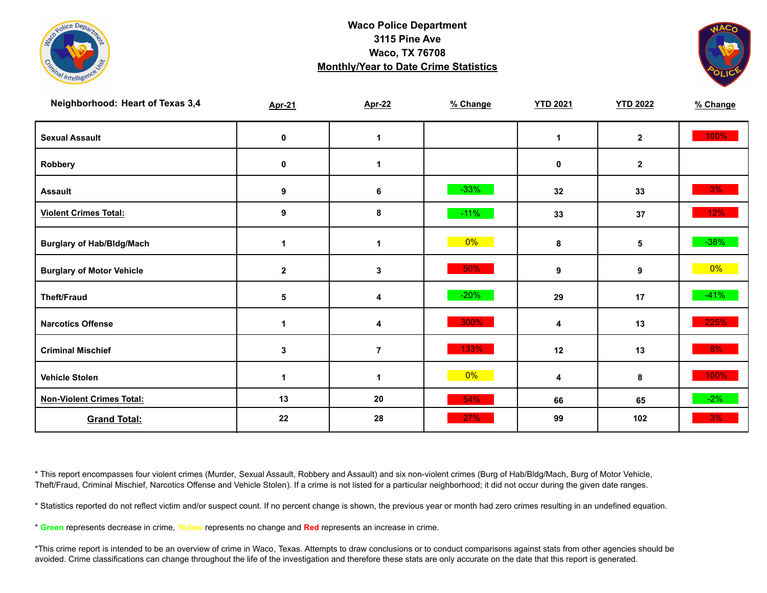**Waco Police Department**
**3115 Pine Ave**
**Waco, TX 76708**
**Monthly/Year to Date Crime Statistics**

| Neighborhood: Heart of Texas 3,4 | Apr-21 | Apr-22 | % Change | YTD 2021 | YTD 2022 | % Change |
|---|---|---|---|---|---|---|
| Sexual Assault | 0 | 1 | | 1 | 2 | 100% |
| Robbery | 0 | 1 | | 0 | 2 | |
| Assault | 9 | 6 | -33% | 32 | 33 | 3% |
| Violent Crimes Total: | 9 | 8 | -11% | 33 | 37 | 12% |
| Burglary of Hab/Bldg/Mach | 1 | 1 | 0% | 8 | 5 | -38% |
| Burglary of Motor Vehicle | 2 | 3 | 50% | 9 | 9 | 0% |
| Theft/Fraud | 5 | 4 | -20% | 29 | 17 | -41% |
| Narcotics Offense | 1 | 4 | 300% | 4 | 13 | 225% |
| Criminal Mischief | 3 | 7 | 133% | 12 | 13 | 8% |
| Vehicle Stolen | 1 | 1 | 0% | 4 | 8 | 100% |
| Non-Violent Crimes Total: | 13 | 20 | 54% | 66 | 65 | -2% |
| Grand Total: | 22 | 28 | 27% | 99 | 102 | 3% |

* This report encompasses four violent crimes (Murder, Sexual Assault, Robbery and Assault) and six non-violent crimes (Burg of Hab/Bldg/Mach, Burg of Motor Vehicle, Theft/Fraud, Criminal Mischief, Narcotics Offense and Vehicle Stolen). If a crime is not listed for a particular neighborhood; it did not occur during the given date ranges.

* Statistics reported do not reflect victim and/or suspect count. If no percent change is shown, the previous year or month had zero crimes resulting in an undefined equation.

* **Green** represents decrease in crime, **Yellow** represents no change and **Red** represents an increase in crime.

*This crime report is intended to be an overview of crime in Waco, Texas. Attempts to draw conclusions or to conduct comparisons against stats from other agencies should be avoided. Crime classifications can change throughout the life of the investigation and therefore these stats are only accurate on the date that this report is generated.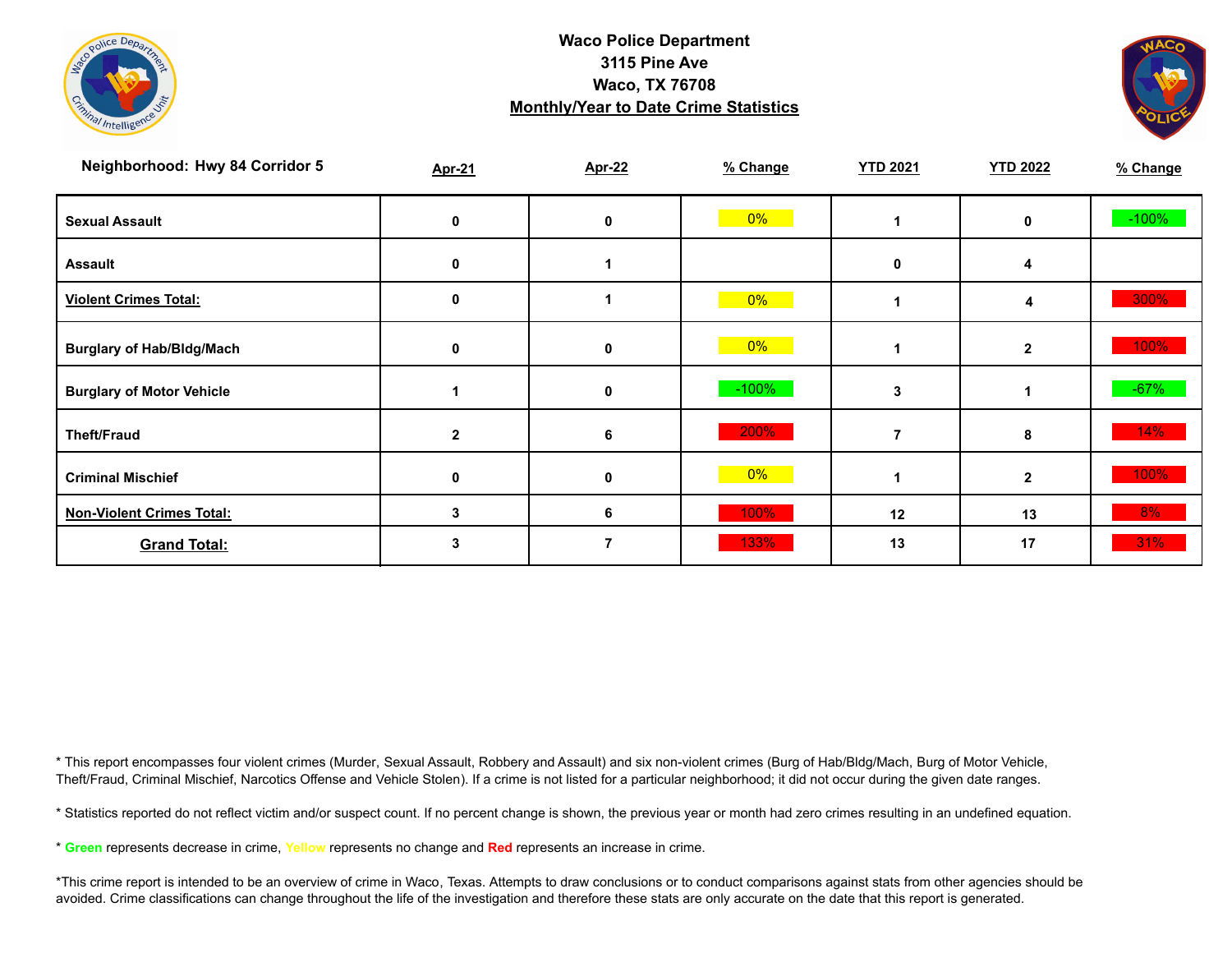**Waco Police Department**
**3115 Pine Ave**
**Waco, TX 76708**
**Monthly/Year to Date Crime Statistics**

| Neighborhood: Hwy 84 Corridor 5 | Apr-21 | Apr-22 | % Change | YTD 2021 | YTD 2022 | % Change |
|---|---|---|---|---|---|---|
| Sexual Assault | 0 | 0 | 0% | 1 | 0 | -100% |
| Assault | 0 | 1 | | 0 | 4 | |
| Violent Crimes Total: | 0 | 1 | 0% | 1 | 4 | 300% |
| Burglary of Hab/Bldg/Mach | 0 | 0 | 0% | 1 | 2 | 100% |
| Burglary of Motor Vehicle | 1 | 0 | -100% | 3 | 1 | -67% |
| Theft/Fraud | 2 | 6 | 200% | 7 | 8 | 14% |
| Criminal Mischief | 0 | 0 | 0% | 1 | 2 | 100% |
| Non-Violent Crimes Total: | 3 | 6 | 100% | 12 | 13 | 8% |
| Grand Total: | 3 | 7 | 133% | 13 | 17 | 31% |

* This report encompasses four violent crimes (Murder, Sexual Assault, Robbery and Assault) and six non-violent crimes (Burg of Hab/Bldg/Mach, Burg of Motor Vehicle, Theft/Fraud, Criminal Mischief, Narcotics Offense and Vehicle Stolen). If a crime is not listed for a particular neighborhood; it did not occur during the given date ranges.

* Statistics reported do not reflect victim and/or suspect count. If no percent change is shown, the previous year or month had zero crimes resulting in an undefined equation.

* Green represents decrease in crime, Yellow represents no change and Red represents an increase in crime.

*This crime report is intended to be an overview of crime in Waco, Texas. Attempts to draw conclusions or to conduct comparisons against stats from other agencies should be avoided. Crime classifications can change throughout the life of the investigation and therefore these stats are only accurate on the date that this report is generated.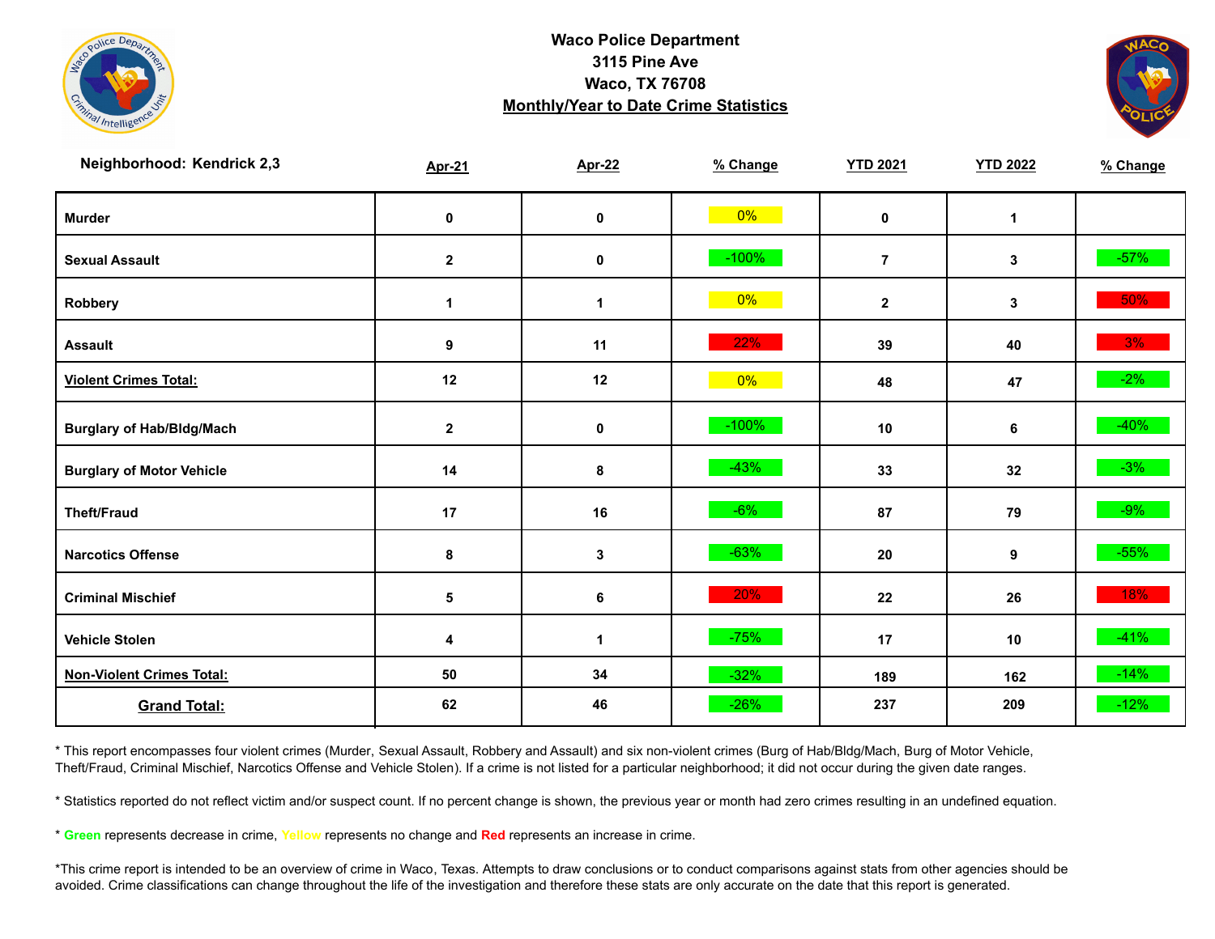**Waco Police Department**
**3115 Pine Ave**
**Waco, TX 76708**
**Monthly/Year to Date Crime Statistics**

**Neighborhood: Kendrick 2,3**

| | Apr-21 | Apr-22 | % Change | YTD 2021 | YTD 2022 | % Change |
|---|---|---|---|---|---|---|
| **Murder** | 0 | 0 | 0% | 0 | 1 | |
| **Sexual Assault** | 2 | 0 | -100% | 7 | 3 | -57% |
| **Robbery** | 1 | 1 | 0% | 2 | 3 | 50% |
| **Assault** | 9 | 11 | 22% | 39 | 40 | 3% |
| **Violent Crimes Total:** | 12 | 12 | 0% | 48 | 47 | -2% |
| **Burglary of Hab/Bldg/Mach** | 2 | 0 | -100% | 10 | 6 | -40% |
| **Burglary of Motor Vehicle** | 14 | 8 | -43% | 33 | 32 | -3% |
| **Theft/Fraud** | 17 | 16 | -6% | 87 | 79 | -9% |
| **Narcotics Offense** | 8 | 3 | -63% | 20 | 9 | -55% |
| **Criminal Mischief** | 5 | 6 | 20% | 22 | 26 | 18% |
| **Vehicle Stolen** | 4 | 1 | -75% | 17 | 10 | -41% |
| **Non-Violent Crimes Total:** | 50 | 34 | -32% | 189 | 162 | -14% |
| **Grand Total:** | 62 | 46 | -26% | 237 | 209 | -12% |

* This report encompasses four violent crimes (Murder, Sexual Assault, Robbery and Assault) and six non-violent crimes (Burg of Hab/Bldg/Mach, Burg of Motor Vehicle, Theft/Fraud, Criminal Mischief, Narcotics Offense and Vehicle Stolen). If a crime is not listed for a particular neighborhood; it did not occur during the given date ranges.

* Statistics reported do not reflect victim and/or suspect count. If no percent change is shown, the previous year or month had zero crimes resulting in an undefined equation.

* **Green** represents decrease in crime, **Yellow** represents no change and **Red** represents an increase in crime.

*This crime report is intended to be an overview of crime in Waco, Texas. Attempts to draw conclusions or to conduct comparisons against stats from other agencies should be avoided. Crime classifications can change throughout the life of the investigation and therefore these stats are only accurate on the date that this report is generated.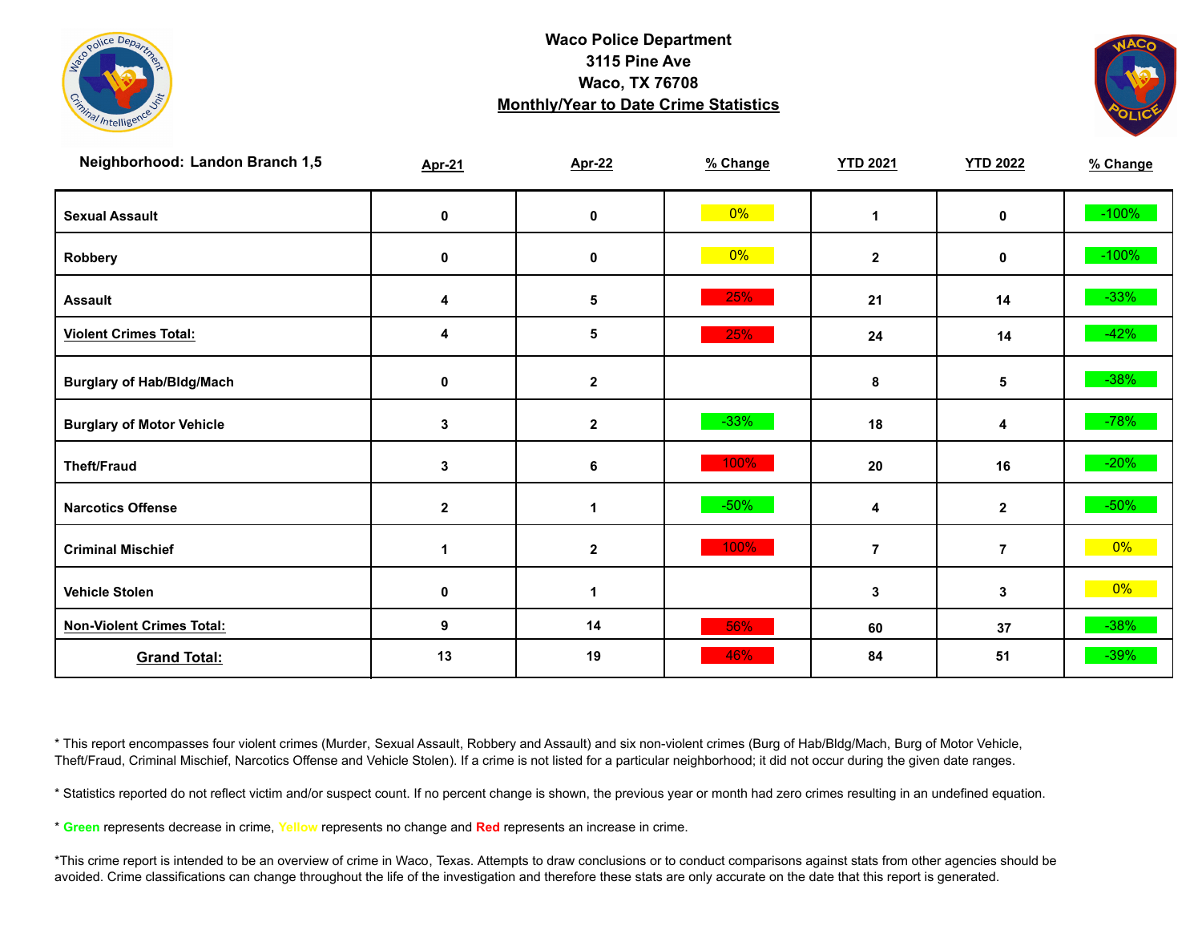**Waco Police Department**
**3115 Pine Ave**
**Waco, TX 76708**
**Monthly/Year to Date Crime Statistics**

| Neighborhood: Landon Branch 1,5 | Apr-21 | Apr-22 | % Change | YTD 2021 | YTD 2022 | % Change |
|---|---|---|---|---|---|---|
| Sexual Assault | 0 | 0 | 0% | 1 | 0 | -100% |
| Robbery | 0 | 0 | 0% | 2 | 0 | -100% |
| Assault | 4 | 5 | 25% | 21 | 14 | -33% |
| Violent Crimes Total: | 4 | 5 | 25% | 24 | 14 | -42% |
| Burglary of Hab/Bldg/Mach | 0 | 2 | | 8 | 5 | -38% |
| Burglary of Motor Vehicle | 3 | 2 | -33% | 18 | 4 | -78% |
| Theft/Fraud | 3 | 6 | 100% | 20 | 16 | -20% |
| Narcotics Offense | 2 | 1 | -50% | 4 | 2 | -50% |
| Criminal Mischief | 1 | 2 | 100% | 7 | 7 | 0% |
| Vehicle Stolen | 0 | 1 | | 3 | 3 | 0% |
| Non-Violent Crimes Total: | 9 | 14 | 56% | 60 | 37 | -38% |
| Grand Total: | 13 | 19 | 46% | 84 | 51 | -39% |

* This report encompasses four violent crimes (Murder, Sexual Assault, Robbery and Assault) and six non-violent crimes (Burg of Hab/Bldg/Mach, Burg of Motor Vehicle, Theft/Fraud, Criminal Mischief, Narcotics Offense and Vehicle Stolen). If a crime is not listed for a particular neighborhood; it did not occur during the given date ranges.

* Statistics reported do not reflect victim and/or suspect count. If no percent change is shown, the previous year or month had zero crimes resulting in an undefined equation.

* Green represents decrease in crime, Yellow represents no change and Red represents an increase in crime.

*This crime report is intended to be an overview of crime in Waco, Texas. Attempts to draw conclusions or to conduct comparisons against stats from other agencies should be avoided. Crime classifications can change throughout the life of the investigation and therefore these stats are only accurate on the date that this report is generated.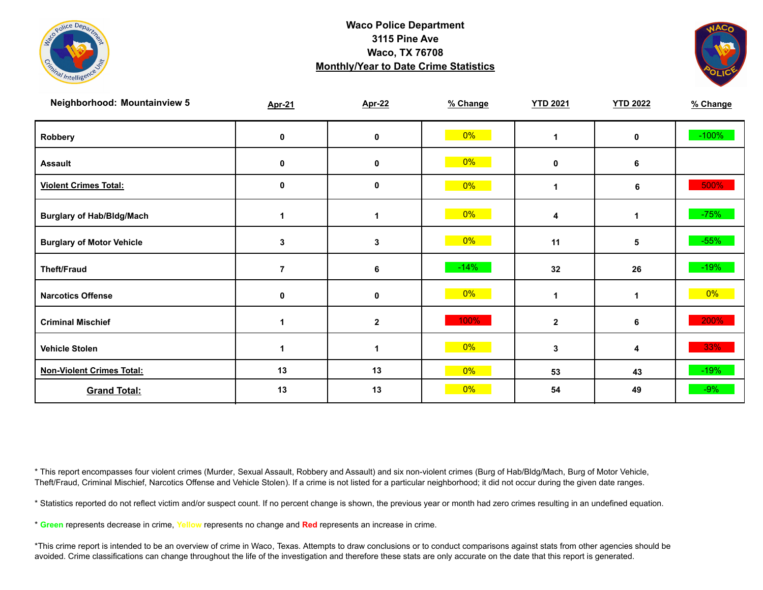**Waco Police Department**
**3115 Pine Ave**
**Waco, TX 76708**
**Monthly/Year to Date Crime Statistics**

| Neighborhood: Mountainview 5 | Apr-21 | Apr-22 | % Change | YTD 2021 | YTD 2022 | % Change |
|---|---|---|---|---|---|---|
| Robbery | 0 | 0 | 0% | 1 | 0 | -100% |
| Assault | 0 | 0 | 0% | 0 | 6 | |
| **Violent Crimes Total:** | 0 | 0 | 0% | 1 | 6 | 500% |
| Burglary of Hab/Bldg/Mach | 1 | 1 | 0% | 4 | 1 | -75% |
| Burglary of Motor Vehicle | 3 | 3 | 0% | 11 | 5 | -55% |
| Theft/Fraud | 7 | 6 | -14% | 32 | 26 | -19% |
| Narcotics Offense | 0 | 0 | 0% | 1 | 1 | 0% |
| Criminal Mischief | 1 | 2 | 100% | 2 | 6 | 200% |
| Vehicle Stolen | 1 | 1 | 0% | 3 | 4 | 33% |
| **Non-Violent Crimes Total:** | 13 | 13 | 0% | 53 | 43 | -19% |
| **Grand Total:** | 13 | 13 | 0% | 54 | 49 | -9% |

* This report encompasses four violent crimes (Murder, Sexual Assault, Robbery and Assault) and six non-violent crimes (Burg of Hab/Bldg/Mach, Burg of Motor Vehicle, Theft/Fraud, Criminal Mischief, Narcotics Offense and Vehicle Stolen). If a crime is not listed for a particular neighborhood; it did not occur during the given date ranges.

* Statistics reported do not reflect victim and/or suspect count. If no percent change is shown, the previous year or month had zero crimes resulting in an undefined equation.

* **Green** represents decrease in crime, **Yellow** represents no change and **Red** represents an increase in crime.

*This crime report is intended to be an overview of crime in Waco, Texas. Attempts to draw conclusions or to conduct comparisons against stats from other agencies should be avoided. Crime classifications can change throughout the life of the investigation and therefore these stats are only accurate on the date that this report is generated.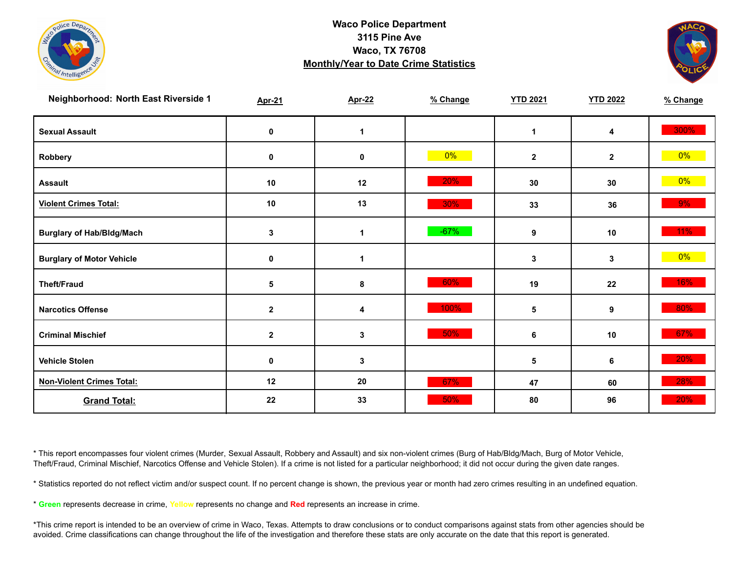**Waco Police Department**
**3115 Pine Ave**
**Waco, TX 76708**
**Monthly/Year to Date Crime Statistics**

| Neighborhood: North East Riverside 1 | Apr-21 | Apr-22 | % Change | YTD 2021 | YTD 2022 | % Change |
|---|---|---|---|---|---|---|
| Sexual Assault | 0 | 1 | | 1 | 4 | 300% |
| Robbery | 0 | 0 | 0% | 2 | 2 | 0% |
| Assault | 10 | 12 | 20% | 30 | 30 | 0% |
| Violent Crimes Total: | 10 | 13 | 30% | 33 | 36 | 9% |
| Burglary of Hab/Bldg/Mach | 3 | 1 | -67% | 9 | 10 | 11% |
| Burglary of Motor Vehicle | 0 | 1 | | 3 | 3 | 0% |
| Theft/Fraud | 5 | 8 | 60% | 19 | 22 | 16% |
| Narcotics Offense | 2 | 4 | 100% | 5 | 9 | 80% |
| Criminal Mischief | 2 | 3 | 50% | 6 | 10 | 67% |
| Vehicle Stolen | 0 | 3 | | 5 | 6 | 20% |
| Non-Violent Crimes Total: | 12 | 20 | 67% | 47 | 60 | 28% |
| Grand Total: | 22 | 33 | 50% | 80 | 96 | 20% |

* This report encompasses four violent crimes (Murder, Sexual Assault, Robbery and Assault) and six non-violent crimes (Burg of Hab/Bldg/Mach, Burg of Motor Vehicle, Theft/Fraud, Criminal Mischief, Narcotics Offense and Vehicle Stolen). If a crime is not listed for a particular neighborhood; it did not occur during the given date ranges.

* Statistics reported do not reflect victim and/or suspect count. If no percent change is shown, the previous year or month had zero crimes resulting in an undefined equation.

* Green represents decrease in crime, Yellow represents no change and Red represents an increase in crime.

*This crime report is intended to be an overview of crime in Waco, Texas. Attempts to draw conclusions or to conduct comparisons against stats from other agencies should be avoided. Crime classifications can change throughout the life of the investigation and therefore these stats are only accurate on the date that this report is generated.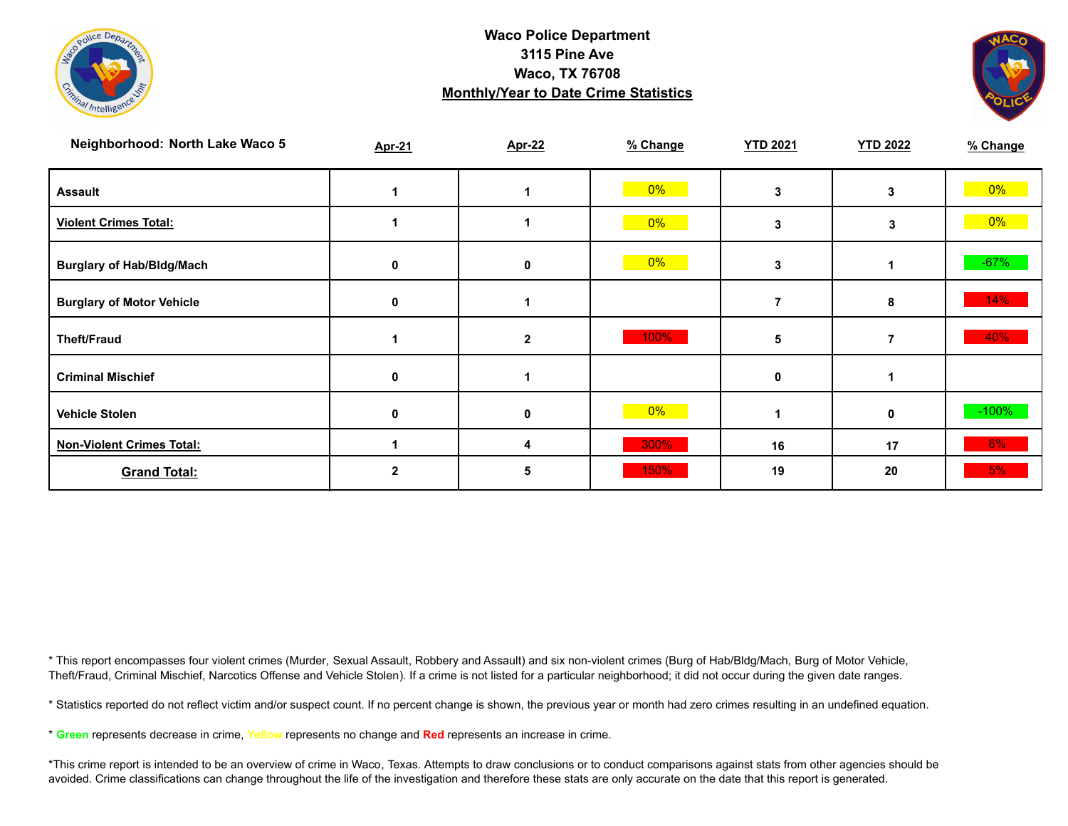**Waco Police Department**
**3115 Pine Ave**
**Waco, TX 76708**
**Monthly/Year to Date Crime Statistics**

| Neighborhood: North Lake Waco 5 | Apr-21 | Apr-22 | % Change | YTD 2021 | YTD 2022 | % Change |
|---|---|---|---|---|---|---|
| **Assault** | 1 | 1 | 0% | 3 | 3 | 0% |
| **Violent Crimes Total:** | 1 | 1 | 0% | 3 | 3 | 0% |
| **Burglary of Hab/Bldg/Mach** | 0 | 0 | 0% | 3 | 1 | -67% |
| **Burglary of Motor Vehicle** | 0 | 1 | | 7 | 8 | 14% |
| **Theft/Fraud** | 1 | 2 | 100% | 5 | 7 | 40% |
| **Criminal Mischief** | 0 | 1 | | 0 | 1 | |
| **Vehicle Stolen** | 0 | 0 | 0% | 1 | 0 | -100% |
| **Non-Violent Crimes Total:** | 1 | 4 | 300% | 16 | 17 | 6% |
| **Grand Total:** | 2 | 5 | 150% | 19 | 20 | 5% |

* This report encompasses four violent crimes (Murder, Sexual Assault, Robbery and Assault) and six non-violent crimes (Burg of Hab/Bldg/Mach, Burg of Motor Vehicle, Theft/Fraud, Criminal Mischief, Narcotics Offense and Vehicle Stolen). If a crime is not listed for a particular neighborhood; it did not occur during the given date ranges.

* Statistics reported do not reflect victim and/or suspect count. If no percent change is shown, the previous year or month had zero crimes resulting in an undefined equation.

* **Green** represents decrease in crime, Yellow represents no change and **Red** represents an increase in crime.

*This crime report is intended to be an overview of crime in Waco, Texas. Attempts to draw conclusions or to conduct comparisons against stats from other agencies should be avoided. Crime classifications can change throughout the life of the investigation and therefore these stats are only accurate on the date that this report is generated.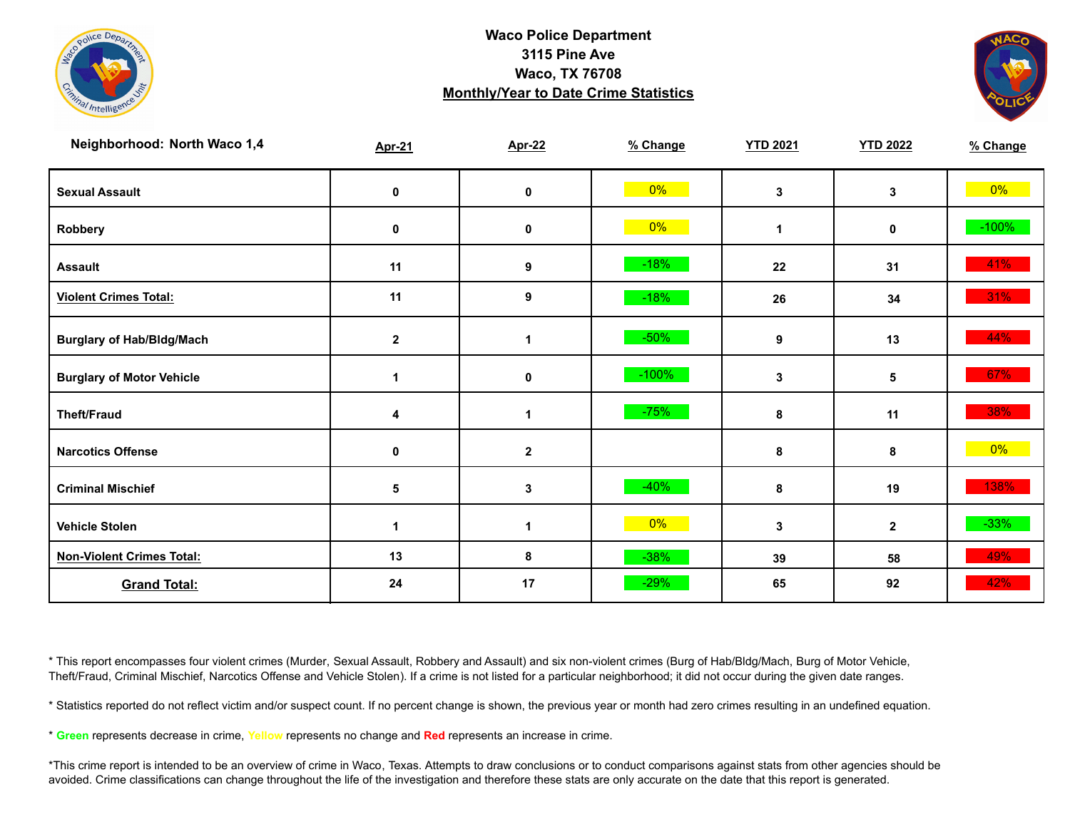**Waco Police Department**
**3115 Pine Ave**
**Waco, TX 76708**
**Monthly/Year to Date Crime Statistics**

| Neighborhood: North Waco 1,4 | Apr-21 | Apr-22 | % Change | YTD 2021 | YTD 2022 | % Change |
|---|---|---|---|---|---|---|
| Sexual Assault | 0 | 0 | 0% | 3 | 3 | 0% |
| Robbery | 0 | 0 | 0% | 1 | 0 | -100% |
| Assault | 11 | 9 | -18% | 22 | 31 | 41% |
| **Violent Crimes Total:** | 11 | 9 | -18% | 26 | 34 | 31% |
| Burglary of Hab/Bldg/Mach | 2 | 1 | -50% | 9 | 13 | 44% |
| Burglary of Motor Vehicle | 1 | 0 | -100% | 3 | 5 | 67% |
| Theft/Fraud | 4 | 1 | -75% | 8 | 11 | 38% |
| Narcotics Offense | 0 | 2 | | 8 | 8 | 0% |
| Criminal Mischief | 5 | 3 | -40% | 8 | 19 | 138% |
| Vehicle Stolen | 1 | 1 | 0% | 3 | 2 | -33% |
| **Non-Violent Crimes Total:** | 13 | 8 | -38% | 39 | 58 | 49% |
| **Grand Total:** | 24 | 17 | -29% | 65 | 92 | 42% |

* This report encompasses four violent crimes (Murder, Sexual Assault, Robbery and Assault) and six non-violent crimes (Burg of Hab/Bldg/Mach, Burg of Motor Vehicle, Theft/Fraud, Criminal Mischief, Narcotics Offense and Vehicle Stolen). If a crime is not listed for a particular neighborhood; it did not occur during the given date ranges.

* Statistics reported do not reflect victim and/or suspect count. If no percent change is shown, the previous year or month had zero crimes resulting in an undefined equation.

* **Green** represents decrease in crime, Yellow represents no change and **Red** represents an increase in crime.

*This crime report is intended to be an overview of crime in Waco, Texas. Attempts to draw conclusions or to conduct comparisons against stats from other agencies should be avoided. Crime classifications can change throughout the life of the investigation and therefore these stats are only accurate on the date that this report is generated.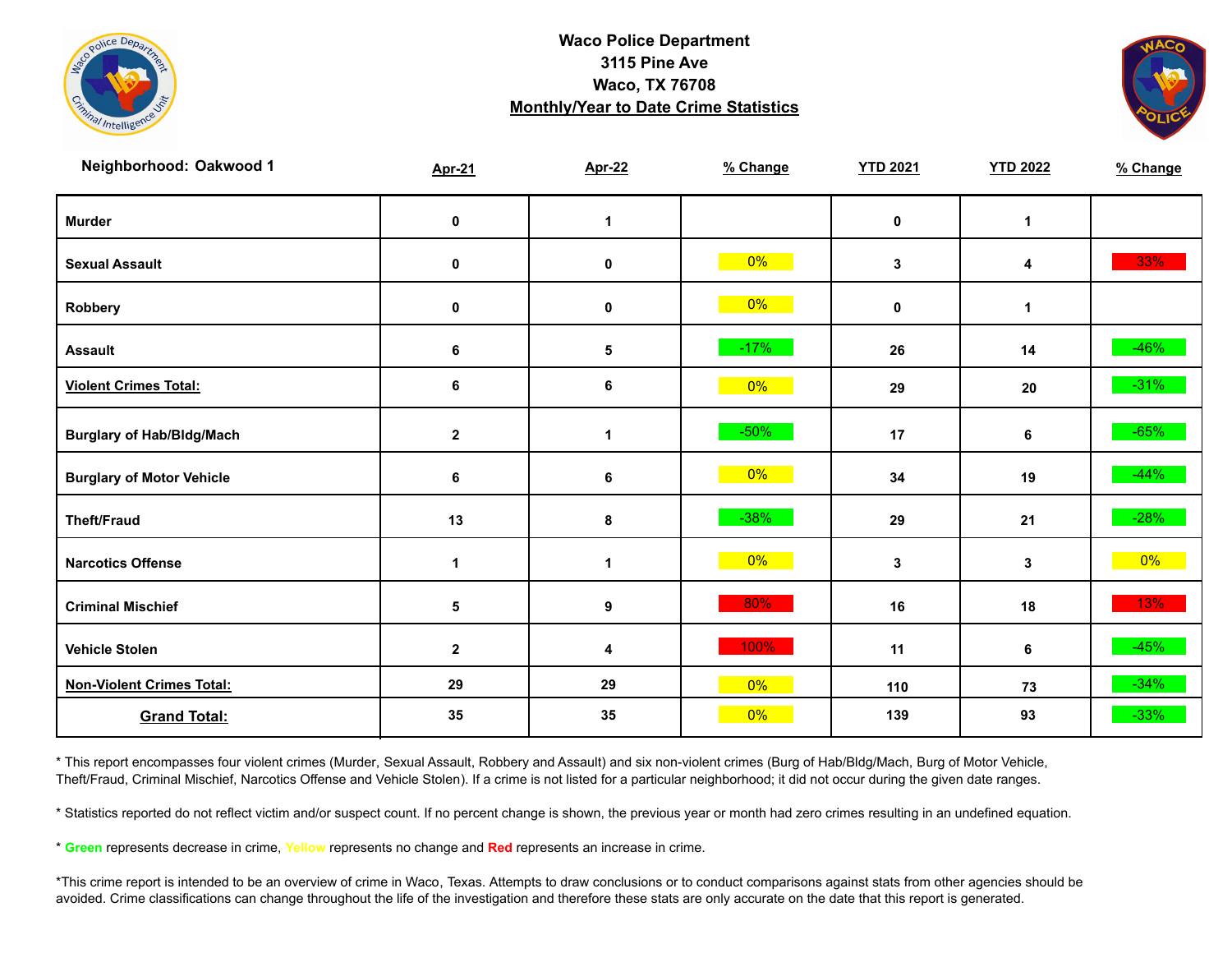# Waco Police Department
## 3115 Pine Ave
## Waco, TX 76708
## Monthly/Year to Date Crime Statistics

| Neighborhood: Oakwood 1 | Apr-21 | Apr-22 | % Change | YTD 2021 | YTD 2022 | % Change |
|---|---|---|---|---|---|---|
| Murder | 0 | 1 | | 0 | 1 | |
| Sexual Assault | 0 | 0 | 0% | 3 | 4 | 33% |
| Robbery | 0 | 0 | 0% | 0 | 1 | |
| Assault | 6 | 5 | -17% | 26 | 14 | -46% |
| **Violent Crimes Total:** | 6 | 6 | 0% | 29 | 20 | -31% |
| Burglary of Hab/Bldg/Mach | 2 | 1 | -50% | 17 | 6 | -65% |
| Burglary of Motor Vehicle | 6 | 6 | 0% | 34 | 19 | -44% |
| Theft/Fraud | 13 | 8 | -38% | 29 | 21 | -28% |
| Narcotics Offense | 1 | 1 | 0% | 3 | 3 | 0% |
| Criminal Mischief | 5 | 9 | 80% | 16 | 18 | 13% |
| Vehicle Stolen | 2 | 4 | 100% | 11 | 6 | -45% |
| **Non-Violent Crimes Total:** | 29 | 29 | 0% | 110 | 73 | -34% |
| **Grand Total:** | 35 | 35 | 0% | 139 | 93 | -33% |

* This report encompasses four violent crimes (Murder, Sexual Assault, Robbery and Assault) and six non-violent crimes (Burg of Hab/Bldg/Mach, Burg of Motor Vehicle, Theft/Fraud, Criminal Mischief, Narcotics Offense and Vehicle Stolen). If a crime is not listed for a particular neighborhood; it did not occur during the given date ranges.

* Statistics reported do not reflect victim and/or suspect count. If no percent change is shown, the previous year or month had zero crimes resulting in an undefined equation.

* Green represents decrease in crime, Yellow represents no change and Red represents an increase in crime.

*This crime report is intended to be an overview of crime in Waco, Texas. Attempts to draw conclusions or to conduct comparisons against stats from other agencies should be avoided. Crime classifications can change throughout the life of the investigation and therefore these stats are only accurate on the date that this report is generated.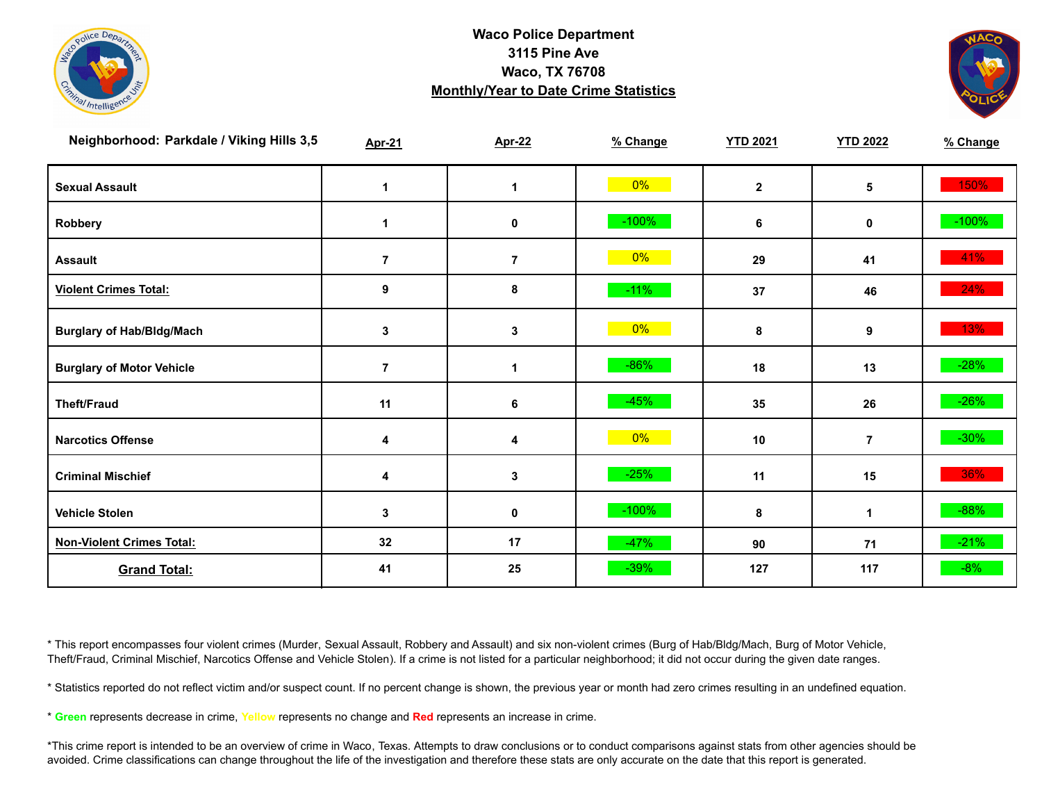**Waco Police Department**
**3115 Pine Ave**
**Waco, TX 76708**
**Monthly/Year to Date Crime Statistics**

| Neighborhood: Parkdale / Viking Hills 3,5 | Apr-21 | Apr-22 | % Change | YTD 2021 | YTD 2022 | % Change |
|---|---|---|---|---|---|---|
| Sexual Assault | 1 | 1 | 0% | 2 | 5 | 150% |
| Robbery | 1 | 0 | -100% | 6 | 0 | -100% |
| Assault | 7 | 7 | 0% | 29 | 41 | 41% |
| Violent Crimes Total: | 9 | 8 | -11% | 37 | 46 | 24% |
| Burglary of Hab/Bldg/Mach | 3 | 3 | 0% | 8 | 9 | 13% |
| Burglary of Motor Vehicle | 7 | 1 | -86% | 18 | 13 | -28% |
| Theft/Fraud | 11 | 6 | -45% | 35 | 26 | -26% |
| Narcotics Offense | 4 | 4 | 0% | 10 | 7 | -30% |
| Criminal Mischief | 4 | 3 | -25% | 11 | 15 | 36% |
| Vehicle Stolen | 3 | 0 | -100% | 8 | 1 | -88% |
| Non-Violent Crimes Total: | 32 | 17 | -47% | 90 | 71 | -21% |
| Grand Total: | 41 | 25 | -39% | 127 | 117 | -8% |

* This report encompasses four violent crimes (Murder, Sexual Assault, Robbery and Assault) and six non-violent crimes (Burg of Hab/Bldg/Mach, Burg of Motor Vehicle, Theft/Fraud, Criminal Mischief, Narcotics Offense and Vehicle Stolen). If a crime is not listed for a particular neighborhood; it did not occur during the given date ranges.

* Statistics reported do not reflect victim and/or suspect count. If no percent change is shown, the previous year or month had zero crimes resulting in an undefined equation.

* Green represents decrease in crime, Yellow represents no change and Red represents an increase in crime.

*This crime report is intended to be an overview of crime in Waco, Texas. Attempts to draw conclusions or to conduct comparisons against stats from other agencies should be avoided. Crime classifications can change throughout the life of the investigation and therefore these stats are only accurate on the date that this report is generated.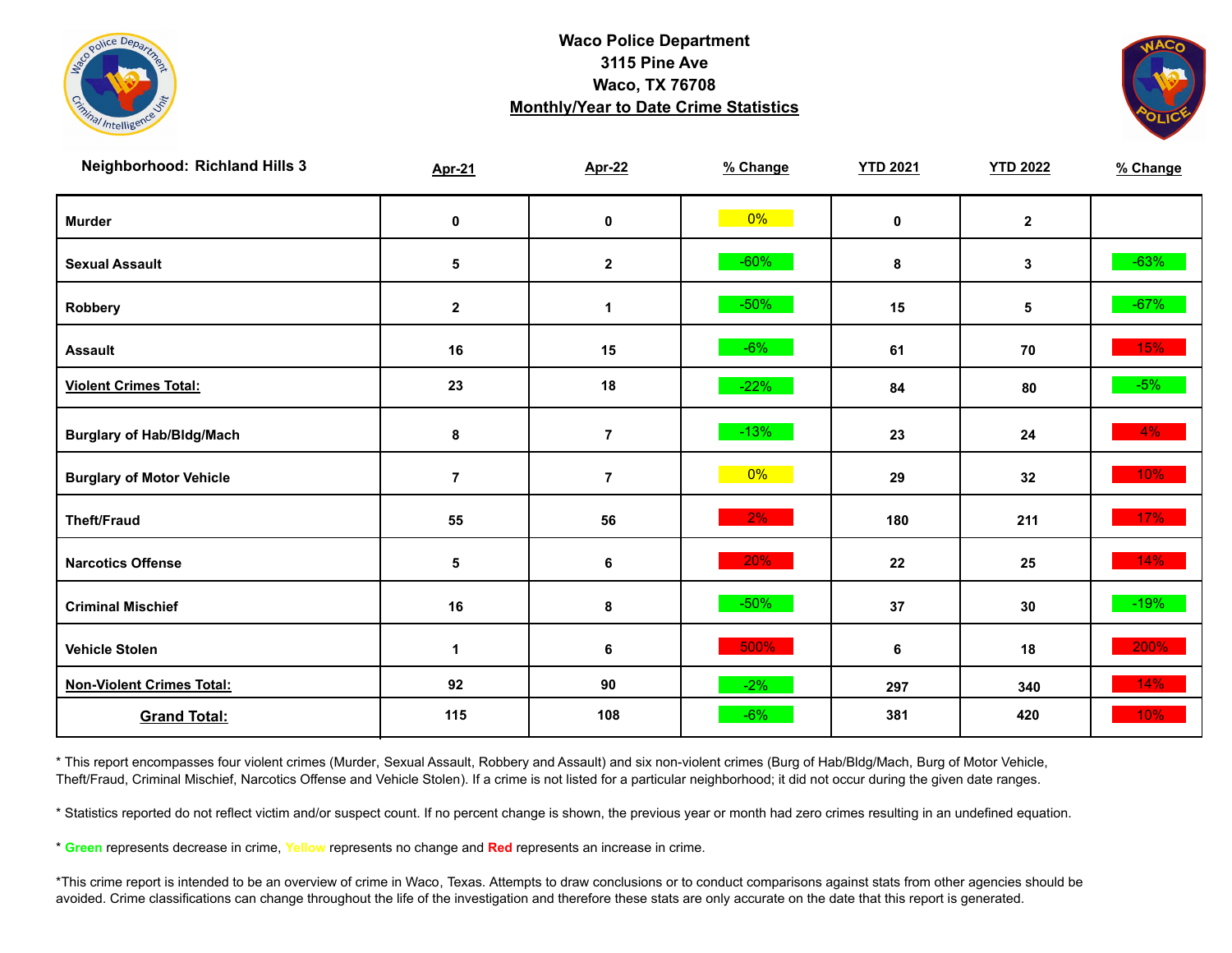**Waco Police Department**
**3115 Pine Ave**
**Waco, TX 76708**
**Monthly/Year to Date Crime Statistics**

| Neighborhood: Richland Hills 3 | Apr-21 | Apr-22 | % Change | YTD 2021 | YTD 2022 | % Change |
|---|---|---|---|---|---|---|
| Murder | 0 | 0 | 0% | 0 | 2 | |
| Sexual Assault | 5 | 2 | -60% | 8 | 3 | -63% |
| Robbery | 2 | 1 | -50% | 15 | 5 | -67% |
| Assault | 16 | 15 | -6% | 61 | 70 | 15% |
| **Violent Crimes Total:** | 23 | 18 | -22% | 84 | 80 | -5% |
| Burglary of Hab/Bldg/Mach | 8 | 7 | -13% | 23 | 24 | 4% |
| Burglary of Motor Vehicle | 7 | 7 | 0% | 29 | 32 | 10% |
| Theft/Fraud | 55 | 56 | 2% | 180 | 211 | 17% |
| Narcotics Offense | 5 | 6 | 20% | 22 | 25 | 14% |
| Criminal Mischief | 16 | 8 | -50% | 37 | 30 | -19% |
| Vehicle Stolen | 1 | 6 | 500% | 6 | 18 | 200% |
| **Non-Violent Crimes Total:** | 92 | 90 | -2% | 297 | 340 | 14% |
| **Grand Total:** | 115 | 108 | -6% | 381 | 420 | 10% |

* This report encompasses four violent crimes (Murder, Sexual Assault, Robbery and Assault) and six non-violent crimes (Burg of Hab/Bldg/Mach, Burg of Motor Vehicle, Theft/Fraud, Criminal Mischief, Narcotics Offense and Vehicle Stolen). If a crime is not listed for a particular neighborhood; it did not occur during the given date ranges.

* Statistics reported do not reflect victim and/or suspect count. If no percent change is shown, the previous year or month had zero crimes resulting in an undefined equation.

* **Green** represents decrease in crime, **Yellow** represents no change and **Red** represents an increase in crime.

*This crime report is intended to be an overview of crime in Waco, Texas. Attempts to draw conclusions or to conduct comparisons against stats from other agencies should be avoided. Crime classifications can change throughout the life of the investigation and therefore these stats are only accurate on the date that this report is generated.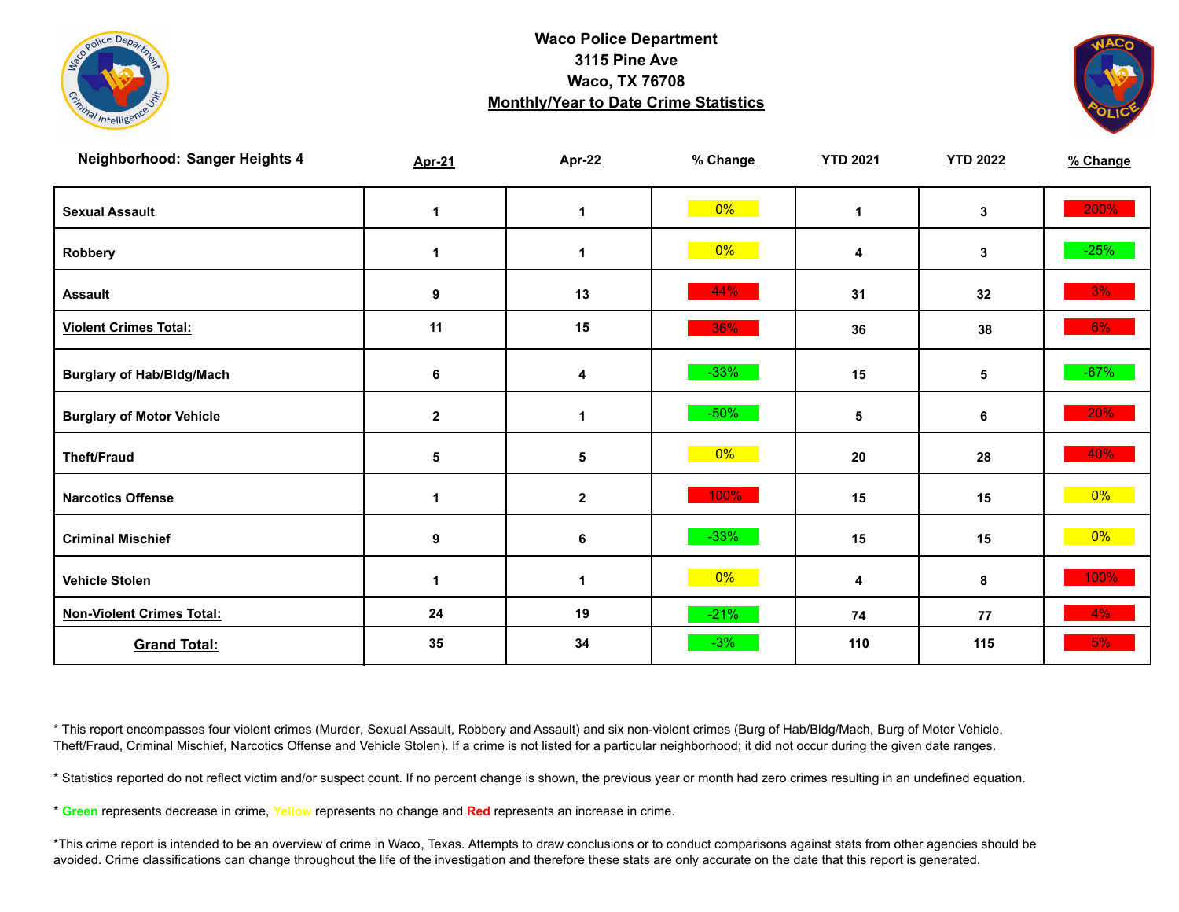**Waco Police Department**
**3115 Pine Ave**
**Waco, TX 76708**
**Monthly/Year to Date Crime Statistics**

| Neighborhood: Sanger Heights 4 | Apr-21 | Apr-22 | % Change | YTD 2021 | YTD 2022 | % Change |
|---|---|---|---|---|---|---|
| Sexual Assault | 1 | 1 | 0% | 1 | 3 | 200% |
| Robbery | 1 | 1 | 0% | 4 | 3 | -25% |
| Assault | 9 | 13 | 44% | 31 | 32 | 3% |
| Violent Crimes Total: | 11 | 15 | 36% | 36 | 38 | 6% |
| Burglary of Hab/Bldg/Mach | 6 | 4 | -33% | 15 | 5 | -67% |
| Burglary of Motor Vehicle | 2 | 1 | -50% | 5 | 6 | 20% |
| Theft/Fraud | 5 | 5 | 0% | 20 | 28 | 40% |
| Narcotics Offense | 1 | 2 | 100% | 15 | 15 | 0% |
| Criminal Mischief | 9 | 6 | -33% | 15 | 15 | 0% |
| Vehicle Stolen | 1 | 1 | 0% | 4 | 8 | 100% |
| Non-Violent Crimes Total: | 24 | 19 | -21% | 74 | 77 | 4% |
| Grand Total: | 35 | 34 | -3% | 110 | 115 | 5% |

* This report encompasses four violent crimes (Murder, Sexual Assault, Robbery and Assault) and six non-violent crimes (Burg of Hab/Bldg/Mach, Burg of Motor Vehicle, Theft/Fraud, Criminal Mischief, Narcotics Offense and Vehicle Stolen). If a crime is not listed for a particular neighborhood; it did not occur during the given date ranges.

* Statistics reported do not reflect victim and/or suspect count. If no percent change is shown, the previous year or month had zero crimes resulting in an undefined equation.

* **Green** represents decrease in crime, **Yellow** represents no change and **Red** represents an increase in crime.

*This crime report is intended to be an overview of crime in Waco, Texas. Attempts to draw conclusions or to conduct comparisons against stats from other agencies should be avoided. Crime classifications can change throughout the life of the investigation and therefore these stats are only accurate on the date that this report is generated.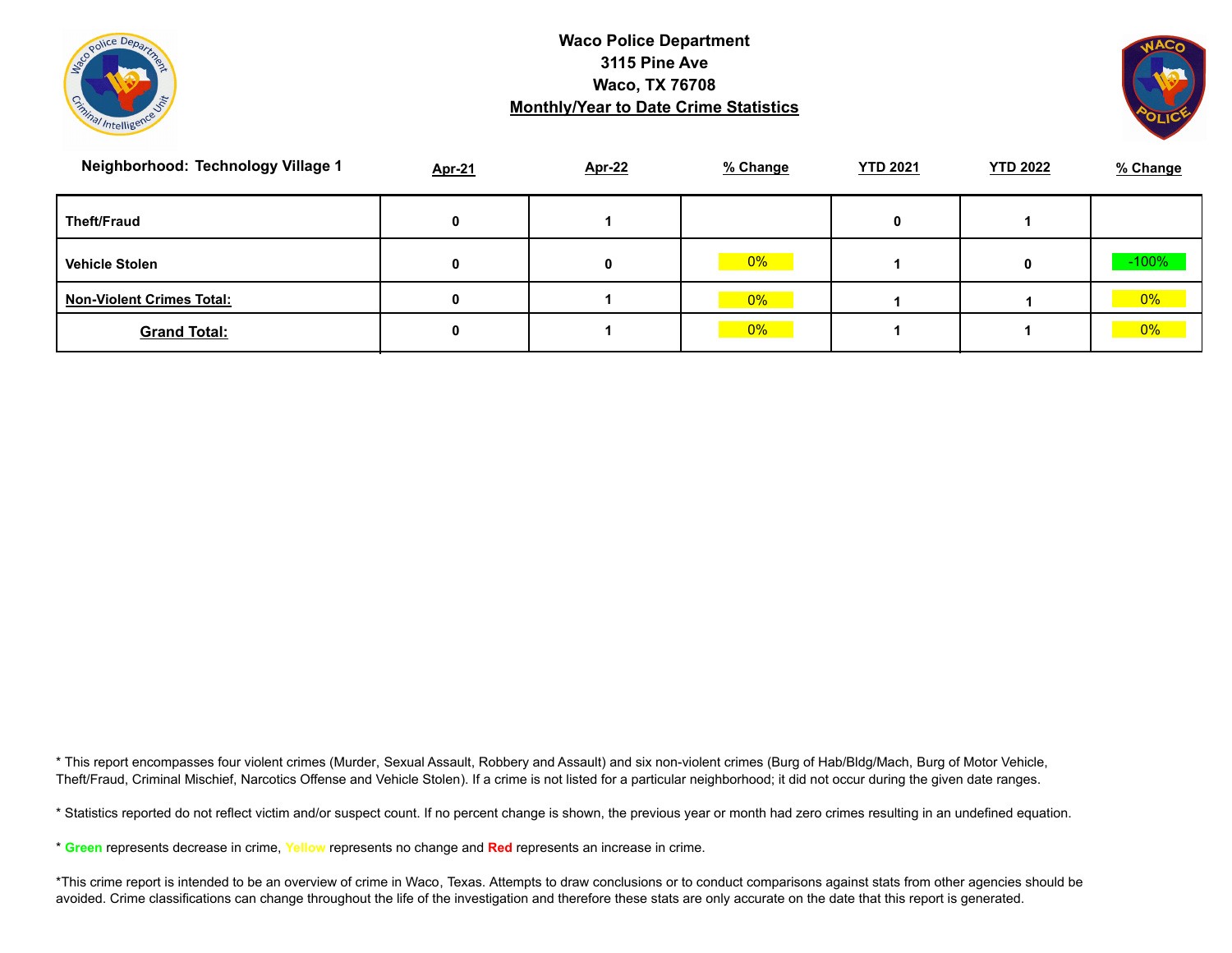**Waco Police Department**
**3115 Pine Ave**
**Waco, TX 76708**
**Monthly/Year to Date Crime Statistics**

| Neighborhood: Technology Village 1 | Apr-21 | Apr-22 | % Change | YTD 2021 | YTD 2022 | % Change |
|---|---|---|---|---|---|---|
| **Theft/Fraud** | 0 | 1 | | 0 | 1 | |
| **Vehicle Stolen** | 0 | 0 | 0% | 1 | 0 | -100% |
| **Non-Violent Crimes Total:** | 0 | 1 | 0% | 1 | 1 | 0% |
| **Grand Total:** | 0 | 1 | 0% | 1 | 1 | 0% |

* This report encompasses four violent crimes (Murder, Sexual Assault, Robbery and Assault) and six non-violent crimes (Burg of Hab/Bldg/Mach, Burg of Motor Vehicle, Theft/Fraud, Criminal Mischief, Narcotics Offense and Vehicle Stolen). If a crime is not listed for a particular neighborhood; it did not occur during the given date ranges.

* Statistics reported do not reflect victim and/or suspect count. If no percent change is shown, the previous year or month had zero crimes resulting in an undefined equation.

* **Green** represents decrease in crime, **Yellow** represents no change and **Red** represents an increase in crime.

*This crime report is intended to be an overview of crime in Waco, Texas. Attempts to draw conclusions or to conduct comparisons against stats from other agencies should be avoided. Crime classifications can change throughout the life of the investigation and therefore these stats are only accurate on the date that this report is generated.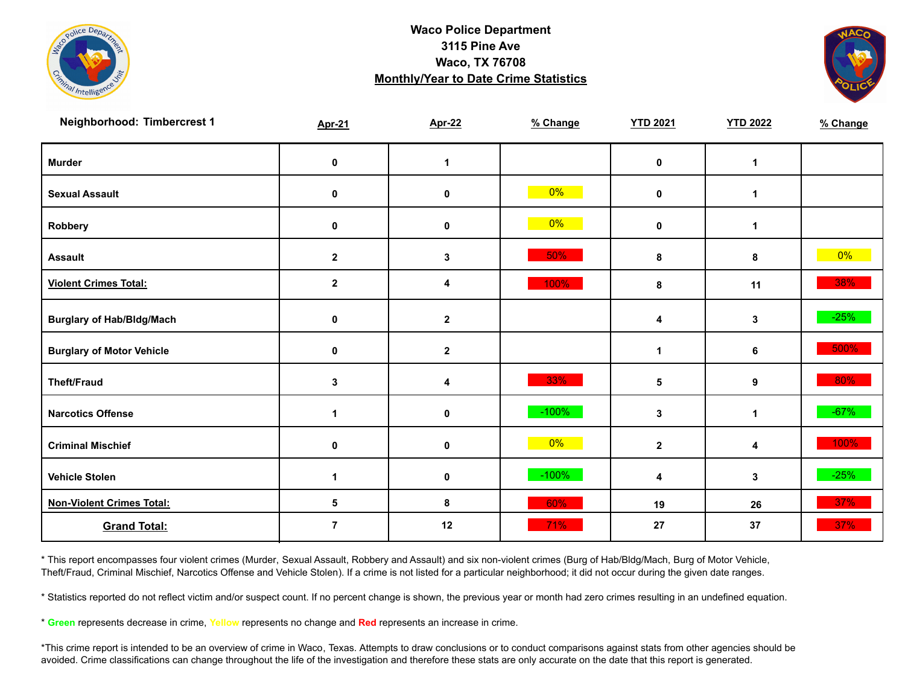**Waco Police Department**
**3115 Pine Ave**
**Waco, TX 76708**
**Monthly/Year to Date Crime Statistics**

| Neighborhood: Timbercrest 1 | Apr-21 | Apr-22 | % Change | YTD 2021 | YTD 2022 | % Change |
|---|---|---|---|---|---|---|
| Murder | 0 | 1 | | 0 | 1 | |
| Sexual Assault | 0 | 0 | 0% | 0 | 1 | |
| Robbery | 0 | 0 | 0% | 0 | 1 | |
| Assault | 2 | 3 | 50% | 8 | 8 | 0% |
| Violent Crimes Total: | 2 | 4 | 100% | 8 | 11 | 38% |
| Burglary of Hab/Bldg/Mach | 0 | 2 | | 4 | 3 | -25% |
| Burglary of Motor Vehicle | 0 | 2 | | 1 | 6 | 500% |
| Theft/Fraud | 3 | 4 | 33% | 5 | 9 | 80% |
| Narcotics Offense | 1 | 0 | -100% | 3 | 1 | -67% |
| Criminal Mischief | 0 | 0 | 0% | 2 | 4 | 100% |
| Vehicle Stolen | 1 | 0 | -100% | 4 | 3 | -25% |
| Non-Violent Crimes Total: | 5 | 8 | 60% | 19 | 26 | 37% |
| Grand Total: | 7 | 12 | 71% | 27 | 37 | 37% |

* This report encompasses four violent crimes (Murder, Sexual Assault, Robbery and Assault) and six non-violent crimes (Burg of Hab/Bldg/Mach, Burg of Motor Vehicle, Theft/Fraud, Criminal Mischief, Narcotics Offense and Vehicle Stolen). If a crime is not listed for a particular neighborhood; it did not occur during the given date ranges.

* Statistics reported do not reflect victim and/or suspect count. If no percent change is shown, the previous year or month had zero crimes resulting in an undefined equation.

* **Green** represents decrease in crime, **Yellow** represents no change and **Red** represents an increase in crime.

*This crime report is intended to be an overview of crime in Waco, Texas. Attempts to draw conclusions or to conduct comparisons against stats from other agencies should be avoided. Crime classifications can change throughout the life of the investigation and therefore these stats are only accurate on the date that this report is generated.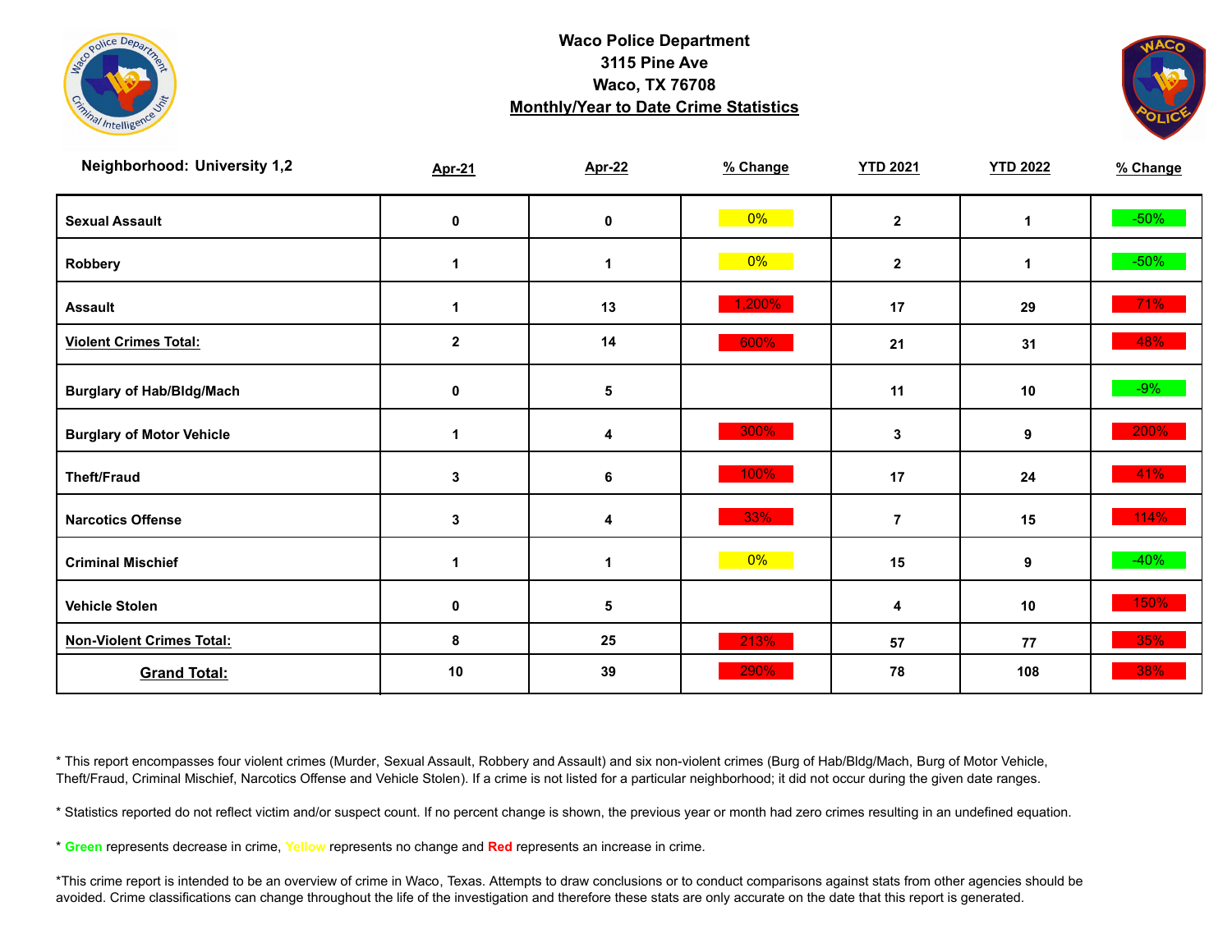**Waco Police Department**
**3115 Pine Ave**
**Waco, TX 76708**
**Monthly/Year to Date Crime Statistics**

| Neighborhood: University 1,2 | Apr-21 | Apr-22 | % Change | YTD 2021 | YTD 2022 | % Change |
|---|---|---|---|---|---|---|
| Sexual Assault | 0 | 0 | 0% | 2 | 1 | -50% |
| Robbery | 1 | 1 | 0% | 2 | 1 | -50% |
| Assault | 1 | 13 | 1,200% | 17 | 29 | 71% |
| Violent Crimes Total: | 2 | 14 | 600% | 21 | 31 | 48% |
| Burglary of Hab/Bldg/Mach | 0 | 5 | | 11 | 10 | -9% |
| Burglary of Motor Vehicle | 1 | 4 | 300% | 3 | 9 | 200% |
| Theft/Fraud | 3 | 6 | 100% | 17 | 24 | 41% |
| Narcotics Offense | 3 | 4 | 33% | 7 | 15 | 114% |
| Criminal Mischief | 1 | 1 | 0% | 15 | 9 | -40% |
| Vehicle Stolen | 0 | 5 | | 4 | 10 | 150% |
| Non-Violent Crimes Total: | 8 | 25 | 213% | 57 | 77 | 35% |
| Grand Total: | 10 | 39 | 290% | 78 | 108 | 38% |

* This report encompasses four violent crimes (Murder, Sexual Assault, Robbery and Assault) and six non-violent crimes (Burg of Hab/Bldg/Mach, Burg of Motor Vehicle, Theft/Fraud, Criminal Mischief, Narcotics Offense and Vehicle Stolen). If a crime is not listed for a particular neighborhood; it did not occur during the given date ranges.

* Statistics reported do not reflect victim and/or suspect count. If no percent change is shown, the previous year or month had zero crimes resulting in an undefined equation.

* Green represents decrease in crime, Yellow represents no change and Red represents an increase in crime.

*This crime report is intended to be an overview of crime in Waco, Texas. Attempts to draw conclusions or to conduct comparisons against stats from other agencies should be avoided. Crime classifications can change throughout the life of the investigation and therefore these stats are only accurate on the date that this report is generated.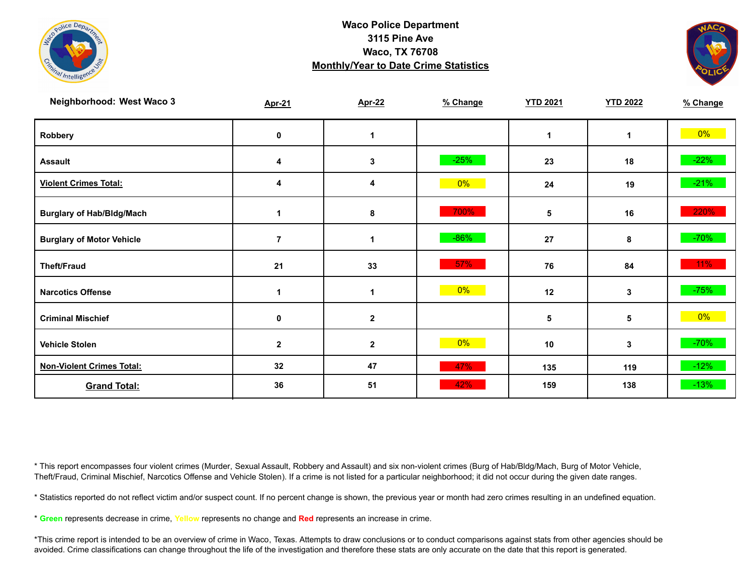**Waco Police Department**
**3115 Pine Ave**
**Waco, TX 76708**
**Monthly/Year to Date Crime Statistics**

| Neighborhood: West Waco 3 | Apr-21 | Apr-22 | % Change | YTD 2021 | YTD 2022 | % Change |
|---|---|---|---|---|---|---|
| Robbery | 0 | 1 | | 1 | 1 | 0% |
| Assault | 4 | 3 | -25% | 23 | 18 | -22% |
| Violent Crimes Total: | 4 | 4 | 0% | 24 | 19 | -21% |
| Burglary of Hab/Bldg/Mach | 1 | 8 | 700% | 5 | 16 | 220% |
| Burglary of Motor Vehicle | 7 | 1 | -86% | 27 | 8 | -70% |
| Theft/Fraud | 21 | 33 | 57% | 76 | 84 | 11% |
| Narcotics Offense | 1 | 1 | 0% | 12 | 3 | -75% |
| Criminal Mischief | 0 | 2 | | 5 | 5 | 0% |
| Vehicle Stolen | 2 | 2 | 0% | 10 | 3 | -70% |
| Non-Violent Crimes Total: | 32 | 47 | 47% | 135 | 119 | -12% |
| Grand Total: | 36 | 51 | 42% | 159 | 138 | -13% |

* This report encompasses four violent crimes (Murder, Sexual Assault, Robbery and Assault) and six non-violent crimes (Burg of Hab/Bldg/Mach, Burg of Motor Vehicle, Theft/Fraud, Criminal Mischief, Narcotics Offense and Vehicle Stolen). If a crime is not listed for a particular neighborhood; it did not occur during the given date ranges.

* Statistics reported do not reflect victim and/or suspect count. If no percent change is shown, the previous year or month had zero crimes resulting in an undefined equation.

* Green represents decrease in crime, Yellow represents no change and Red represents an increase in crime.

*This crime report is intended to be an overview of crime in Waco, Texas. Attempts to draw conclusions or to conduct comparisons against stats from other agencies should be avoided. Crime classifications can change throughout the life of the investigation and therefore these stats are only accurate on the date that this report is generated.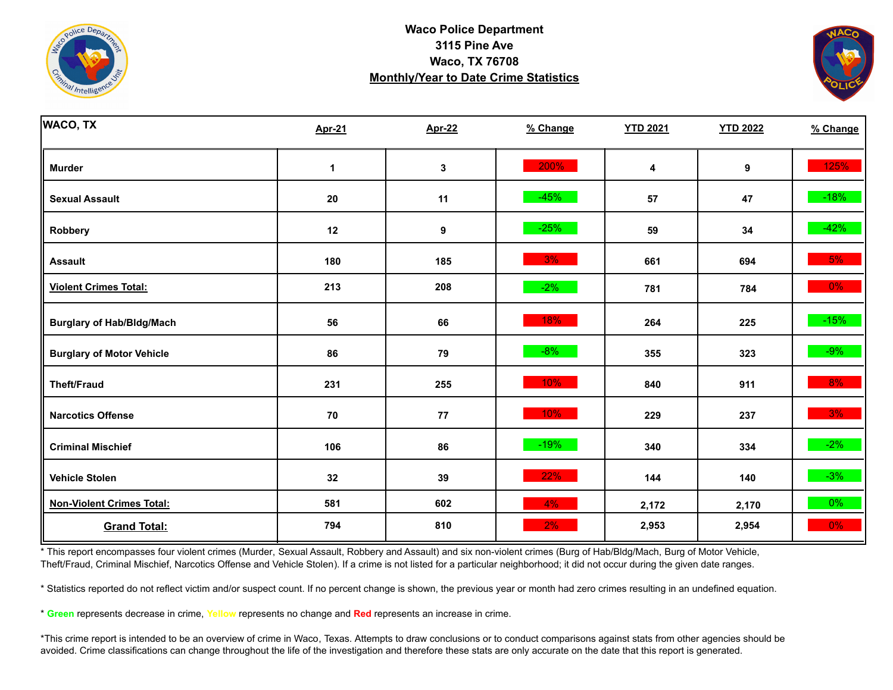**Waco Police Department**
**3115 Pine Ave**
**Waco, TX 76708**
**Monthly/Year to Date Crime Statistics**

| WACO, TX | Apr-21 | Apr-22 | % Change | YTD 2021 | YTD 2022 | % Change |
|---|---|---|---|---|---|---|
| Murder | 1 | 3 | 200% | 4 | 9 | 125% |
| Sexual Assault | 20 | 11 | -45% | 57 | 47 | -18% |
| Robbery | 12 | 9 | -25% | 59 | 34 | -42% |
| Assault | 180 | 185 | 3% | 661 | 694 | 5% |
| **Violent Crimes Total:** | 213 | 208 | -2% | 781 | 784 | 0% |
| Burglary of Hab/Bldg/Mach | 56 | 66 | 18% | 264 | 225 | -15% |
| Burglary of Motor Vehicle | 86 | 79 | -8% | 355 | 323 | -9% |
| Theft/Fraud | 231 | 255 | 10% | 840 | 911 | 8% |
| Narcotics Offense | 70 | 77 | 10% | 229 | 237 | 3% |
| Criminal Mischief | 106 | 86 | -19% | 340 | 334 | -2% |
| Vehicle Stolen | 32 | 39 | 22% | 144 | 140 | -3% |
| **Non-Violent Crimes Total:** | 581 | 602 | 4% | 2,172 | 2,170 | 0% |
| **Grand Total:** | 794 | 810 | 2% | 2,953 | 2,954 | 0% |

* This report encompasses four violent crimes (Murder, Sexual Assault, Robbery and Assault) and six non-violent crimes (Burg of Hab/Bldg/Mach, Burg of Motor Vehicle, Theft/Fraud, Criminal Mischief, Narcotics Offense and Vehicle Stolen). If a crime is not listed for a particular neighborhood; it did not occur during the given date ranges.

* Statistics reported do not reflect victim and/or suspect count. If no percent change is shown, the previous year or month had zero crimes resulting in an undefined equation.

* **Green** represents decrease in crime, **Yellow** represents no change and **Red** represents an increase in crime.

*This crime report is intended to be an overview of crime in Waco, Texas. Attempts to draw conclusions or to conduct comparisons against stats from other agencies should be avoided. Crime classifications can change throughout the life of the investigation and therefore these stats are only accurate on the date that this report is generated.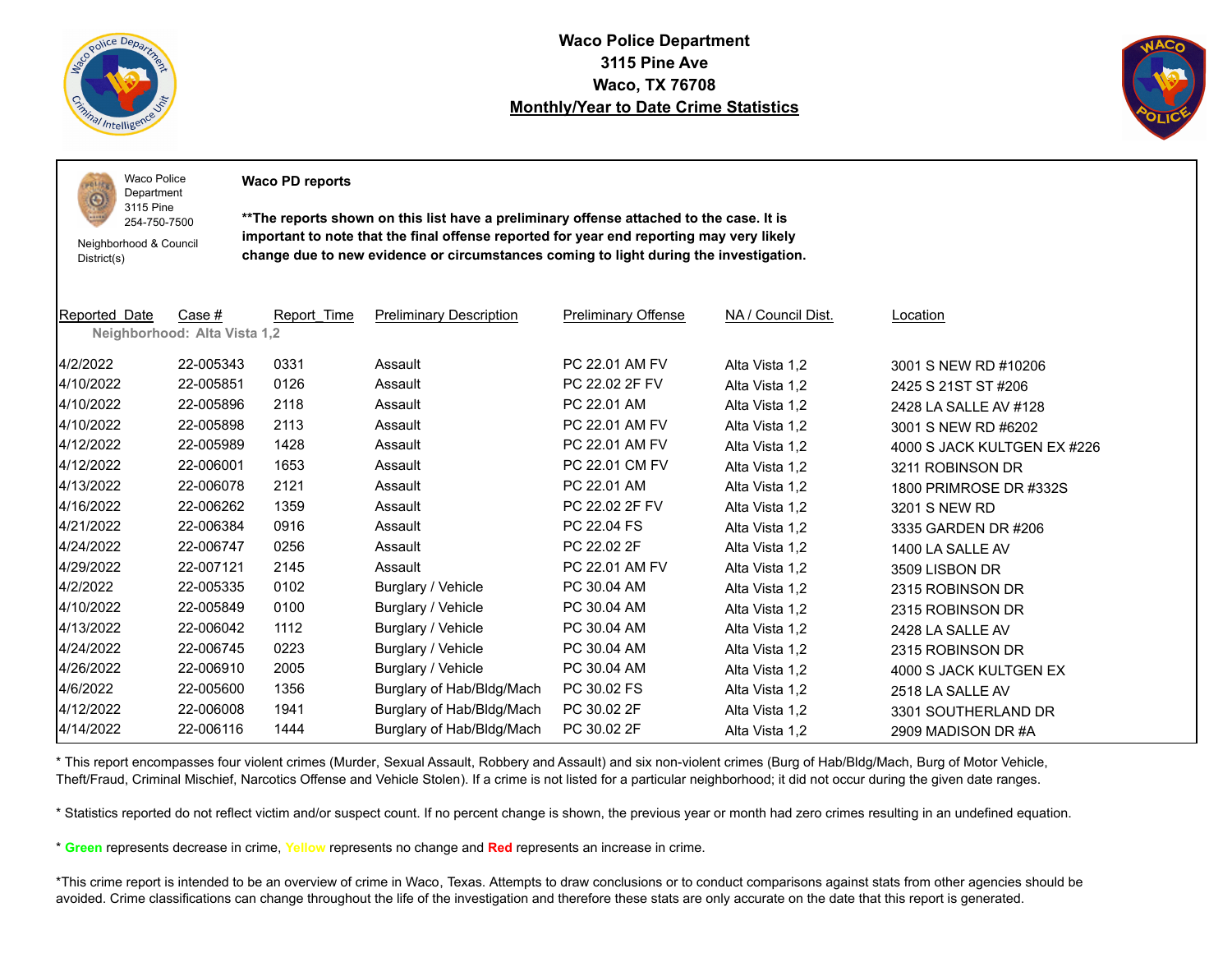**Waco Police Department**
**3115 Pine Ave**
**Waco, TX 76708**
**Monthly/Year to Date Crime Statistics**

Waco Police Department
3115 Pine
254-750-7500

Neighborhood & Council District(s)

**Waco PD reports**

**\*\*The reports shown on this list have a preliminary offense attached to the case. It is important to note that the final offense reported for year end reporting may very likely change due to new evidence or circumstances coming to light during the investigation.**

**Neighborhood: Alta Vista 1,2**

| Reported_Date | Case # | Report_Time | Preliminary Description | Preliminary Offense | NA / Council Dist. | Location |
|---|---|---|---|---|---|---|
| 4/2/2022 | 22-005343 | 0331 | Assault | PC 22.01 AM FV | Alta Vista 1,2 | 3001 S NEW RD #10206 |
| 4/10/2022 | 22-005851 | 0126 | Assault | PC 22.02 2F FV | Alta Vista 1,2 | 2425 S 21ST ST #206 |
| 4/10/2022 | 22-005896 | 2118 | Assault | PC 22.01 AM | Alta Vista 1,2 | 2428 LA SALLE AV #128 |
| 4/10/2022 | 22-005898 | 2113 | Assault | PC 22.01 AM FV | Alta Vista 1,2 | 3001 S NEW RD #6202 |
| 4/12/2022 | 22-005989 | 1428 | Assault | PC 22.01 AM FV | Alta Vista 1,2 | 4000 S JACK KULTGEN EX #226 |
| 4/12/2022 | 22-006001 | 1653 | Assault | PC 22.01 CM FV | Alta Vista 1,2 | 3211 ROBINSON DR |
| 4/13/2022 | 22-006078 | 2121 | Assault | PC 22.01 AM | Alta Vista 1,2 | 1800 PRIMROSE DR #332S |
| 4/16/2022 | 22-006262 | 1359 | Assault | PC 22.02 2F FV | Alta Vista 1,2 | 3201 S NEW RD |
| 4/21/2022 | 22-006384 | 0916 | Assault | PC 22.04 FS | Alta Vista 1,2 | 3335 GARDEN DR #206 |
| 4/24/2022 | 22-006747 | 0256 | Assault | PC 22.02 2F | Alta Vista 1,2 | 1400 LA SALLE AV |
| 4/29/2022 | 22-007121 | 2145 | Assault | PC 22.01 AM FV | Alta Vista 1,2 | 3509 LISBON DR |
| 4/2/2022 | 22-005335 | 0102 | Burglary / Vehicle | PC 30.04 AM | Alta Vista 1,2 | 2315 ROBINSON DR |
| 4/10/2022 | 22-005849 | 0100 | Burglary / Vehicle | PC 30.04 AM | Alta Vista 1,2 | 2315 ROBINSON DR |
| 4/13/2022 | 22-006042 | 1112 | Burglary / Vehicle | PC 30.04 AM | Alta Vista 1,2 | 2428 LA SALLE AV |
| 4/24/2022 | 22-006745 | 0223 | Burglary / Vehicle | PC 30.04 AM | Alta Vista 1,2 | 2315 ROBINSON DR |
| 4/26/2022 | 22-006910 | 2005 | Burglary / Vehicle | PC 30.04 AM | Alta Vista 1,2 | 4000 S JACK KULTGEN EX |
| 4/6/2022 | 22-005600 | 1356 | Burglary of Hab/Bldg/Mach | PC 30.02 FS | Alta Vista 1,2 | 2518 LA SALLE AV |
| 4/12/2022 | 22-006008 | 1941 | Burglary of Hab/Bldg/Mach | PC 30.02 2F | Alta Vista 1,2 | 3301 SOUTHERLAND DR |
| 4/14/2022 | 22-006116 | 1444 | Burglary of Hab/Bldg/Mach | PC 30.02 2F | Alta Vista 1,2 | 2909 MADISON DR #A |

\* This report encompasses four violent crimes (Murder, Sexual Assault, Robbery and Assault) and six non-violent crimes (Burg of Hab/Bldg/Mach, Burg of Motor Vehicle, Theft/Fraud, Criminal Mischief, Narcotics Offense and Vehicle Stolen). If a crime is not listed for a particular neighborhood; it did not occur during the given date ranges.

\* Statistics reported do not reflect victim and/or suspect count. If no percent change is shown, the previous year or month had zero crimes resulting in an undefined equation.

\* **Green** represents decrease in crime, **Yellow** represents no change and **Red** represents an increase in crime.

\*This crime report is intended to be an overview of crime in Waco, Texas. Attempts to draw conclusions or to conduct comparisons against stats from other agencies should be avoided. Crime classifications can change throughout the life of the investigation and therefore these stats are only accurate on the date that this report is generated.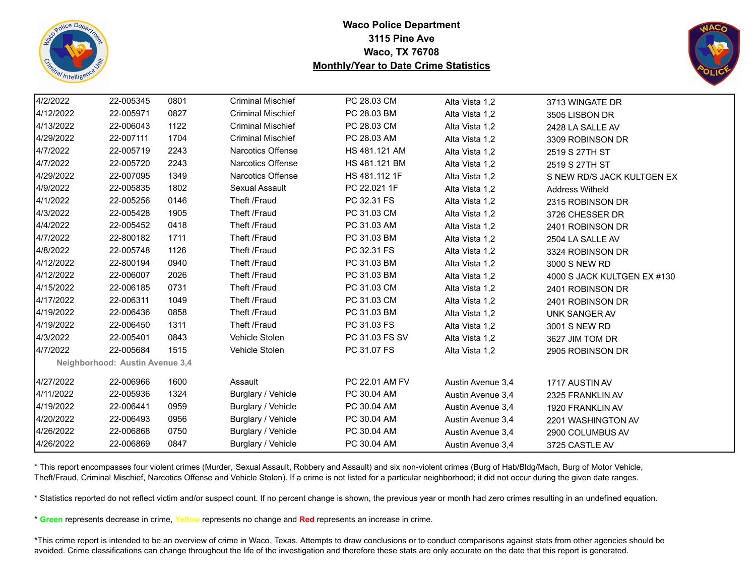# Waco Police Department
## 3115 Pine Ave
## Waco, TX 76708
## Monthly/Year to Date Crime Statistics

| Date | Case Number | Time | Offense | Statute | Neighborhood | Address |
|---|---|---|---|---|---|---|
| 4/2/2022 | 22-005345 | 0801 | Criminal Mischief | PC 28.03 CM | Alta Vista 1,2 | 3713 WINGATE DR |
| 4/12/2022 | 22-005971 | 0827 | Criminal Mischief | PC 28.03 BM | Alta Vista 1,2 | 3505 LISBON DR |
| 4/13/2022 | 22-006043 | 1122 | Criminal Mischief | PC 28.03 CM | Alta Vista 1,2 | 2428 LA SALLE AV |
| 4/29/2022 | 22-007111 | 1704 | Criminal Mischief | PC 28.03 AM | Alta Vista 1,2 | 3309 ROBINSON DR |
| 4/7/2022 | 22-005719 | 2243 | Narcotics Offense | HS 481.121 AM | Alta Vista 1,2 | 2519 S 27TH ST |
| 4/7/2022 | 22-005720 | 2243 | Narcotics Offense | HS 481.121 BM | Alta Vista 1,2 | 2519 S 27TH ST |
| 4/29/2022 | 22-007095 | 1349 | Narcotics Offense | HS 481.112 1F | Alta Vista 1,2 | S NEW RD/S JACK KULTGEN EX |
| 4/9/2022 | 22-005835 | 1802 | Sexual Assault | PC 22.021 1F | Alta Vista 1,2 | Address Witheld |
| 4/1/2022 | 22-005256 | 0146 | Theft /Fraud | PC 32.31 FS | Alta Vista 1,2 | 2315 ROBINSON DR |
| 4/3/2022 | 22-005428 | 1905 | Theft /Fraud | PC 31.03 CM | Alta Vista 1,2 | 3726 CHESSER DR |
| 4/4/2022 | 22-005452 | 0418 | Theft /Fraud | PC 31.03 AM | Alta Vista 1,2 | 2401 ROBINSON DR |
| 4/7/2022 | 22-800182 | 1711 | Theft /Fraud | PC 31.03 BM | Alta Vista 1,2 | 2504 LA SALLE AV |
| 4/8/2022 | 22-005748 | 1126 | Theft /Fraud | PC 32.31 FS | Alta Vista 1,2 | 3324 ROBINSON DR |
| 4/12/2022 | 22-800194 | 0940 | Theft /Fraud | PC 31.03 BM | Alta Vista 1,2 | 3000 S NEW RD |
| 4/12/2022 | 22-006007 | 2026 | Theft /Fraud | PC 31.03 BM | Alta Vista 1,2 | 4000 S JACK KULTGEN EX #130 |
| 4/15/2022 | 22-006185 | 0731 | Theft /Fraud | PC 31.03 CM | Alta Vista 1,2 | 2401 ROBINSON DR |
| 4/17/2022 | 22-006311 | 1049 | Theft /Fraud | PC 31.03 CM | Alta Vista 1,2 | 2401 ROBINSON DR |
| 4/19/2022 | 22-006436 | 0858 | Theft /Fraud | PC 31.03 BM | Alta Vista 1,2 | UNK SANGER AV |
| 4/19/2022 | 22-006450 | 1311 | Theft /Fraud | PC 31.03 FS | Alta Vista 1,2 | 3001 S NEW RD |
| 4/3/2022 | 22-005401 | 0843 | Vehicle Stolen | PC 31.03 FS SV | Alta Vista 1,2 | 3627 JIM TOM DR |
| 4/7/2022 | 22-005684 | 1515 | Vehicle Stolen | PC 31.07 FS | Alta Vista 1,2 | 2905 ROBINSON DR |
| **Neighborhood: Austin Avenue 3,4** | | | | | | |
| 4/27/2022 | 22-006966 | 1600 | Assault | PC 22.01 AM FV | Austin Avenue 3,4 | 1717 AUSTIN AV |
| 4/11/2022 | 22-005936 | 1324 | Burglary / Vehicle | PC 30.04 AM | Austin Avenue 3,4 | 2325 FRANKLIN AV |
| 4/19/2022 | 22-006441 | 0959 | Burglary / Vehicle | PC 30.04 AM | Austin Avenue 3,4 | 1920 FRANKLIN AV |
| 4/20/2022 | 22-006493 | 0956 | Burglary / Vehicle | PC 30.04 AM | Austin Avenue 3,4 | 2201 WASHINGTON AV |
| 4/26/2022 | 22-006868 | 0750 | Burglary / Vehicle | PC 30.04 AM | Austin Avenue 3,4 | 2900 COLUMBUS AV |
| 4/26/2022 | 22-006869 | 0847 | Burglary / Vehicle | PC 30.04 AM | Austin Avenue 3,4 | 3725 CASTLE AV |

* This report encompasses four violent crimes (Murder, Sexual Assault, Robbery and Assault) and six non-violent crimes (Burg of Hab/Bldg/Mach, Burg of Motor Vehicle, Theft/Fraud, Criminal Mischief, Narcotics Offense and Vehicle Stolen). If a crime is not listed for a particular neighborhood; it did not occur during the given date ranges.

* Statistics reported do not reflect victim and/or suspect count. If no percent change is shown, the previous year or month had zero crimes resulting in an undefined equation.

* **Green** represents decrease in crime, Yellow represents no change and **Red** represents an increase in crime.

*This crime report is intended to be an overview of crime in Waco, Texas. Attempts to draw conclusions or to conduct comparisons against stats from other agencies should be avoided. Crime classifications can change throughout the life of the investigation and therefore these stats are only accurate on the date that this report is generated.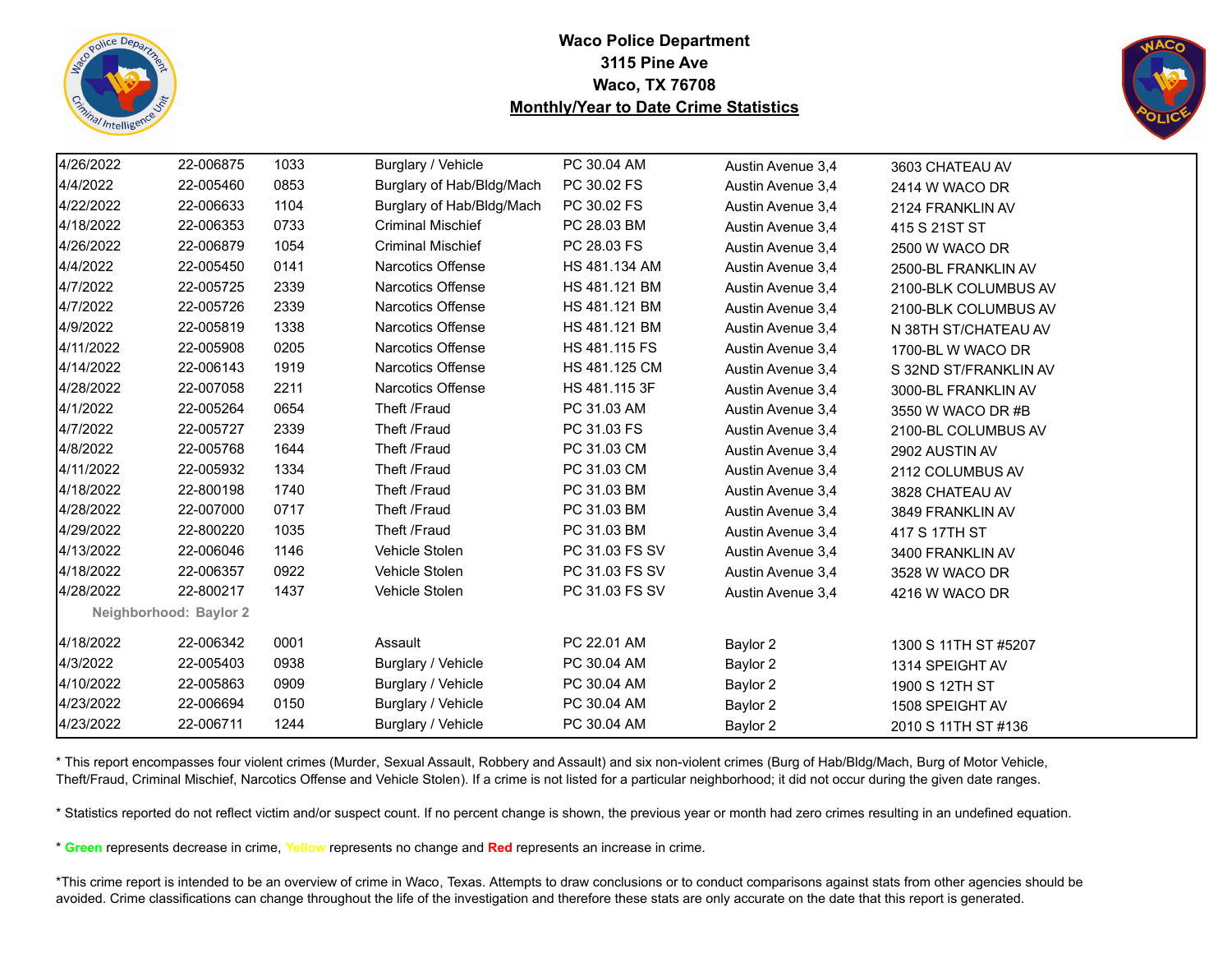# Waco Police Department
## 3115 Pine Ave
## Waco, TX 76708
## Monthly/Year to Date Crime Statistics

| | | | | | | |
|---|---|---|---|---|---|---|
| 4/26/2022 | 22-006875 | 1033 | Burglary / Vehicle | PC 30.04 AM | Austin Avenue 3,4 | 3603 CHATEAU AV |
| 4/4/2022 | 22-005460 | 0853 | Burglary of Hab/Bldg/Mach | PC 30.02 FS | Austin Avenue 3,4 | 2414 W WACO DR |
| 4/22/2022 | 22-006633 | 1104 | Burglary of Hab/Bldg/Mach | PC 30.02 FS | Austin Avenue 3,4 | 2124 FRANKLIN AV |
| 4/18/2022 | 22-006353 | 0733 | Criminal Mischief | PC 28.03 BM | Austin Avenue 3,4 | 415 S 21ST ST |
| 4/26/2022 | 22-006879 | 1054 | Criminal Mischief | PC 28.03 FS | Austin Avenue 3,4 | 2500 W WACO DR |
| 4/4/2022 | 22-005450 | 0141 | Narcotics Offense | HS 481.134 AM | Austin Avenue 3,4 | 2500-BL FRANKLIN AV |
| 4/7/2022 | 22-005725 | 2339 | Narcotics Offense | HS 481.121 BM | Austin Avenue 3,4 | 2100-BLK COLUMBUS AV |
| 4/7/2022 | 22-005726 | 2339 | Narcotics Offense | HS 481.121 BM | Austin Avenue 3,4 | 2100-BLK COLUMBUS AV |
| 4/9/2022 | 22-005819 | 1338 | Narcotics Offense | HS 481.121 BM | Austin Avenue 3,4 | N 38TH ST/CHATEAU AV |
| 4/11/2022 | 22-005908 | 0205 | Narcotics Offense | HS 481.115 FS | Austin Avenue 3,4 | 1700-BL W WACO DR |
| 4/14/2022 | 22-006143 | 1919 | Narcotics Offense | HS 481.125 CM | Austin Avenue 3,4 | S 32ND ST/FRANKLIN AV |
| 4/28/2022 | 22-007058 | 2211 | Narcotics Offense | HS 481.115 3F | Austin Avenue 3,4 | 3000-BL FRANKLIN AV |
| 4/1/2022 | 22-005264 | 0654 | Theft /Fraud | PC 31.03 AM | Austin Avenue 3,4 | 3550 W WACO DR #B |
| 4/7/2022 | 22-005727 | 2339 | Theft /Fraud | PC 31.03 FS | Austin Avenue 3,4 | 2100-BL COLUMBUS AV |
| 4/8/2022 | 22-005768 | 1644 | Theft /Fraud | PC 31.03 CM | Austin Avenue 3,4 | 2902 AUSTIN AV |
| 4/11/2022 | 22-005932 | 1334 | Theft /Fraud | PC 31.03 CM | Austin Avenue 3,4 | 2112 COLUMBUS AV |
| 4/18/2022 | 22-800198 | 1740 | Theft /Fraud | PC 31.03 BM | Austin Avenue 3,4 | 3828 CHATEAU AV |
| 4/28/2022 | 22-007000 | 0717 | Theft /Fraud | PC 31.03 BM | Austin Avenue 3,4 | 3849 FRANKLIN AV |
| 4/29/2022 | 22-800220 | 1035 | Theft /Fraud | PC 31.03 BM | Austin Avenue 3,4 | 417 S 17TH ST |
| 4/13/2022 | 22-006046 | 1146 | Vehicle Stolen | PC 31.03 FS SV | Austin Avenue 3,4 | 3400 FRANKLIN AV |
| 4/18/2022 | 22-006357 | 0922 | Vehicle Stolen | PC 31.03 FS SV | Austin Avenue 3,4 | 3528 W WACO DR |
| 4/28/2022 | 22-800217 | 1437 | Vehicle Stolen | PC 31.03 FS SV | Austin Avenue 3,4 | 4216 W WACO DR |
| **Neighborhood: Baylor 2** | | | | | | |
| 4/18/2022 | 22-006342 | 0001 | Assault | PC 22.01 AM | Baylor 2 | 1300 S 11TH ST #5207 |
| 4/3/2022 | 22-005403 | 0938 | Burglary / Vehicle | PC 30.04 AM | Baylor 2 | 1314 SPEIGHT AV |
| 4/10/2022 | 22-005863 | 0909 | Burglary / Vehicle | PC 30.04 AM | Baylor 2 | 1900 S 12TH ST |
| 4/23/2022 | 22-006694 | 0150 | Burglary / Vehicle | PC 30.04 AM | Baylor 2 | 1508 SPEIGHT AV |
| 4/23/2022 | 22-006711 | 1244 | Burglary / Vehicle | PC 30.04 AM | Baylor 2 | 2010 S 11TH ST #136 |

* This report encompasses four violent crimes (Murder, Sexual Assault, Robbery and Assault) and six non-violent crimes (Burg of Hab/Bldg/Mach, Burg of Motor Vehicle, Theft/Fraud, Criminal Mischief, Narcotics Offense and Vehicle Stolen). If a crime is not listed for a particular neighborhood; it did not occur during the given date ranges.

* Statistics reported do not reflect victim and/or suspect count. If no percent change is shown, the previous year or month had zero crimes resulting in an undefined equation.

* **Green** represents decrease in crime, **Yellow** represents no change and **Red** represents an increase in crime.

*This crime report is intended to be an overview of crime in Waco, Texas. Attempts to draw conclusions or to conduct comparisons against stats from other agencies should be avoided. Crime classifications can change throughout the life of the investigation and therefore these stats are only accurate on the date that this report is generated.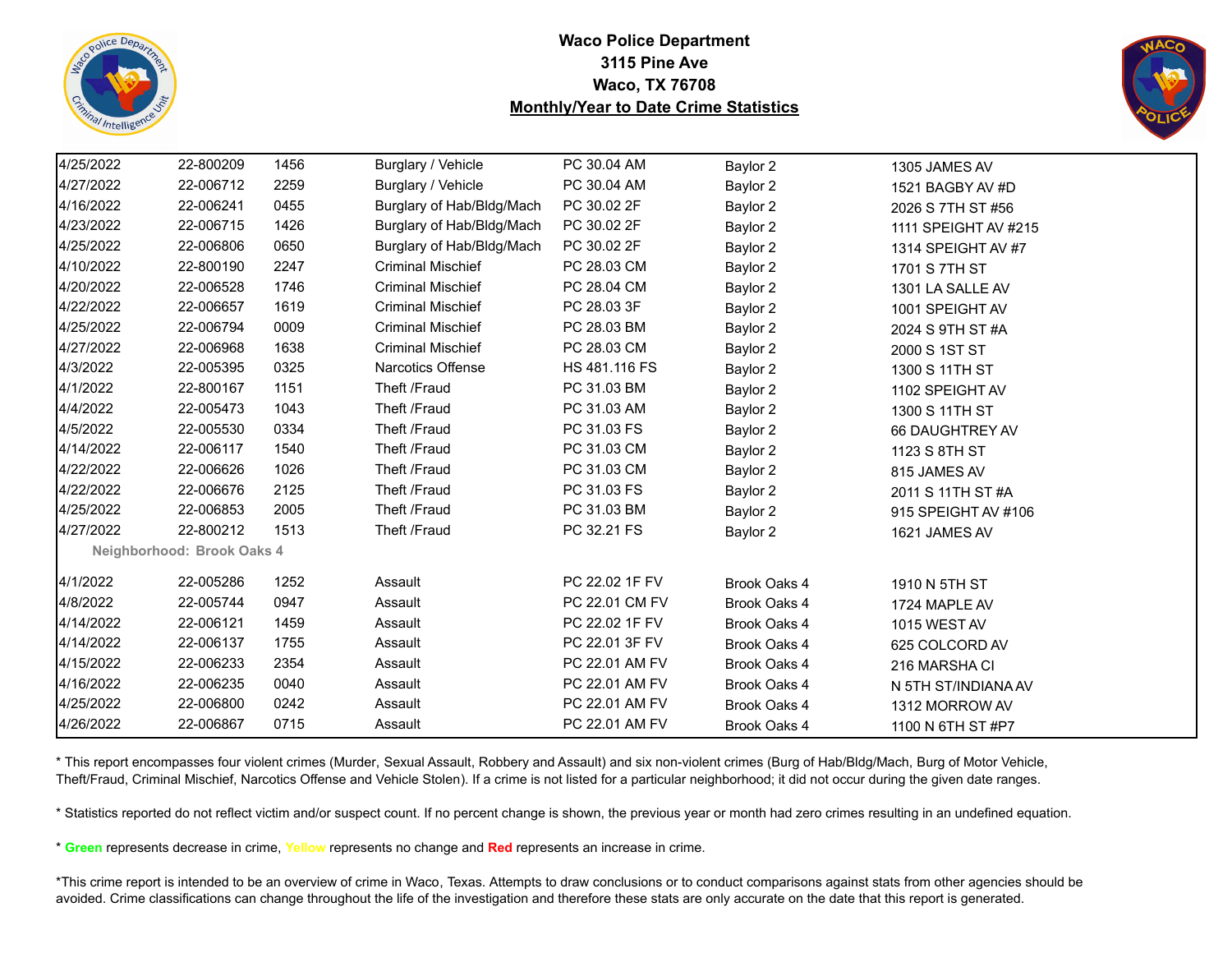# Waco Police Department
# 3115 Pine Ave
# Waco, TX 76708
# Monthly/Year to Date Crime Statistics

| | | | | | | |
|---|---|---|---|---|---|---|
| 4/25/2022 | 22-800209 | 1456 | Burglary / Vehicle | PC 30.04 AM | Baylor 2 | 1305 JAMES AV |
| 4/27/2022 | 22-006712 | 2259 | Burglary / Vehicle | PC 30.04 AM | Baylor 2 | 1521 BAGBY AV #D |
| 4/16/2022 | 22-006241 | 0455 | Burglary of Hab/Bldg/Mach | PC 30.02 2F | Baylor 2 | 2026 S 7TH ST #56 |
| 4/23/2022 | 22-006715 | 1426 | Burglary of Hab/Bldg/Mach | PC 30.02 2F | Baylor 2 | 1111 SPEIGHT AV #215 |
| 4/25/2022 | 22-006806 | 0650 | Burglary of Hab/Bldg/Mach | PC 30.02 2F | Baylor 2 | 1314 SPEIGHT AV #7 |
| 4/10/2022 | 22-800190 | 2247 | Criminal Mischief | PC 28.03 CM | Baylor 2 | 1701 S 7TH ST |
| 4/20/2022 | 22-006528 | 1746 | Criminal Mischief | PC 28.04 CM | Baylor 2 | 1301 LA SALLE AV |
| 4/22/2022 | 22-006657 | 1619 | Criminal Mischief | PC 28.03 3F | Baylor 2 | 1001 SPEIGHT AV |
| 4/25/2022 | 22-006794 | 0009 | Criminal Mischief | PC 28.03 BM | Baylor 2 | 2024 S 9TH ST #A |
| 4/27/2022 | 22-006968 | 1638 | Criminal Mischief | PC 28.03 CM | Baylor 2 | 2000 S 1ST ST |
| 4/3/2022 | 22-005395 | 0325 | Narcotics Offense | HS 481.116 FS | Baylor 2 | 1300 S 11TH ST |
| 4/1/2022 | 22-800167 | 1151 | Theft /Fraud | PC 31.03 BM | Baylor 2 | 1102 SPEIGHT AV |
| 4/4/2022 | 22-005473 | 1043 | Theft /Fraud | PC 31.03 AM | Baylor 2 | 1300 S 11TH ST |
| 4/5/2022 | 22-005530 | 0334 | Theft /Fraud | PC 31.03 FS | Baylor 2 | 66 DAUGHTREY AV |
| 4/14/2022 | 22-006117 | 1540 | Theft /Fraud | PC 31.03 CM | Baylor 2 | 1123 S 8TH ST |
| 4/22/2022 | 22-006626 | 1026 | Theft /Fraud | PC 31.03 CM | Baylor 2 | 815 JAMES AV |
| 4/22/2022 | 22-006676 | 2125 | Theft /Fraud | PC 31.03 FS | Baylor 2 | 2011 S 11TH ST #A |
| 4/25/2022 | 22-006853 | 2005 | Theft /Fraud | PC 31.03 BM | Baylor 2 | 915 SPEIGHT AV #106 |
| 4/27/2022 | 22-800212 | 1513 | Theft /Fraud | PC 32.21 FS | Baylor 2 | 1621 JAMES AV |
| **Neighborhood: Brook Oaks 4** | | | | | | |
| 4/1/2022 | 22-005286 | 1252 | Assault | PC 22.02 1F FV | Brook Oaks 4 | 1910 N 5TH ST |
| 4/8/2022 | 22-005744 | 0947 | Assault | PC 22.01 CM FV | Brook Oaks 4 | 1724 MAPLE AV |
| 4/14/2022 | 22-006121 | 1459 | Assault | PC 22.02 1F FV | Brook Oaks 4 | 1015 WEST AV |
| 4/14/2022 | 22-006137 | 1755 | Assault | PC 22.01 3F FV | Brook Oaks 4 | 625 COLCORD AV |
| 4/15/2022 | 22-006233 | 2354 | Assault | PC 22.01 AM FV | Brook Oaks 4 | 216 MARSHA CI |
| 4/16/2022 | 22-006235 | 0040 | Assault | PC 22.01 AM FV | Brook Oaks 4 | N 5TH ST/INDIANA AV |
| 4/25/2022 | 22-006800 | 0242 | Assault | PC 22.01 AM FV | Brook Oaks 4 | 1312 MORROW AV |
| 4/26/2022 | 22-006867 | 0715 | Assault | PC 22.01 AM FV | Brook Oaks 4 | 1100 N 6TH ST #P7 |

* This report encompasses four violent crimes (Murder, Sexual Assault, Robbery and Assault) and six non-violent crimes (Burg of Hab/Bldg/Mach, Burg of Motor Vehicle, Theft/Fraud, Criminal Mischief, Narcotics Offense and Vehicle Stolen). If a crime is not listed for a particular neighborhood; it did not occur during the given date ranges.

* Statistics reported do not reflect victim and/or suspect count. If no percent change is shown, the previous year or month had zero crimes resulting in an undefined equation.

* **Green** represents decrease in crime, **Yellow** represents no change and **Red** represents an increase in crime.

*This crime report is intended to be an overview of crime in Waco, Texas. Attempts to draw conclusions or to conduct comparisons against stats from other agencies should be avoided. Crime classifications can change throughout the life of the investigation and therefore these stats are only accurate on the date that this report is generated.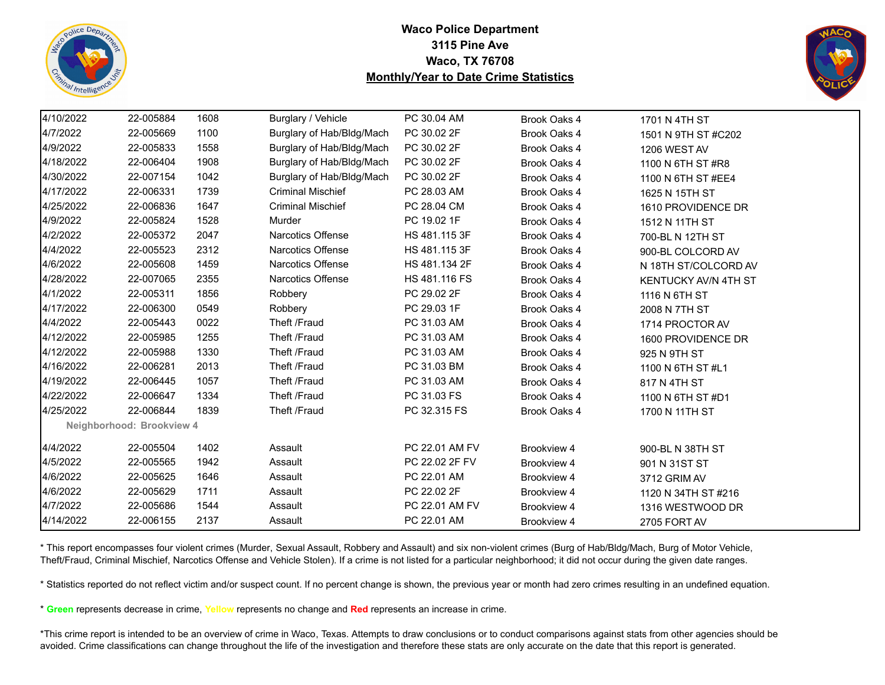**Waco Police Department**
**3115 Pine Ave**
**Waco, TX 76708**
**Monthly/Year to Date Crime Statistics**

| | | | | | | |
|---|---|---|---|---|---|---|
| 4/10/2022 | 22-005884 | 1608 | Burglary / Vehicle | PC 30.04 AM | Brook Oaks 4 | 1701 N 4TH ST |
| 4/7/2022 | 22-005669 | 1100 | Burglary of Hab/Bldg/Mach | PC 30.02 2F | Brook Oaks 4 | 1501 N 9TH ST #C202 |
| 4/9/2022 | 22-005833 | 1558 | Burglary of Hab/Bldg/Mach | PC 30.02 2F | Brook Oaks 4 | 1206 WEST AV |
| 4/18/2022 | 22-006404 | 1908 | Burglary of Hab/Bldg/Mach | PC 30.02 2F | Brook Oaks 4 | 1100 N 6TH ST #R8 |
| 4/30/2022 | 22-007154 | 1042 | Burglary of Hab/Bldg/Mach | PC 30.02 2F | Brook Oaks 4 | 1100 N 6TH ST #EE4 |
| 4/17/2022 | 22-006331 | 1739 | Criminal Mischief | PC 28.03 AM | Brook Oaks 4 | 1625 N 15TH ST |
| 4/25/2022 | 22-006836 | 1647 | Criminal Mischief | PC 28.04 CM | Brook Oaks 4 | 1610 PROVIDENCE DR |
| 4/9/2022 | 22-005824 | 1528 | Murder | PC 19.02 1F | Brook Oaks 4 | 1512 N 11TH ST |
| 4/2/2022 | 22-005372 | 2047 | Narcotics Offense | HS 481.115 3F | Brook Oaks 4 | 700-BL N 12TH ST |
| 4/4/2022 | 22-005523 | 2312 | Narcotics Offense | HS 481.115 3F | Brook Oaks 4 | 900-BL COLCORD AV |
| 4/6/2022 | 22-005608 | 1459 | Narcotics Offense | HS 481.134 2F | Brook Oaks 4 | N 18TH ST/COLCORD AV |
| 4/28/2022 | 22-007065 | 2355 | Narcotics Offense | HS 481.116 FS | Brook Oaks 4 | KENTUCKY AV/N 4TH ST |
| 4/1/2022 | 22-005311 | 1856 | Robbery | PC 29.02 2F | Brook Oaks 4 | 1116 N 6TH ST |
| 4/17/2022 | 22-006300 | 0549 | Robbery | PC 29.03 1F | Brook Oaks 4 | 2008 N 7TH ST |
| 4/4/2022 | 22-005443 | 0022 | Theft /Fraud | PC 31.03 AM | Brook Oaks 4 | 1714 PROCTOR AV |
| 4/12/2022 | 22-005985 | 1255 | Theft /Fraud | PC 31.03 AM | Brook Oaks 4 | 1600 PROVIDENCE DR |
| 4/12/2022 | 22-005988 | 1330 | Theft /Fraud | PC 31.03 AM | Brook Oaks 4 | 925 N 9TH ST |
| 4/16/2022 | 22-006281 | 2013 | Theft /Fraud | PC 31.03 BM | Brook Oaks 4 | 1100 N 6TH ST #L1 |
| 4/19/2022 | 22-006445 | 1057 | Theft /Fraud | PC 31.03 AM | Brook Oaks 4 | 817 N 4TH ST |
| 4/22/2022 | 22-006647 | 1334 | Theft /Fraud | PC 31.03 FS | Brook Oaks 4 | 1100 N 6TH ST #D1 |
| 4/25/2022 | 22-006844 | 1839 | Theft /Fraud | PC 32.315 FS | Brook Oaks 4 | 1700 N 11TH ST |

**Neighborhood: Brookview 4**

| | | | | | | |
|---|---|---|---|---|---|---|
| 4/4/2022 | 22-005504 | 1402 | Assault | PC 22.01 AM FV | Brookview 4 | 900-BL N 38TH ST |
| 4/5/2022 | 22-005565 | 1942 | Assault | PC 22.02 2F FV | Brookview 4 | 901 N 31ST ST |
| 4/6/2022 | 22-005625 | 1646 | Assault | PC 22.01 AM | Brookview 4 | 3712 GRIM AV |
| 4/6/2022 | 22-005629 | 1711 | Assault | PC 22.02 2F | Brookview 4 | 1120 N 34TH ST #216 |
| 4/7/2022 | 22-005686 | 1544 | Assault | PC 22.01 AM FV | Brookview 4 | 1316 WESTWOOD DR |
| 4/14/2022 | 22-006155 | 2137 | Assault | PC 22.01 AM | Brookview 4 | 2705 FORT AV |

* This report encompasses four violent crimes (Murder, Sexual Assault, Robbery and Assault) and six non-violent crimes (Burg of Hab/Bldg/Mach, Burg of Motor Vehicle, Theft/Fraud, Criminal Mischief, Narcotics Offense and Vehicle Stolen). If a crime is not listed for a particular neighborhood; it did not occur during the given date ranges.

* Statistics reported do not reflect victim and/or suspect count. If no percent change is shown, the previous year or month had zero crimes resulting in an undefined equation.

* **Green** represents decrease in crime, Yellow represents no change and **Red** represents an increase in crime.

*This crime report is intended to be an overview of crime in Waco, Texas. Attempts to draw conclusions or to conduct comparisons against stats from other agencies should be avoided. Crime classifications can change throughout the life of the investigation and therefore these stats are only accurate on the date that this report is generated.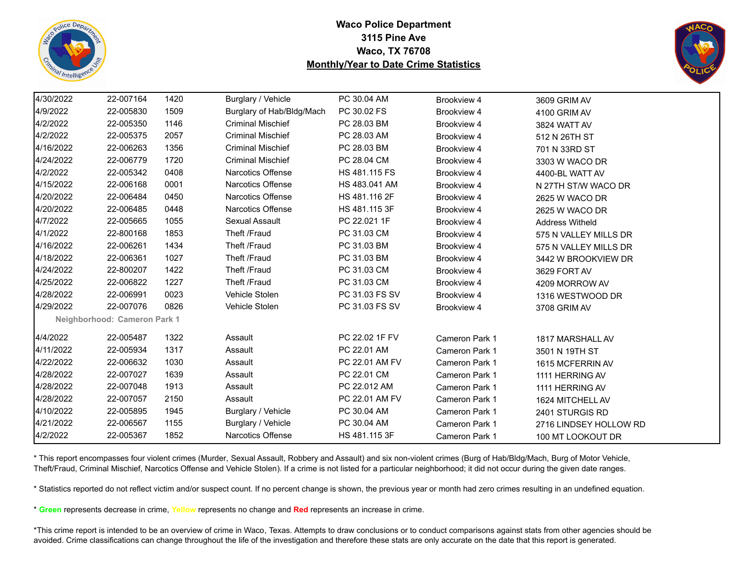**Waco Police Department**
**3115 Pine Ave**
**Waco, TX 76708**
**Monthly/Year to Date Crime Statistics**

| Date | Case # | Time | Offense | Statute | Neighborhood | Address |
|---|---|---|---|---|---|---|
| 4/30/2022 | 22-007164 | 1420 | Burglary / Vehicle | PC 30.04 AM | Brookview 4 | 3609 GRIM AV |
| 4/9/2022 | 22-005830 | 1509 | Burglary of Hab/Bldg/Mach | PC 30.02 FS | Brookview 4 | 4100 GRIM AV |
| 4/2/2022 | 22-005350 | 1146 | Criminal Mischief | PC 28.03 BM | Brookview 4 | 3824 WATT AV |
| 4/2/2022 | 22-005375 | 2057 | Criminal Mischief | PC 28.03 AM | Brookview 4 | 512 N 26TH ST |
| 4/16/2022 | 22-006263 | 1356 | Criminal Mischief | PC 28.03 BM | Brookview 4 | 701 N 33RD ST |
| 4/24/2022 | 22-006779 | 1720 | Criminal Mischief | PC 28.04 CM | Brookview 4 | 3303 W WACO DR |
| 4/2/2022 | 22-005342 | 0408 | Narcotics Offense | HS 481.115 FS | Brookview 4 | 4400-BL WATT AV |
| 4/15/2022 | 22-006168 | 0001 | Narcotics Offense | HS 483.041 AM | Brookview 4 | N 27TH ST/W WACO DR |
| 4/20/2022 | 22-006484 | 0450 | Narcotics Offense | HS 481.116 2F | Brookview 4 | 2625 W WACO DR |
| 4/20/2022 | 22-006485 | 0448 | Narcotics Offense | HS 481.115 3F | Brookview 4 | 2625 W WACO DR |
| 4/7/2022 | 22-005665 | 1055 | Sexual Assault | PC 22.021 1F | Brookview 4 | Address Witheld |
| 4/1/2022 | 22-800168 | 1853 | Theft /Fraud | PC 31.03 CM | Brookview 4 | 575 N VALLEY MILLS DR |
| 4/16/2022 | 22-006261 | 1434 | Theft /Fraud | PC 31.03 BM | Brookview 4 | 575 N VALLEY MILLS DR |
| 4/18/2022 | 22-006361 | 1027 | Theft /Fraud | PC 31.03 BM | Brookview 4 | 3442 W BROOKVIEW DR |
| 4/24/2022 | 22-800207 | 1422 | Theft /Fraud | PC 31.03 CM | Brookview 4 | 3629 FORT AV |
| 4/25/2022 | 22-006822 | 1227 | Theft /Fraud | PC 31.03 CM | Brookview 4 | 4209 MORROW AV |
| 4/28/2022 | 22-006991 | 0023 | Vehicle Stolen | PC 31.03 FS SV | Brookview 4 | 1316 WESTWOOD DR |
| 4/29/2022 | 22-007076 | 0826 | Vehicle Stolen | PC 31.03 FS SV | Brookview 4 | 3708 GRIM AV |
| **Neighborhood: Cameron Park 1** | | | | | | |
| 4/4/2022 | 22-005487 | 1322 | Assault | PC 22.02 1F FV | Cameron Park 1 | 1817 MARSHALL AV |
| 4/11/2022 | 22-005934 | 1317 | Assault | PC 22.01 AM | Cameron Park 1 | 3501 N 19TH ST |
| 4/22/2022 | 22-006632 | 1030 | Assault | PC 22.01 AM FV | Cameron Park 1 | 1615 MCFERRIN AV |
| 4/28/2022 | 22-007027 | 1639 | Assault | PC 22.01 CM | Cameron Park 1 | 1111 HERRING AV |
| 4/28/2022 | 22-007048 | 1913 | Assault | PC 22.012 AM | Cameron Park 1 | 1111 HERRING AV |
| 4/28/2022 | 22-007057 | 2150 | Assault | PC 22.01 AM FV | Cameron Park 1 | 1624 MITCHELL AV |
| 4/10/2022 | 22-005895 | 1945 | Burglary / Vehicle | PC 30.04 AM | Cameron Park 1 | 2401 STURGIS RD |
| 4/21/2022 | 22-006567 | 1155 | Burglary / Vehicle | PC 30.04 AM | Cameron Park 1 | 2716 LINDSEY HOLLOW RD |
| 4/2/2022 | 22-005367 | 1852 | Narcotics Offense | HS 481.115 3F | Cameron Park 1 | 100 MT LOOKOUT DR |

* This report encompasses four violent crimes (Murder, Sexual Assault, Robbery and Assault) and six non-violent crimes (Burg of Hab/Bldg/Mach, Burg of Motor Vehicle, Theft/Fraud, Criminal Mischief, Narcotics Offense and Vehicle Stolen). If a crime is not listed for a particular neighborhood; it did not occur during the given date ranges.

* Statistics reported do not reflect victim and/or suspect count. If no percent change is shown, the previous year or month had zero crimes resulting in an undefined equation.

* **Green** represents decrease in crime, Yellow represents no change and **Red** represents an increase in crime.

*This crime report is intended to be an overview of crime in Waco, Texas. Attempts to draw conclusions or to conduct comparisons against stats from other agencies should be avoided. Crime classifications can change throughout the life of the investigation and therefore these stats are only accurate on the date that this report is generated.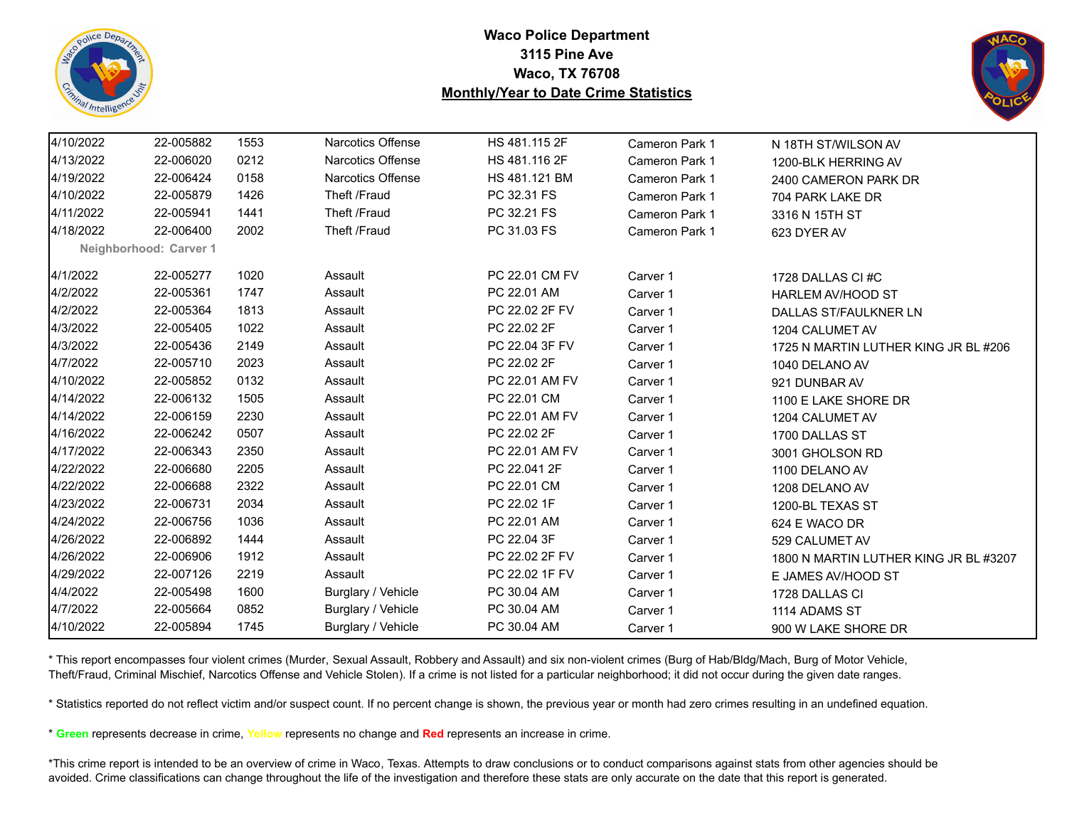**Waco Police Department**
**3115 Pine Ave**
**Waco, TX 76708**
**Monthly/Year to Date Crime Statistics**

| | | | | | | |
|---|---|---|---|---|---|---|
| 4/10/2022 | 22-005882 | 1553 | Narcotics Offense | HS 481.115 2F | Cameron Park 1 | N 18TH ST/WILSON AV |
| 4/13/2022 | 22-006020 | 0212 | Narcotics Offense | HS 481.116 2F | Cameron Park 1 | 1200-BLK HERRING AV |
| 4/19/2022 | 22-006424 | 0158 | Narcotics Offense | HS 481.121 BM | Cameron Park 1 | 2400 CAMERON PARK DR |
| 4/10/2022 | 22-005879 | 1426 | Theft /Fraud | PC 32.31 FS | Cameron Park 1 | 704 PARK LAKE DR |
| 4/11/2022 | 22-005941 | 1441 | Theft /Fraud | PC 32.21 FS | Cameron Park 1 | 3316 N 15TH ST |
| 4/18/2022 | 22-006400 | 2002 | Theft /Fraud | PC 31.03 FS | Cameron Park 1 | 623 DYER AV |
| **Neighborhood: Carver 1** | | | | | | |
| 4/1/2022 | 22-005277 | 1020 | Assault | PC 22.01 CM FV | Carver 1 | 1728 DALLAS CI #C |
| 4/2/2022 | 22-005361 | 1747 | Assault | PC 22.01 AM | Carver 1 | HARLEM AV/HOOD ST |
| 4/2/2022 | 22-005364 | 1813 | Assault | PC 22.02 2F FV | Carver 1 | DALLAS ST/FAULKNER LN |
| 4/3/2022 | 22-005405 | 1022 | Assault | PC 22.02 2F | Carver 1 | 1204 CALUMET AV |
| 4/3/2022 | 22-005436 | 2149 | Assault | PC 22.04 3F FV | Carver 1 | 1725 N MARTIN LUTHER KING JR BL #206 |
| 4/7/2022 | 22-005710 | 2023 | Assault | PC 22.02 2F | Carver 1 | 1040 DELANO AV |
| 4/10/2022 | 22-005852 | 0132 | Assault | PC 22.01 AM FV | Carver 1 | 921 DUNBAR AV |
| 4/14/2022 | 22-006132 | 1505 | Assault | PC 22.01 CM | Carver 1 | 1100 E LAKE SHORE DR |
| 4/14/2022 | 22-006159 | 2230 | Assault | PC 22.01 AM FV | Carver 1 | 1204 CALUMET AV |
| 4/16/2022 | 22-006242 | 0507 | Assault | PC 22.02 2F | Carver 1 | 1700 DALLAS ST |
| 4/17/2022 | 22-006343 | 2350 | Assault | PC 22.01 AM FV | Carver 1 | 3001 GHOLSON RD |
| 4/22/2022 | 22-006680 | 2205 | Assault | PC 22.041 2F | Carver 1 | 1100 DELANO AV |
| 4/22/2022 | 22-006688 | 2322 | Assault | PC 22.01 CM | Carver 1 | 1208 DELANO AV |
| 4/23/2022 | 22-006731 | 2034 | Assault | PC 22.02 1F | Carver 1 | 1200-BL TEXAS ST |
| 4/24/2022 | 22-006756 | 1036 | Assault | PC 22.01 AM | Carver 1 | 624 E WACO DR |
| 4/26/2022 | 22-006892 | 1444 | Assault | PC 22.04 3F | Carver 1 | 529 CALUMET AV |
| 4/26/2022 | 22-006906 | 1912 | Assault | PC 22.02 2F FV | Carver 1 | 1800 N MARTIN LUTHER KING JR BL #3207 |
| 4/29/2022 | 22-007126 | 2219 | Assault | PC 22.02 1F FV | Carver 1 | E JAMES AV/HOOD ST |
| 4/4/2022 | 22-005498 | 1600 | Burglary / Vehicle | PC 30.04 AM | Carver 1 | 1728 DALLAS CI |
| 4/7/2022 | 22-005664 | 0852 | Burglary / Vehicle | PC 30.04 AM | Carver 1 | 1114 ADAMS ST |
| 4/10/2022 | 22-005894 | 1745 | Burglary / Vehicle | PC 30.04 AM | Carver 1 | 900 W LAKE SHORE DR |

* This report encompasses four violent crimes (Murder, Sexual Assault, Robbery and Assault) and six non-violent crimes (Burg of Hab/Bldg/Mach, Burg of Motor Vehicle, Theft/Fraud, Criminal Mischief, Narcotics Offense and Vehicle Stolen). If a crime is not listed for a particular neighborhood; it did not occur during the given date ranges.

* Statistics reported do not reflect victim and/or suspect count. If no percent change is shown, the previous year or month had zero crimes resulting in an undefined equation.

* **Green** represents decrease in crime, **Yellow** represents no change and **Red** represents an increase in crime.

*This crime report is intended to be an overview of crime in Waco, Texas. Attempts to draw conclusions or to conduct comparisons against stats from other agencies should be avoided. Crime classifications can change throughout the life of the investigation and therefore these stats are only accurate on the date that this report is generated.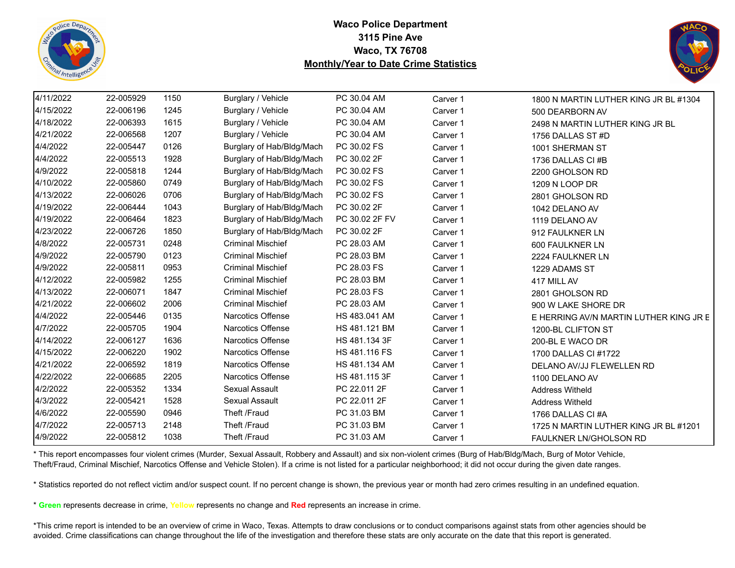**Waco Police Department**
**3115 Pine Ave**
**Waco, TX 76708**
**Monthly/Year to Date Crime Statistics**

| | | | | | | |
|---|---|---|---|---|---|---|
| 4/11/2022 | 22-005929 | 1150 | Burglary / Vehicle | PC 30.04 AM | Carver 1 | 1800 N MARTIN LUTHER KING JR BL #1304 |
| 4/15/2022 | 22-006196 | 1245 | Burglary / Vehicle | PC 30.04 AM | Carver 1 | 500 DEARBORN AV |
| 4/18/2022 | 22-006393 | 1615 | Burglary / Vehicle | PC 30.04 AM | Carver 1 | 2498 N MARTIN LUTHER KING JR BL |
| 4/21/2022 | 22-006568 | 1207 | Burglary / Vehicle | PC 30.04 AM | Carver 1 | 1756 DALLAS ST #D |
| 4/4/2022 | 22-005447 | 0126 | Burglary of Hab/Bldg/Mach | PC 30.02 FS | Carver 1 | 1001 SHERMAN ST |
| 4/4/2022 | 22-005513 | 1928 | Burglary of Hab/Bldg/Mach | PC 30.02 2F | Carver 1 | 1736 DALLAS CI #B |
| 4/9/2022 | 22-005818 | 1244 | Burglary of Hab/Bldg/Mach | PC 30.02 FS | Carver 1 | 2200 GHOLSON RD |
| 4/10/2022 | 22-005860 | 0749 | Burglary of Hab/Bldg/Mach | PC 30.02 FS | Carver 1 | 1209 N LOOP DR |
| 4/13/2022 | 22-006026 | 0706 | Burglary of Hab/Bldg/Mach | PC 30.02 FS | Carver 1 | 2801 GHOLSON RD |
| 4/19/2022 | 22-006444 | 1043 | Burglary of Hab/Bldg/Mach | PC 30.02 2F | Carver 1 | 1042 DELANO AV |
| 4/19/2022 | 22-006464 | 1823 | Burglary of Hab/Bldg/Mach | PC 30.02 2F FV | Carver 1 | 1119 DELANO AV |
| 4/23/2022 | 22-006726 | 1850 | Burglary of Hab/Bldg/Mach | PC 30.02 2F | Carver 1 | 912 FAULKNER LN |
| 4/8/2022 | 22-005731 | 0248 | Criminal Mischief | PC 28.03 AM | Carver 1 | 600 FAULKNER LN |
| 4/9/2022 | 22-005790 | 0123 | Criminal Mischief | PC 28.03 BM | Carver 1 | 2224 FAULKNER LN |
| 4/9/2022 | 22-005811 | 0953 | Criminal Mischief | PC 28.03 FS | Carver 1 | 1229 ADAMS ST |
| 4/12/2022 | 22-005982 | 1255 | Criminal Mischief | PC 28.03 BM | Carver 1 | 417 MILL AV |
| 4/13/2022 | 22-006071 | 1847 | Criminal Mischief | PC 28.03 FS | Carver 1 | 2801 GHOLSON RD |
| 4/21/2022 | 22-006602 | 2006 | Criminal Mischief | PC 28.03 AM | Carver 1 | 900 W LAKE SHORE DR |
| 4/4/2022 | 22-005446 | 0135 | Narcotics Offense | HS 483.041 AM | Carver 1 | E HERRING AV/N MARTIN LUTHER KING JR E |
| 4/7/2022 | 22-005705 | 1904 | Narcotics Offense | HS 481.121 BM | Carver 1 | 1200-BL CLIFTON ST |
| 4/14/2022 | 22-006127 | 1636 | Narcotics Offense | HS 481.134 3F | Carver 1 | 200-BL E WACO DR |
| 4/15/2022 | 22-006220 | 1902 | Narcotics Offense | HS 481.116 FS | Carver 1 | 1700 DALLAS CI #1722 |
| 4/21/2022 | 22-006592 | 1819 | Narcotics Offense | HS 481.134 AM | Carver 1 | DELANO AV/JJ FLEWELLEN RD |
| 4/22/2022 | 22-006685 | 2205 | Narcotics Offense | HS 481.115 3F | Carver 1 | 1100 DELANO AV |
| 4/2/2022 | 22-005352 | 1334 | Sexual Assault | PC 22.011 2F | Carver 1 | Address Witheld |
| 4/3/2022 | 22-005421 | 1528 | Sexual Assault | PC 22.011 2F | Carver 1 | Address Witheld |
| 4/6/2022 | 22-005590 | 0946 | Theft /Fraud | PC 31.03 BM | Carver 1 | 1766 DALLAS CI #A |
| 4/7/2022 | 22-005713 | 2148 | Theft /Fraud | PC 31.03 BM | Carver 1 | 1725 N MARTIN LUTHER KING JR BL #1201 |
| 4/9/2022 | 22-005812 | 1038 | Theft /Fraud | PC 31.03 AM | Carver 1 | FAULKNER LN/GHOLSON RD |

* This report encompasses four violent crimes (Murder, Sexual Assault, Robbery and Assault) and six non-violent crimes (Burg of Hab/Bldg/Mach, Burg of Motor Vehicle, Theft/Fraud, Criminal Mischief, Narcotics Offense and Vehicle Stolen). If a crime is not listed for a particular neighborhood; it did not occur during the given date ranges.

* Statistics reported do not reflect victim and/or suspect count. If no percent change is shown, the previous year or month had zero crimes resulting in an undefined equation.

* **Green** represents decrease in crime, **Yellow** represents no change and **Red** represents an increase in crime.

*This crime report is intended to be an overview of crime in Waco, Texas. Attempts to draw conclusions or to conduct comparisons against stats from other agencies should be avoided. Crime classifications can change throughout the life of the investigation and therefore these stats are only accurate on the date that this report is generated.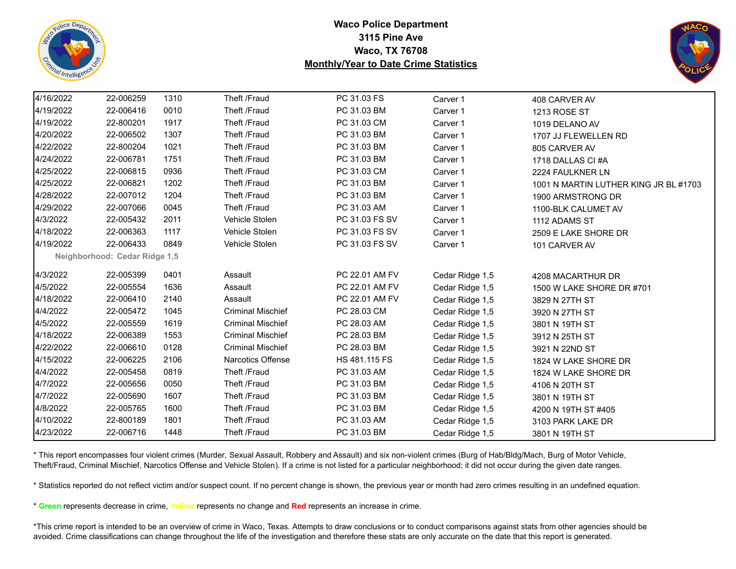**Waco Police Department**
**3115 Pine Ave**
**Waco, TX 76708**
**Monthly/Year to Date Crime Statistics**

| | | | | | | |
|---|---|---|---|---|---|---|
| 4/16/2022 | 22-006259 | 1310 | Theft /Fraud | PC 31.03 FS | Carver 1 | 408 CARVER AV |
| 4/19/2022 | 22-006416 | 0010 | Theft /Fraud | PC 31.03 BM | Carver 1 | 1213 ROSE ST |
| 4/19/2022 | 22-800201 | 1917 | Theft /Fraud | PC 31.03 CM | Carver 1 | 1019 DELANO AV |
| 4/20/2022 | 22-006502 | 1307 | Theft /Fraud | PC 31.03 BM | Carver 1 | 1707 JJ FLEWELLEN RD |
| 4/22/2022 | 22-800204 | 1021 | Theft /Fraud | PC 31.03 BM | Carver 1 | 805 CARVER AV |
| 4/24/2022 | 22-006781 | 1751 | Theft /Fraud | PC 31.03 BM | Carver 1 | 1718 DALLAS CI #A |
| 4/25/2022 | 22-006815 | 0936 | Theft /Fraud | PC 31.03 CM | Carver 1 | 2224 FAULKNER LN |
| 4/25/2022 | 22-006821 | 1202 | Theft /Fraud | PC 31.03 BM | Carver 1 | 1001 N MARTIN LUTHER KING JR BL #1703 |
| 4/28/2022 | 22-007012 | 1204 | Theft /Fraud | PC 31.03 BM | Carver 1 | 1900 ARMSTRONG DR |
| 4/29/2022 | 22-007066 | 0045 | Theft /Fraud | PC 31.03 AM | Carver 1 | 1100-BLK CALUMET AV |
| 4/3/2022 | 22-005432 | 2011 | Vehicle Stolen | PC 31.03 FS SV | Carver 1 | 1112 ADAMS ST |
| 4/18/2022 | 22-006363 | 1117 | Vehicle Stolen | PC 31.03 FS SV | Carver 1 | 2509 E LAKE SHORE DR |
| 4/19/2022 | 22-006433 | 0849 | Vehicle Stolen | PC 31.03 FS SV | Carver 1 | 101 CARVER AV |
| **Neighborhood: Cedar Ridge 1,5** | | | | | | |
| 4/3/2022 | 22-005399 | 0401 | Assault | PC 22.01 AM FV | Cedar Ridge 1,5 | 4208 MACARTHUR DR |
| 4/5/2022 | 22-005554 | 1636 | Assault | PC 22.01 AM FV | Cedar Ridge 1,5 | 1500 W LAKE SHORE DR #701 |
| 4/18/2022 | 22-006410 | 2140 | Assault | PC 22.01 AM FV | Cedar Ridge 1,5 | 3829 N 27TH ST |
| 4/4/2022 | 22-005472 | 1045 | Criminal Mischief | PC 28.03 CM | Cedar Ridge 1,5 | 3920 N 27TH ST |
| 4/5/2022 | 22-005559 | 1619 | Criminal Mischief | PC 28.03 AM | Cedar Ridge 1,5 | 3801 N 19TH ST |
| 4/18/2022 | 22-006389 | 1553 | Criminal Mischief | PC 28.03 BM | Cedar Ridge 1,5 | 3912 N 25TH ST |
| 4/22/2022 | 22-006610 | 0128 | Criminal Mischief | PC 28.03 BM | Cedar Ridge 1,5 | 3921 N 22ND ST |
| 4/15/2022 | 22-006225 | 2106 | Narcotics Offense | HS 481.115 FS | Cedar Ridge 1,5 | 1824 W LAKE SHORE DR |
| 4/4/2022 | 22-005458 | 0819 | Theft /Fraud | PC 31.03 AM | Cedar Ridge 1,5 | 1824 W LAKE SHORE DR |
| 4/7/2022 | 22-005656 | 0050 | Theft /Fraud | PC 31.03 BM | Cedar Ridge 1,5 | 4106 N 20TH ST |
| 4/7/2022 | 22-005690 | 1607 | Theft /Fraud | PC 31.03 BM | Cedar Ridge 1,5 | 3801 N 19TH ST |
| 4/8/2022 | 22-005765 | 1600 | Theft /Fraud | PC 31.03 BM | Cedar Ridge 1,5 | 4200 N 19TH ST #405 |
| 4/10/2022 | 22-800189 | 1801 | Theft /Fraud | PC 31.03 AM | Cedar Ridge 1,5 | 3103 PARK LAKE DR |
| 4/23/2022 | 22-006716 | 1448 | Theft /Fraud | PC 31.03 BM | Cedar Ridge 1,5 | 3801 N 19TH ST |

* This report encompasses four violent crimes (Murder, Sexual Assault, Robbery and Assault) and six non-violent crimes (Burg of Hab/Bldg/Mach, Burg of Motor Vehicle, Theft/Fraud, Criminal Mischief, Narcotics Offense and Vehicle Stolen). If a crime is not listed for a particular neighborhood; it did not occur during the given date ranges.

* Statistics reported do not reflect victim and/or suspect count. If no percent change is shown, the previous year or month had zero crimes resulting in an undefined equation.

* **Green** represents decrease in crime, **Yellow** represents no change and **Red** represents an increase in crime.

*This crime report is intended to be an overview of crime in Waco, Texas. Attempts to draw conclusions or to conduct comparisons against stats from other agencies should be avoided. Crime classifications can change throughout the life of the investigation and therefore these stats are only accurate on the date that this report is generated.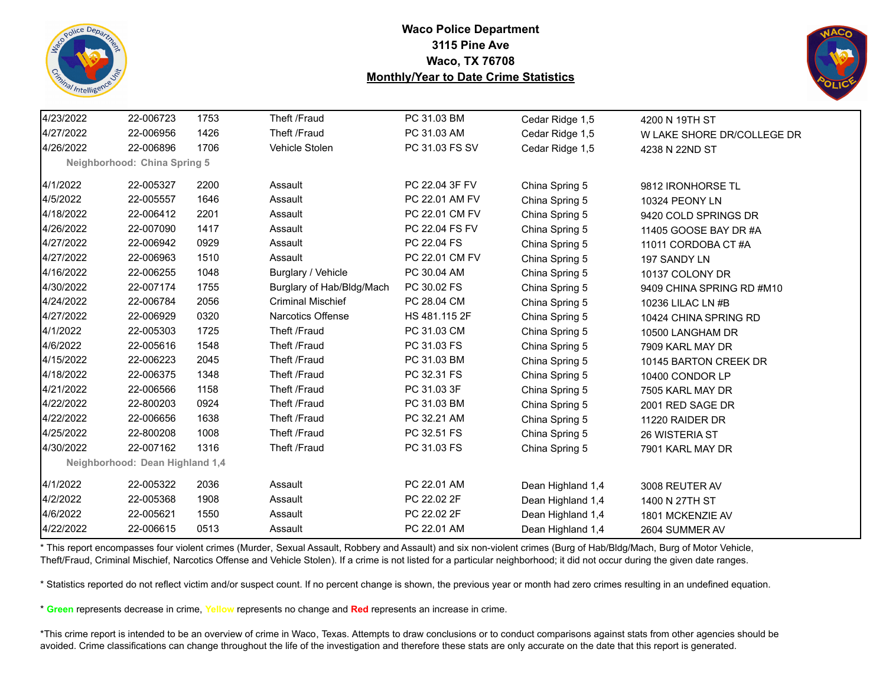**Waco Police Department**
**3115 Pine Ave**
**Waco, TX 76708**
**Monthly/Year to Date Crime Statistics**

| | | | | | | |
|---|---|---|---|---|---|---|
| 4/23/2022 | 22-006723 | 1753 | Theft /Fraud | PC 31.03 BM | Cedar Ridge 1,5 | 4200 N 19TH ST |
| 4/27/2022 | 22-006956 | 1426 | Theft /Fraud | PC 31.03 AM | Cedar Ridge 1,5 | W LAKE SHORE DR/COLLEGE DR |
| 4/26/2022 | 22-006896 | 1706 | Vehicle Stolen | PC 31.03 FS SV | Cedar Ridge 1,5 | 4238 N 22ND ST |
| **Neighborhood: China Spring 5** | | | | | | |
| 4/1/2022 | 22-005327 | 2200 | Assault | PC 22.04 3F FV | China Spring 5 | 9812 IRONHORSE TL |
| 4/5/2022 | 22-005557 | 1646 | Assault | PC 22.01 AM FV | China Spring 5 | 10324 PEONY LN |
| 4/18/2022 | 22-006412 | 2201 | Assault | PC 22.01 CM FV | China Spring 5 | 9420 COLD SPRINGS DR |
| 4/26/2022 | 22-007090 | 1417 | Assault | PC 22.04 FS FV | China Spring 5 | 11405 GOOSE BAY DR #A |
| 4/27/2022 | 22-006942 | 0929 | Assault | PC 22.04 FS | China Spring 5 | 11011 CORDOBA CT #A |
| 4/27/2022 | 22-006963 | 1510 | Assault | PC 22.01 CM FV | China Spring 5 | 197 SANDY LN |
| 4/16/2022 | 22-006255 | 1048 | Burglary / Vehicle | PC 30.04 AM | China Spring 5 | 10137 COLONY DR |
| 4/30/2022 | 22-007174 | 1755 | Burglary of Hab/Bldg/Mach | PC 30.02 FS | China Spring 5 | 9409 CHINA SPRING RD #M10 |
| 4/24/2022 | 22-006784 | 2056 | Criminal Mischief | PC 28.04 CM | China Spring 5 | 10236 LILAC LN #B |
| 4/27/2022 | 22-006929 | 0320 | Narcotics Offense | HS 481.115 2F | China Spring 5 | 10424 CHINA SPRING RD |
| 4/1/2022 | 22-005303 | 1725 | Theft /Fraud | PC 31.03 CM | China Spring 5 | 10500 LANGHAM DR |
| 4/6/2022 | 22-005616 | 1548 | Theft /Fraud | PC 31.03 FS | China Spring 5 | 7909 KARL MAY DR |
| 4/15/2022 | 22-006223 | 2045 | Theft /Fraud | PC 31.03 BM | China Spring 5 | 10145 BARTON CREEK DR |
| 4/18/2022 | 22-006375 | 1348 | Theft /Fraud | PC 32.31 FS | China Spring 5 | 10400 CONDOR LP |
| 4/21/2022 | 22-006566 | 1158 | Theft /Fraud | PC 31.03 3F | China Spring 5 | 7505 KARL MAY DR |
| 4/22/2022 | 22-800203 | 0924 | Theft /Fraud | PC 31.03 BM | China Spring 5 | 2001 RED SAGE DR |
| 4/22/2022 | 22-006656 | 1638 | Theft /Fraud | PC 32.21 AM | China Spring 5 | 11220 RAIDER DR |
| 4/25/2022 | 22-800208 | 1008 | Theft /Fraud | PC 32.51 FS | China Spring 5 | 26 WISTERIA ST |
| 4/30/2022 | 22-007162 | 1316 | Theft /Fraud | PC 31.03 FS | China Spring 5 | 7901 KARL MAY DR |
| **Neighborhood: Dean Highland 1,4** | | | | | | |
| 4/1/2022 | 22-005322 | 2036 | Assault | PC 22.01 AM | Dean Highland 1,4 | 3008 REUTER AV |
| 4/2/2022 | 22-005368 | 1908 | Assault | PC 22.02 2F | Dean Highland 1,4 | 1400 N 27TH ST |
| 4/6/2022 | 22-005621 | 1550 | Assault | PC 22.02 2F | Dean Highland 1,4 | 1801 MCKENZIE AV |
| 4/22/2022 | 22-006615 | 0513 | Assault | PC 22.01 AM | Dean Highland 1,4 | 2604 SUMMER AV |

* This report encompasses four violent crimes (Murder, Sexual Assault, Robbery and Assault) and six non-violent crimes (Burg of Hab/Bldg/Mach, Burg of Motor Vehicle, Theft/Fraud, Criminal Mischief, Narcotics Offense and Vehicle Stolen). If a crime is not listed for a particular neighborhood; it did not occur during the given date ranges.

* Statistics reported do not reflect victim and/or suspect count. If no percent change is shown, the previous year or month had zero crimes resulting in an undefined equation.

* **Green** represents decrease in crime, **Yellow** represents no change and **Red** represents an increase in crime.

*This crime report is intended to be an overview of crime in Waco, Texas. Attempts to draw conclusions or to conduct comparisons against stats from other agencies should be avoided. Crime classifications can change throughout the life of the investigation and therefore these stats are only accurate on the date that this report is generated.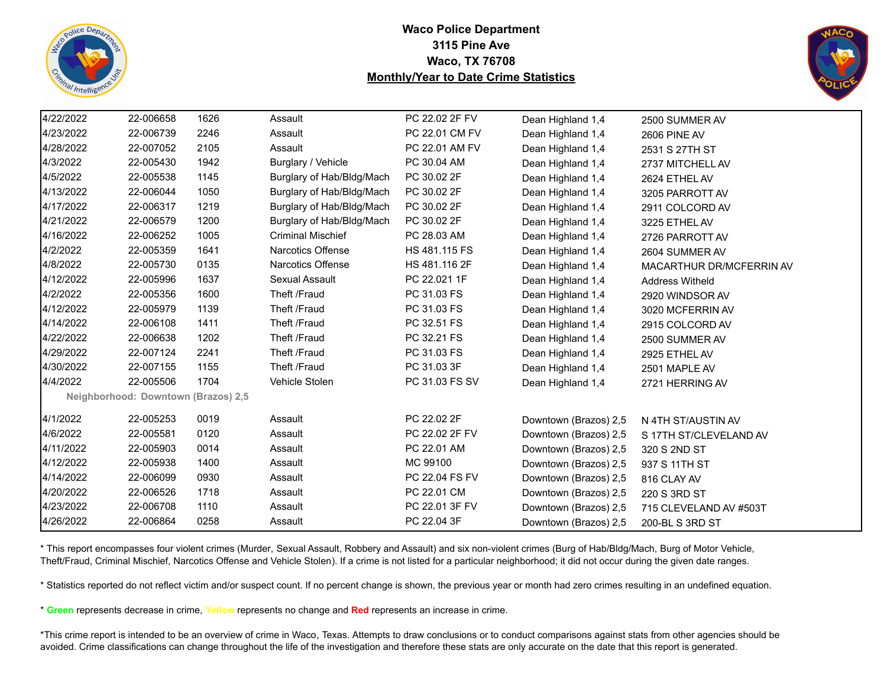# Waco Police Department
## 3115 Pine Ave
## Waco, TX 76708
## Monthly/Year to Date Crime Statistics

| | | | | | | |
|---|---|---|---|---|---|---|
| 4/22/2022 | 22-006658 | 1626 | Assault | PC 22.02 2F FV | Dean Highland 1,4 | 2500 SUMMER AV |
| 4/23/2022 | 22-006739 | 2246 | Assault | PC 22.01 CM FV | Dean Highland 1,4 | 2606 PINE AV |
| 4/28/2022 | 22-007052 | 2105 | Assault | PC 22.01 AM FV | Dean Highland 1,4 | 2531 S 27TH ST |
| 4/3/2022 | 22-005430 | 1942 | Burglary / Vehicle | PC 30.04 AM | Dean Highland 1,4 | 2737 MITCHELL AV |
| 4/5/2022 | 22-005538 | 1145 | Burglary of Hab/Bldg/Mach | PC 30.02 2F | Dean Highland 1,4 | 2624 ETHEL AV |
| 4/13/2022 | 22-006044 | 1050 | Burglary of Hab/Bldg/Mach | PC 30.02 2F | Dean Highland 1,4 | 3205 PARROTT AV |
| 4/17/2022 | 22-006317 | 1219 | Burglary of Hab/Bldg/Mach | PC 30.02 2F | Dean Highland 1,4 | 2911 COLCORD AV |
| 4/21/2022 | 22-006579 | 1200 | Burglary of Hab/Bldg/Mach | PC 30.02 2F | Dean Highland 1,4 | 3225 ETHEL AV |
| 4/16/2022 | 22-006252 | 1005 | Criminal Mischief | PC 28.03 AM | Dean Highland 1,4 | 2726 PARROTT AV |
| 4/2/2022 | 22-005359 | 1641 | Narcotics Offense | HS 481.115 FS | Dean Highland 1,4 | 2604 SUMMER AV |
| 4/8/2022 | 22-005730 | 0135 | Narcotics Offense | HS 481.116 2F | Dean Highland 1,4 | MACARTHUR DR/MCFERRIN AV |
| 4/12/2022 | 22-005996 | 1637 | Sexual Assault | PC 22.021 1F | Dean Highland 1,4 | Address Witheld |
| 4/2/2022 | 22-005356 | 1600 | Theft /Fraud | PC 31.03 FS | Dean Highland 1,4 | 2920 WINDSOR AV |
| 4/12/2022 | 22-005979 | 1139 | Theft /Fraud | PC 31.03 FS | Dean Highland 1,4 | 3020 MCFERRIN AV |
| 4/14/2022 | 22-006108 | 1411 | Theft /Fraud | PC 32.51 FS | Dean Highland 1,4 | 2915 COLCORD AV |
| 4/22/2022 | 22-006638 | 1202 | Theft /Fraud | PC 32.21 FS | Dean Highland 1,4 | 2500 SUMMER AV |
| 4/29/2022 | 22-007124 | 2241 | Theft /Fraud | PC 31.03 FS | Dean Highland 1,4 | 2925 ETHEL AV |
| 4/30/2022 | 22-007155 | 1155 | Theft /Fraud | PC 31.03 3F | Dean Highland 1,4 | 2501 MAPLE AV |
| 4/4/2022 | 22-005506 | 1704 | Vehicle Stolen | PC 31.03 FS SV | Dean Highland 1,4 | 2721 HERRING AV |
| **Neighborhood: Downtown (Brazos) 2,5** | | | | | | |
| 4/1/2022 | 22-005253 | 0019 | Assault | PC 22.02 2F | Downtown (Brazos) 2,5 | N 4TH ST/AUSTIN AV |
| 4/6/2022 | 22-005581 | 0120 | Assault | PC 22.02 2F FV | Downtown (Brazos) 2,5 | S 17TH ST/CLEVELAND AV |
| 4/11/2022 | 22-005903 | 0014 | Assault | PC 22.01 AM | Downtown (Brazos) 2,5 | 320 S 2ND ST |
| 4/12/2022 | 22-005938 | 1400 | Assault | MC 99100 | Downtown (Brazos) 2,5 | 937 S 11TH ST |
| 4/14/2022 | 22-006099 | 0930 | Assault | PC 22.04 FS FV | Downtown (Brazos) 2,5 | 816 CLAY AV |
| 4/20/2022 | 22-006526 | 1718 | Assault | PC 22.01 CM | Downtown (Brazos) 2,5 | 220 S 3RD ST |
| 4/23/2022 | 22-006708 | 1110 | Assault | PC 22.01 3F FV | Downtown (Brazos) 2,5 | 715 CLEVELAND AV #503T |
| 4/26/2022 | 22-006864 | 0258 | Assault | PC 22.04 3F | Downtown (Brazos) 2,5 | 200-BL S 3RD ST |

* This report encompasses four violent crimes (Murder, Sexual Assault, Robbery and Assault) and six non-violent crimes (Burg of Hab/Bldg/Mach, Burg of Motor Vehicle, Theft/Fraud, Criminal Mischief, Narcotics Offense and Vehicle Stolen). If a crime is not listed for a particular neighborhood; it did not occur during the given date ranges.

* Statistics reported do not reflect victim and/or suspect count. If no percent change is shown, the previous year or month had zero crimes resulting in an undefined equation.

* **Green** represents decrease in crime, **Yellow** represents no change and **Red** represents an increase in crime.

*This crime report is intended to be an overview of crime in Waco, Texas. Attempts to draw conclusions or to conduct comparisons against stats from other agencies should be avoided. Crime classifications can change throughout the life of the investigation and therefore these stats are only accurate on the date that this report is generated.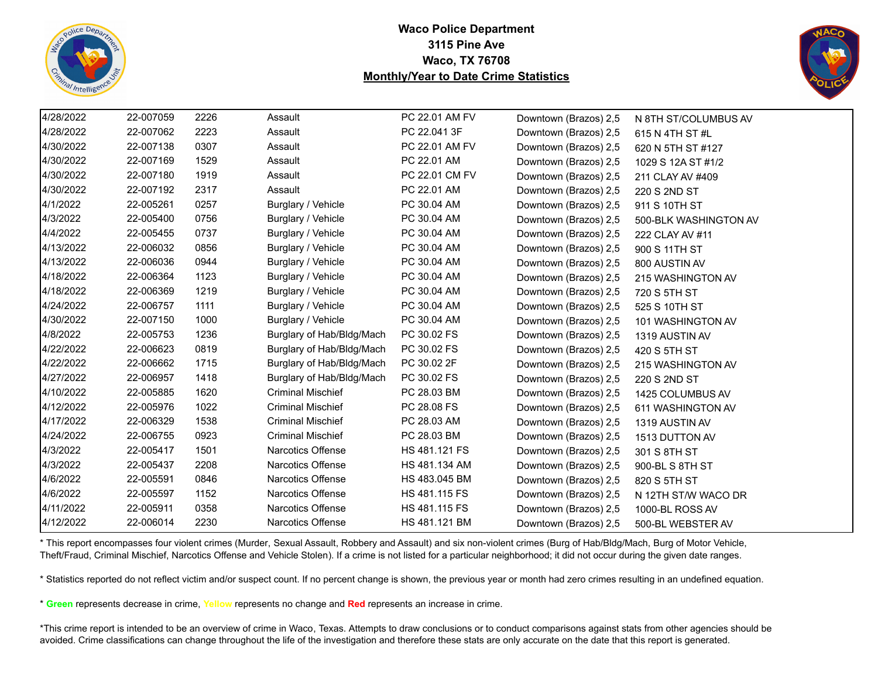**Waco Police Department**
**3115 Pine Ave**
**Waco, TX 76708**
**Monthly/Year to Date Crime Statistics**

| | | | | | | |
|---|---|---|---|---|---|---|
| 4/28/2022 | 22-007059 | 2226 | Assault | PC 22.01 AM FV | Downtown (Brazos) 2,5 | N 8TH ST/COLUMBUS AV |
| 4/28/2022 | 22-007062 | 2223 | Assault | PC 22.041 3F | Downtown (Brazos) 2,5 | 615 N 4TH ST #L |
| 4/30/2022 | 22-007138 | 0307 | Assault | PC 22.01 AM FV | Downtown (Brazos) 2,5 | 620 N 5TH ST #127 |
| 4/30/2022 | 22-007169 | 1529 | Assault | PC 22.01 AM | Downtown (Brazos) 2,5 | 1029 S 12A ST #1/2 |
| 4/30/2022 | 22-007180 | 1919 | Assault | PC 22.01 CM FV | Downtown (Brazos) 2,5 | 211 CLAY AV #409 |
| 4/30/2022 | 22-007192 | 2317 | Assault | PC 22.01 AM | Downtown (Brazos) 2,5 | 220 S 2ND ST |
| 4/1/2022 | 22-005261 | 0257 | Burglary / Vehicle | PC 30.04 AM | Downtown (Brazos) 2,5 | 911 S 10TH ST |
| 4/3/2022 | 22-005400 | 0756 | Burglary / Vehicle | PC 30.04 AM | Downtown (Brazos) 2,5 | 500-BLK WASHINGTON AV |
| 4/4/2022 | 22-005455 | 0737 | Burglary / Vehicle | PC 30.04 AM | Downtown (Brazos) 2,5 | 222 CLAY AV #11 |
| 4/13/2022 | 22-006032 | 0856 | Burglary / Vehicle | PC 30.04 AM | Downtown (Brazos) 2,5 | 900 S 11TH ST |
| 4/13/2022 | 22-006036 | 0944 | Burglary / Vehicle | PC 30.04 AM | Downtown (Brazos) 2,5 | 800 AUSTIN AV |
| 4/18/2022 | 22-006364 | 1123 | Burglary / Vehicle | PC 30.04 AM | Downtown (Brazos) 2,5 | 215 WASHINGTON AV |
| 4/18/2022 | 22-006369 | 1219 | Burglary / Vehicle | PC 30.04 AM | Downtown (Brazos) 2,5 | 720 S 5TH ST |
| 4/24/2022 | 22-006757 | 1111 | Burglary / Vehicle | PC 30.04 AM | Downtown (Brazos) 2,5 | 525 S 10TH ST |
| 4/30/2022 | 22-007150 | 1000 | Burglary / Vehicle | PC 30.04 AM | Downtown (Brazos) 2,5 | 101 WASHINGTON AV |
| 4/8/2022 | 22-005753 | 1236 | Burglary of Hab/Bldg/Mach | PC 30.02 FS | Downtown (Brazos) 2,5 | 1319 AUSTIN AV |
| 4/22/2022 | 22-006623 | 0819 | Burglary of Hab/Bldg/Mach | PC 30.02 FS | Downtown (Brazos) 2,5 | 420 S 5TH ST |
| 4/22/2022 | 22-006662 | 1715 | Burglary of Hab/Bldg/Mach | PC 30.02 2F | Downtown (Brazos) 2,5 | 215 WASHINGTON AV |
| 4/27/2022 | 22-006957 | 1418 | Burglary of Hab/Bldg/Mach | PC 30.02 FS | Downtown (Brazos) 2,5 | 220 S 2ND ST |
| 4/10/2022 | 22-005885 | 1620 | Criminal Mischief | PC 28.03 BM | Downtown (Brazos) 2,5 | 1425 COLUMBUS AV |
| 4/12/2022 | 22-005976 | 1022 | Criminal Mischief | PC 28.08 FS | Downtown (Brazos) 2,5 | 611 WASHINGTON AV |
| 4/17/2022 | 22-006329 | 1538 | Criminal Mischief | PC 28.03 AM | Downtown (Brazos) 2,5 | 1319 AUSTIN AV |
| 4/24/2022 | 22-006755 | 0923 | Criminal Mischief | PC 28.03 BM | Downtown (Brazos) 2,5 | 1513 DUTTON AV |
| 4/3/2022 | 22-005417 | 1501 | Narcotics Offense | HS 481.121 FS | Downtown (Brazos) 2,5 | 301 S 8TH ST |
| 4/3/2022 | 22-005437 | 2208 | Narcotics Offense | HS 481.134 AM | Downtown (Brazos) 2,5 | 900-BL S 8TH ST |
| 4/6/2022 | 22-005591 | 0846 | Narcotics Offense | HS 483.045 BM | Downtown (Brazos) 2,5 | 820 S 5TH ST |
| 4/6/2022 | 22-005597 | 1152 | Narcotics Offense | HS 481.115 FS | Downtown (Brazos) 2,5 | N 12TH ST/W WACO DR |
| 4/11/2022 | 22-005911 | 0358 | Narcotics Offense | HS 481.115 FS | Downtown (Brazos) 2,5 | 1000-BL ROSS AV |
| 4/12/2022 | 22-006014 | 2230 | Narcotics Offense | HS 481.121 BM | Downtown (Brazos) 2,5 | 500-BL WEBSTER AV |

* This report encompasses four violent crimes (Murder, Sexual Assault, Robbery and Assault) and six non-violent crimes (Burg of Hab/Bldg/Mach, Burg of Motor Vehicle, Theft/Fraud, Criminal Mischief, Narcotics Offense and Vehicle Stolen). If a crime is not listed for a particular neighborhood; it did not occur during the given date ranges.

* Statistics reported do not reflect victim and/or suspect count. If no percent change is shown, the previous year or month had zero crimes resulting in an undefined equation.

* **Green** represents decrease in crime, **Yellow** represents no change and **Red** represents an increase in crime.

*This crime report is intended to be an overview of crime in Waco, Texas. Attempts to draw conclusions or to conduct comparisons against stats from other agencies should be avoided. Crime classifications can change throughout the life of the investigation and therefore these stats are only accurate on the date that this report is generated.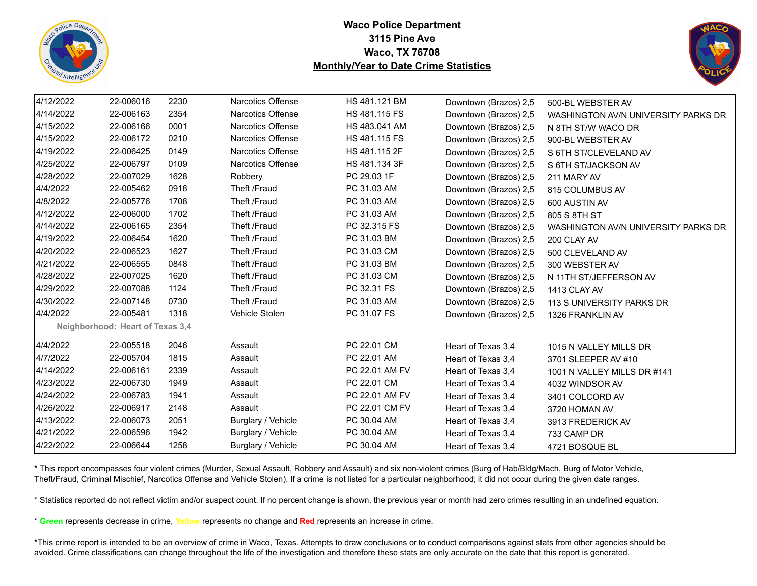# Waco Police Department
## 3115 Pine Ave
## Waco, TX 76708
## Monthly/Year to Date Crime Statistics

| | | | | | | |
|---|---|---|---|---|---|---|
| 4/12/2022 | 22-006016 | 2230 | Narcotics Offense | HS 481.121 BM | Downtown (Brazos) 2,5 | 500-BL WEBSTER AV |
| 4/14/2022 | 22-006163 | 2354 | Narcotics Offense | HS 481.115 FS | Downtown (Brazos) 2,5 | WASHINGTON AV/N UNIVERSITY PARKS DR |
| 4/15/2022 | 22-006166 | 0001 | Narcotics Offense | HS 483.041 AM | Downtown (Brazos) 2,5 | N 8TH ST/W WACO DR |
| 4/15/2022 | 22-006172 | 0210 | Narcotics Offense | HS 481.115 FS | Downtown (Brazos) 2,5 | 900-BL WEBSTER AV |
| 4/19/2022 | 22-006425 | 0149 | Narcotics Offense | HS 481.115 2F | Downtown (Brazos) 2,5 | S 6TH ST/CLEVELAND AV |
| 4/25/2022 | 22-006797 | 0109 | Narcotics Offense | HS 481.134 3F | Downtown (Brazos) 2,5 | S 6TH ST/JACKSON AV |
| 4/28/2022 | 22-007029 | 1628 | Robbery | PC 29.03 1F | Downtown (Brazos) 2,5 | 211 MARY AV |
| 4/4/2022 | 22-005462 | 0918 | Theft /Fraud | PC 31.03 AM | Downtown (Brazos) 2,5 | 815 COLUMBUS AV |
| 4/8/2022 | 22-005776 | 1708 | Theft /Fraud | PC 31.03 AM | Downtown (Brazos) 2,5 | 600 AUSTIN AV |
| 4/12/2022 | 22-006000 | 1702 | Theft /Fraud | PC 31.03 AM | Downtown (Brazos) 2,5 | 805 S 8TH ST |
| 4/14/2022 | 22-006165 | 2354 | Theft /Fraud | PC 32.315 FS | Downtown (Brazos) 2,5 | WASHINGTON AV/N UNIVERSITY PARKS DR |
| 4/19/2022 | 22-006454 | 1620 | Theft /Fraud | PC 31.03 BM | Downtown (Brazos) 2,5 | 200 CLAY AV |
| 4/20/2022 | 22-006523 | 1627 | Theft /Fraud | PC 31.03 CM | Downtown (Brazos) 2,5 | 500 CLEVELAND AV |
| 4/21/2022 | 22-006555 | 0848 | Theft /Fraud | PC 31.03 BM | Downtown (Brazos) 2,5 | 300 WEBSTER AV |
| 4/28/2022 | 22-007025 | 1620 | Theft /Fraud | PC 31.03 CM | Downtown (Brazos) 2,5 | N 11TH ST/JEFFERSON AV |
| 4/29/2022 | 22-007088 | 1124 | Theft /Fraud | PC 32.31 FS | Downtown (Brazos) 2,5 | 1413 CLAY AV |
| 4/30/2022 | 22-007148 | 0730 | Theft /Fraud | PC 31.03 AM | Downtown (Brazos) 2,5 | 113 S UNIVERSITY PARKS DR |
| 4/4/2022 | 22-005481 | 1318 | Vehicle Stolen | PC 31.07 FS | Downtown (Brazos) 2,5 | 1326 FRANKLIN AV |
| **Neighborhood: Heart of Texas 3,4** | | | | | | |
| 4/4/2022 | 22-005518 | 2046 | Assault | PC 22.01 CM | Heart of Texas 3,4 | 1015 N VALLEY MILLS DR |
| 4/7/2022 | 22-005704 | 1815 | Assault | PC 22.01 AM | Heart of Texas 3,4 | 3701 SLEEPER AV #10 |
| 4/14/2022 | 22-006161 | 2339 | Assault | PC 22.01 AM FV | Heart of Texas 3,4 | 1001 N VALLEY MILLS DR #141 |
| 4/23/2022 | 22-006730 | 1949 | Assault | PC 22.01 CM | Heart of Texas 3,4 | 4032 WINDSOR AV |
| 4/24/2022 | 22-006783 | 1941 | Assault | PC 22.01 AM FV | Heart of Texas 3,4 | 3401 COLCORD AV |
| 4/26/2022 | 22-006917 | 2148 | Assault | PC 22.01 CM FV | Heart of Texas 3,4 | 3720 HOMAN AV |
| 4/13/2022 | 22-006073 | 2051 | Burglary / Vehicle | PC 30.04 AM | Heart of Texas 3,4 | 3913 FREDERICK AV |
| 4/21/2022 | 22-006596 | 1942 | Burglary / Vehicle | PC 30.04 AM | Heart of Texas 3,4 | 733 CAMP DR |
| 4/22/2022 | 22-006644 | 1258 | Burglary / Vehicle | PC 30.04 AM | Heart of Texas 3,4 | 4721 BOSQUE BL |

* This report encompasses four violent crimes (Murder, Sexual Assault, Robbery and Assault) and six non-violent crimes (Burg of Hab/Bldg/Mach, Burg of Motor Vehicle, Theft/Fraud, Criminal Mischief, Narcotics Offense and Vehicle Stolen). If a crime is not listed for a particular neighborhood; it did not occur during the given date ranges.

* Statistics reported do not reflect victim and/or suspect count. If no percent change is shown, the previous year or month had zero crimes resulting in an undefined equation.

* **Green** represents decrease in crime, **Yellow** represents no change and **Red** represents an increase in crime.

*This crime report is intended to be an overview of crime in Waco, Texas. Attempts to draw conclusions or to conduct comparisons against stats from other agencies should be avoided. Crime classifications can change throughout the life of the investigation and therefore these stats are only accurate on the date that this report is generated.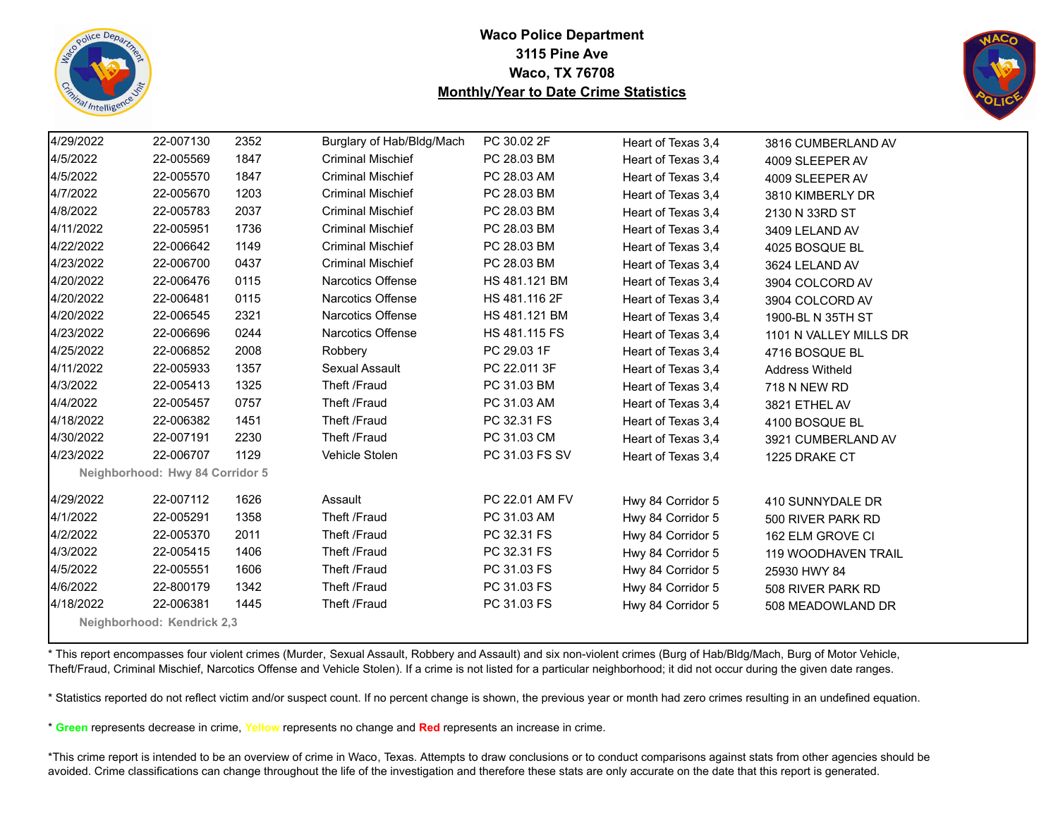# Waco Police Department
## 3115 Pine Ave
## Waco, TX 76708
## Monthly/Year to Date Crime Statistics

| Date | Case # | Time | Offense | Statute | Neighborhood | Address |
|---|---|---|---|---|---|---|
| 4/29/2022 | 22-007130 | 2352 | Burglary of Hab/Bldg/Mach | PC 30.02 2F | Heart of Texas 3,4 | 3816 CUMBERLAND AV |
| 4/5/2022 | 22-005569 | 1847 | Criminal Mischief | PC 28.03 BM | Heart of Texas 3,4 | 4009 SLEEPER AV |
| 4/5/2022 | 22-005570 | 1847 | Criminal Mischief | PC 28.03 AM | Heart of Texas 3,4 | 4009 SLEEPER AV |
| 4/7/2022 | 22-005670 | 1203 | Criminal Mischief | PC 28.03 BM | Heart of Texas 3,4 | 3810 KIMBERLY DR |
| 4/8/2022 | 22-005783 | 2037 | Criminal Mischief | PC 28.03 BM | Heart of Texas 3,4 | 2130 N 33RD ST |
| 4/11/2022 | 22-005951 | 1736 | Criminal Mischief | PC 28.03 BM | Heart of Texas 3,4 | 3409 LELAND AV |
| 4/22/2022 | 22-006642 | 1149 | Criminal Mischief | PC 28.03 BM | Heart of Texas 3,4 | 4025 BOSQUE BL |
| 4/23/2022 | 22-006700 | 0437 | Criminal Mischief | PC 28.03 BM | Heart of Texas 3,4 | 3624 LELAND AV |
| 4/20/2022 | 22-006476 | 0115 | Narcotics Offense | HS 481.121 BM | Heart of Texas 3,4 | 3904 COLCORD AV |
| 4/20/2022 | 22-006481 | 0115 | Narcotics Offense | HS 481.116 2F | Heart of Texas 3,4 | 3904 COLCORD AV |
| 4/20/2022 | 22-006545 | 2321 | Narcotics Offense | HS 481.121 BM | Heart of Texas 3,4 | 1900-BL N 35TH ST |
| 4/23/2022 | 22-006696 | 0244 | Narcotics Offense | HS 481.115 FS | Heart of Texas 3,4 | 1101 N VALLEY MILLS DR |
| 4/25/2022 | 22-006852 | 2008 | Robbery | PC 29.03 1F | Heart of Texas 3,4 | 4716 BOSQUE BL |
| 4/11/2022 | 22-005933 | 1357 | Sexual Assault | PC 22.011 3F | Heart of Texas 3,4 | Address Witheld |
| 4/3/2022 | 22-005413 | 1325 | Theft /Fraud | PC 31.03 BM | Heart of Texas 3,4 | 718 N NEW RD |
| 4/4/2022 | 22-005457 | 0757 | Theft /Fraud | PC 31.03 AM | Heart of Texas 3,4 | 3821 ETHEL AV |
| 4/18/2022 | 22-006382 | 1451 | Theft /Fraud | PC 32.31 FS | Heart of Texas 3,4 | 4100 BOSQUE BL |
| 4/30/2022 | 22-007191 | 2230 | Theft /Fraud | PC 31.03 CM | Heart of Texas 3,4 | 3921 CUMBERLAND AV |
| 4/23/2022 | 22-006707 | 1129 | Vehicle Stolen | PC 31.03 FS SV | Heart of Texas 3,4 | 1225 DRAKE CT |

**Neighborhood: Hwy 84 Corridor 5**

| Date | Case # | Time | Offense | Statute | Neighborhood | Address |
|---|---|---|---|---|---|---|
| 4/29/2022 | 22-007112 | 1626 | Assault | PC 22.01 AM FV | Hwy 84 Corridor 5 | 410 SUNNYDALE DR |
| 4/1/2022 | 22-005291 | 1358 | Theft /Fraud | PC 31.03 AM | Hwy 84 Corridor 5 | 500 RIVER PARK RD |
| 4/2/2022 | 22-005370 | 2011 | Theft /Fraud | PC 32.31 FS | Hwy 84 Corridor 5 | 162 ELM GROVE CI |
| 4/3/2022 | 22-005415 | 1406 | Theft /Fraud | PC 32.31 FS | Hwy 84 Corridor 5 | 119 WOODHAVEN TRAIL |
| 4/5/2022 | 22-005551 | 1606 | Theft /Fraud | PC 31.03 FS | Hwy 84 Corridor 5 | 25930 HWY 84 |
| 4/6/2022 | 22-800179 | 1342 | Theft /Fraud | PC 31.03 FS | Hwy 84 Corridor 5 | 508 RIVER PARK RD |
| 4/18/2022 | 22-006381 | 1445 | Theft /Fraud | PC 31.03 FS | Hwy 84 Corridor 5 | 508 MEADOWLAND DR |

**Neighborhood: Kendrick 2,3**

* This report encompasses four violent crimes (Murder, Sexual Assault, Robbery and Assault) and six non-violent crimes (Burg of Hab/Bldg/Mach, Burg of Motor Vehicle, Theft/Fraud, Criminal Mischief, Narcotics Offense and Vehicle Stolen). If a crime is not listed for a particular neighborhood; it did not occur during the given date ranges.

* Statistics reported do not reflect victim and/or suspect count. If no percent change is shown, the previous year or month had zero crimes resulting in an undefined equation.

* **Green** represents decrease in crime, Yellow represents no change and **Red** represents an increase in crime.

*This crime report is intended to be an overview of crime in Waco, Texas. Attempts to draw conclusions or to conduct comparisons against stats from other agencies should be avoided. Crime classifications can change throughout the life of the investigation and therefore these stats are only accurate on the date that this report is generated.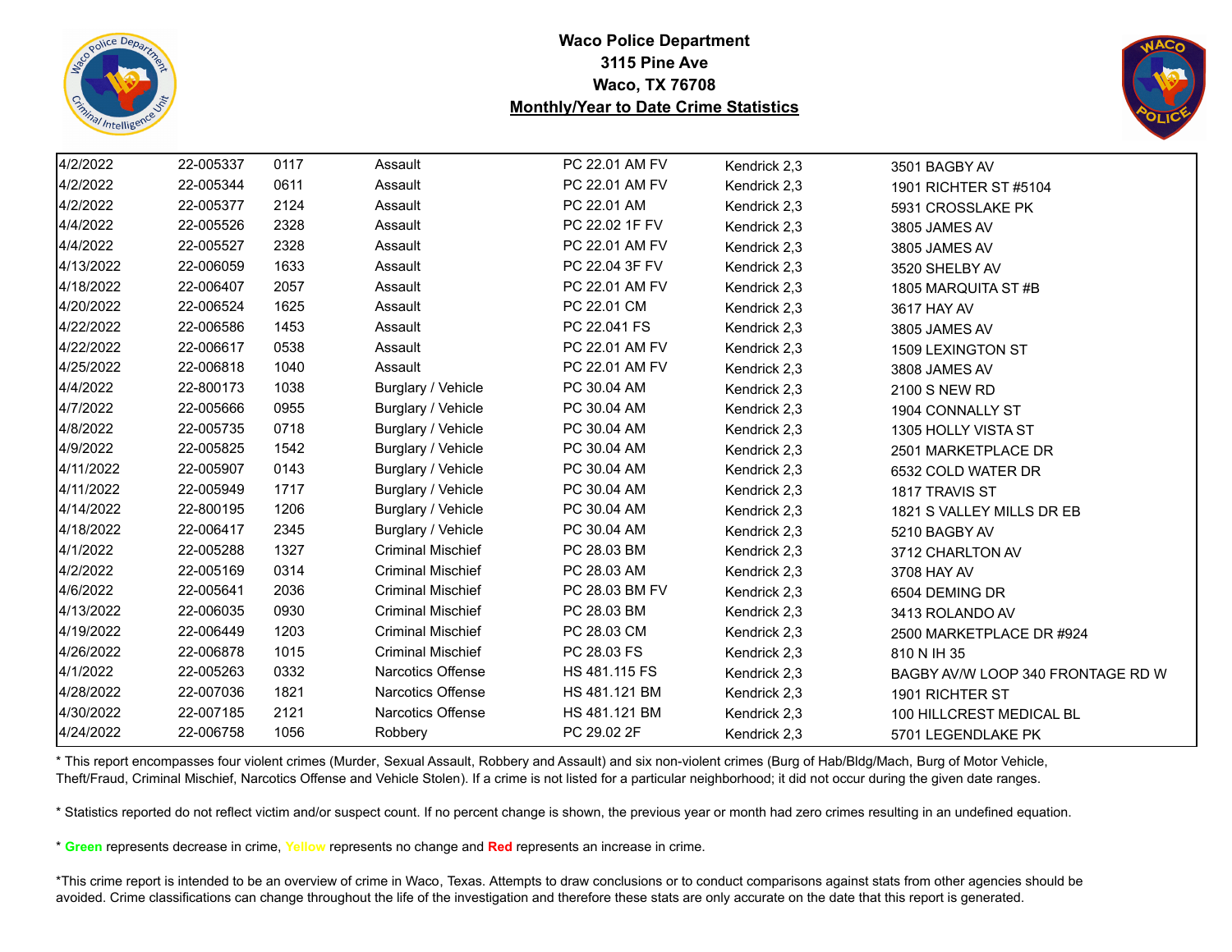**Waco Police Department**
**3115 Pine Ave**
**Waco, TX 76708**
**Monthly/Year to Date Crime Statistics**

| | | | | | | |
|---|---|---|---|---|---|---|
| 4/2/2022 | 22-005337 | 0117 | Assault | PC 22.01 AM FV | Kendrick 2,3 | 3501 BAGBY AV |
| 4/2/2022 | 22-005344 | 0611 | Assault | PC 22.01 AM FV | Kendrick 2,3 | 1901 RICHTER ST #5104 |
| 4/2/2022 | 22-005377 | 2124 | Assault | PC 22.01 AM | Kendrick 2,3 | 5931 CROSSLAKE PK |
| 4/4/2022 | 22-005526 | 2328 | Assault | PC 22.02 1F FV | Kendrick 2,3 | 3805 JAMES AV |
| 4/4/2022 | 22-005527 | 2328 | Assault | PC 22.01 AM FV | Kendrick 2,3 | 3805 JAMES AV |
| 4/13/2022 | 22-006059 | 1633 | Assault | PC 22.04 3F FV | Kendrick 2,3 | 3520 SHELBY AV |
| 4/18/2022 | 22-006407 | 2057 | Assault | PC 22.01 AM FV | Kendrick 2,3 | 1805 MARQUITA ST #B |
| 4/20/2022 | 22-006524 | 1625 | Assault | PC 22.01 CM | Kendrick 2,3 | 3617 HAY AV |
| 4/22/2022 | 22-006586 | 1453 | Assault | PC 22.041 FS | Kendrick 2,3 | 3805 JAMES AV |
| 4/22/2022 | 22-006617 | 0538 | Assault | PC 22.01 AM FV | Kendrick 2,3 | 1509 LEXINGTON ST |
| 4/25/2022 | 22-006818 | 1040 | Assault | PC 22.01 AM FV | Kendrick 2,3 | 3808 JAMES AV |
| 4/4/2022 | 22-800173 | 1038 | Burglary / Vehicle | PC 30.04 AM | Kendrick 2,3 | 2100 S NEW RD |
| 4/7/2022 | 22-005666 | 0955 | Burglary / Vehicle | PC 30.04 AM | Kendrick 2,3 | 1904 CONNALLY ST |
| 4/8/2022 | 22-005735 | 0718 | Burglary / Vehicle | PC 30.04 AM | Kendrick 2,3 | 1305 HOLLY VISTA ST |
| 4/9/2022 | 22-005825 | 1542 | Burglary / Vehicle | PC 30.04 AM | Kendrick 2,3 | 2501 MARKETPLACE DR |
| 4/11/2022 | 22-005907 | 0143 | Burglary / Vehicle | PC 30.04 AM | Kendrick 2,3 | 6532 COLD WATER DR |
| 4/11/2022 | 22-005949 | 1717 | Burglary / Vehicle | PC 30.04 AM | Kendrick 2,3 | 1817 TRAVIS ST |
| 4/14/2022 | 22-800195 | 1206 | Burglary / Vehicle | PC 30.04 AM | Kendrick 2,3 | 1821 S VALLEY MILLS DR EB |
| 4/18/2022 | 22-006417 | 2345 | Burglary / Vehicle | PC 30.04 AM | Kendrick 2,3 | 5210 BAGBY AV |
| 4/1/2022 | 22-005288 | 1327 | Criminal Mischief | PC 28.03 BM | Kendrick 2,3 | 3712 CHARLTON AV |
| 4/2/2022 | 22-005169 | 0314 | Criminal Mischief | PC 28.03 AM | Kendrick 2,3 | 3708 HAY AV |
| 4/6/2022 | 22-005641 | 2036 | Criminal Mischief | PC 28.03 BM FV | Kendrick 2,3 | 6504 DEMING DR |
| 4/13/2022 | 22-006035 | 0930 | Criminal Mischief | PC 28.03 BM | Kendrick 2,3 | 3413 ROLANDO AV |
| 4/19/2022 | 22-006449 | 1203 | Criminal Mischief | PC 28.03 CM | Kendrick 2,3 | 2500 MARKETPLACE DR #924 |
| 4/26/2022 | 22-006878 | 1015 | Criminal Mischief | PC 28.03 FS | Kendrick 2,3 | 810 N IH 35 |
| 4/1/2022 | 22-005263 | 0332 | Narcotics Offense | HS 481.115 FS | Kendrick 2,3 | BAGBY AV/W LOOP 340 FRONTAGE RD W |
| 4/28/2022 | 22-007036 | 1821 | Narcotics Offense | HS 481.121 BM | Kendrick 2,3 | 1901 RICHTER ST |
| 4/30/2022 | 22-007185 | 2121 | Narcotics Offense | HS 481.121 BM | Kendrick 2,3 | 100 HILLCREST MEDICAL BL |
| 4/24/2022 | 22-006758 | 1056 | Robbery | PC 29.02 2F | Kendrick 2,3 | 5701 LEGENDLAKE PK |

* This report encompasses four violent crimes (Murder, Sexual Assault, Robbery and Assault) and six non-violent crimes (Burg of Hab/Bldg/Mach, Burg of Motor Vehicle, Theft/Fraud, Criminal Mischief, Narcotics Offense and Vehicle Stolen). If a crime is not listed for a particular neighborhood; it did not occur during the given date ranges.

* Statistics reported do not reflect victim and/or suspect count. If no percent change is shown, the previous year or month had zero crimes resulting in an undefined equation.

* **Green** represents decrease in crime, Yellow represents no change and **Red** represents an increase in crime.

*This crime report is intended to be an overview of crime in Waco, Texas. Attempts to draw conclusions or to conduct comparisons against stats from other agencies should be avoided. Crime classifications can change throughout the life of the investigation and therefore these stats are only accurate on the date that this report is generated.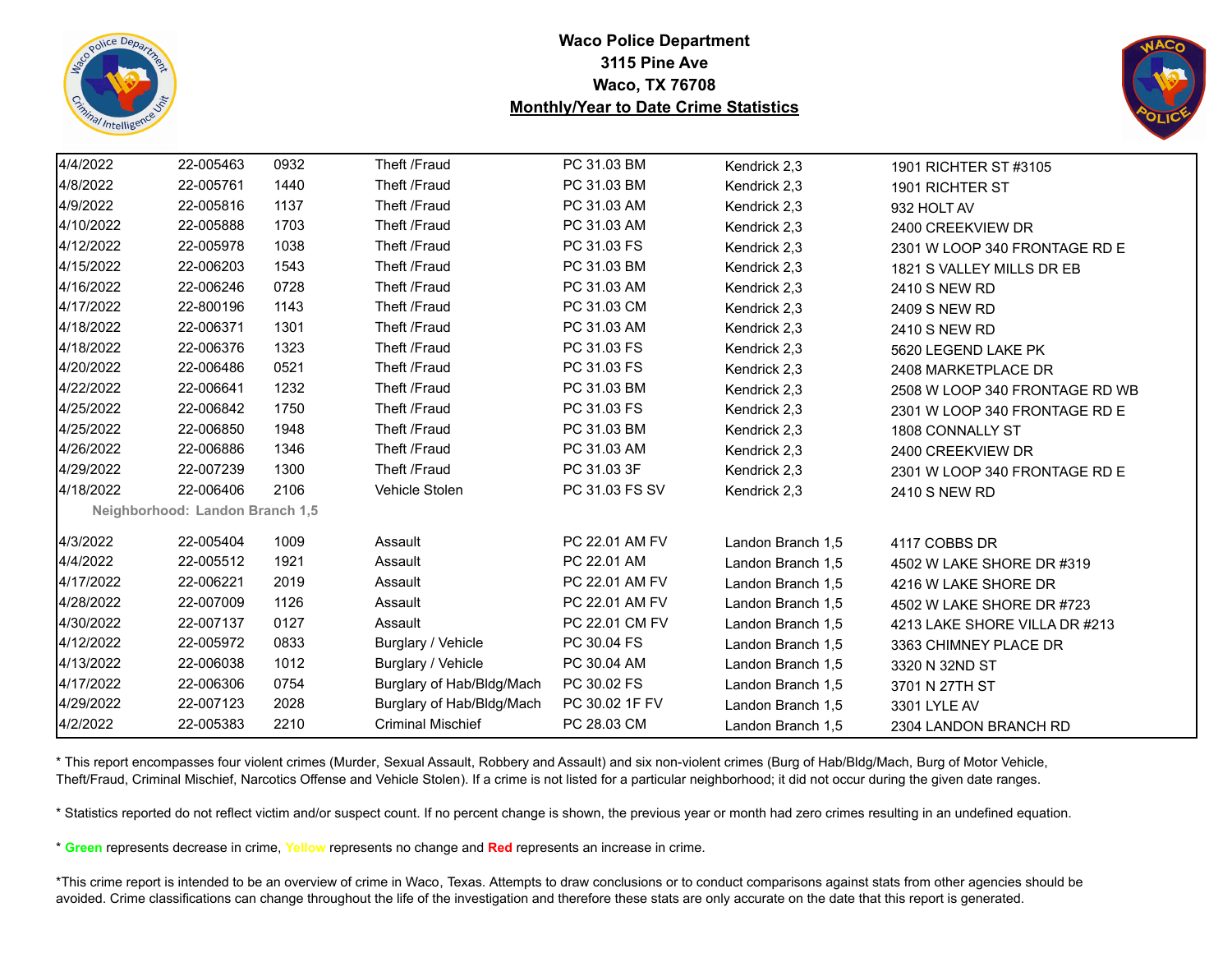**Waco Police Department**
**3115 Pine Ave**
**Waco, TX 76708**
**Monthly/Year to Date Crime Statistics**

| | | | | | | |
|---|---|---|---|---|---|---|
| 4/4/2022 | 22-005463 | 0932 | Theft /Fraud | PC 31.03 BM | Kendrick 2,3 | 1901 RICHTER ST #3105 |
| 4/8/2022 | 22-005761 | 1440 | Theft /Fraud | PC 31.03 BM | Kendrick 2,3 | 1901 RICHTER ST |
| 4/9/2022 | 22-005816 | 1137 | Theft /Fraud | PC 31.03 AM | Kendrick 2,3 | 932 HOLT AV |
| 4/10/2022 | 22-005888 | 1703 | Theft /Fraud | PC 31.03 AM | Kendrick 2,3 | 2400 CREEKVIEW DR |
| 4/12/2022 | 22-005978 | 1038 | Theft /Fraud | PC 31.03 FS | Kendrick 2,3 | 2301 W LOOP 340 FRONTAGE RD E |
| 4/15/2022 | 22-006203 | 1543 | Theft /Fraud | PC 31.03 BM | Kendrick 2,3 | 1821 S VALLEY MILLS DR EB |
| 4/16/2022 | 22-006246 | 0728 | Theft /Fraud | PC 31.03 AM | Kendrick 2,3 | 2410 S NEW RD |
| 4/17/2022 | 22-800196 | 1143 | Theft /Fraud | PC 31.03 CM | Kendrick 2,3 | 2409 S NEW RD |
| 4/18/2022 | 22-006371 | 1301 | Theft /Fraud | PC 31.03 AM | Kendrick 2,3 | 2410 S NEW RD |
| 4/18/2022 | 22-006376 | 1323 | Theft /Fraud | PC 31.03 FS | Kendrick 2,3 | 5620 LEGEND LAKE PK |
| 4/20/2022 | 22-006486 | 0521 | Theft /Fraud | PC 31.03 FS | Kendrick 2,3 | 2408 MARKETPLACE DR |
| 4/22/2022 | 22-006641 | 1232 | Theft /Fraud | PC 31.03 BM | Kendrick 2,3 | 2508 W LOOP 340 FRONTAGE RD WB |
| 4/25/2022 | 22-006842 | 1750 | Theft /Fraud | PC 31.03 FS | Kendrick 2,3 | 2301 W LOOP 340 FRONTAGE RD E |
| 4/25/2022 | 22-006850 | 1948 | Theft /Fraud | PC 31.03 BM | Kendrick 2,3 | 1808 CONNALLY ST |
| 4/26/2022 | 22-006886 | 1346 | Theft /Fraud | PC 31.03 AM | Kendrick 2,3 | 2400 CREEKVIEW DR |
| 4/29/2022 | 22-007239 | 1300 | Theft /Fraud | PC 31.03 3F | Kendrick 2,3 | 2301 W LOOP 340 FRONTAGE RD E |
| 4/18/2022 | 22-006406 | 2106 | Vehicle Stolen | PC 31.03 FS SV | Kendrick 2,3 | 2410 S NEW RD |
| **Neighborhood: Landon Branch 1,5** | | | | | | |
| 4/3/2022 | 22-005404 | 1009 | Assault | PC 22.01 AM FV | Landon Branch 1,5 | 4117 COBBS DR |
| 4/4/2022 | 22-005512 | 1921 | Assault | PC 22.01 AM | Landon Branch 1,5 | 4502 W LAKE SHORE DR #319 |
| 4/17/2022 | 22-006221 | 2019 | Assault | PC 22.01 AM FV | Landon Branch 1,5 | 4216 W LAKE SHORE DR |
| 4/28/2022 | 22-007009 | 1126 | Assault | PC 22.01 AM FV | Landon Branch 1,5 | 4502 W LAKE SHORE DR #723 |
| 4/30/2022 | 22-007137 | 0127 | Assault | PC 22.01 CM FV | Landon Branch 1,5 | 4213 LAKE SHORE VILLA DR #213 |
| 4/12/2022 | 22-005972 | 0833 | Burglary / Vehicle | PC 30.04 FS | Landon Branch 1,5 | 3363 CHIMNEY PLACE DR |
| 4/13/2022 | 22-006038 | 1012 | Burglary / Vehicle | PC 30.04 AM | Landon Branch 1,5 | 3320 N 32ND ST |
| 4/17/2022 | 22-006306 | 0754 | Burglary of Hab/Bldg/Mach | PC 30.02 FS | Landon Branch 1,5 | 3701 N 27TH ST |
| 4/29/2022 | 22-007123 | 2028 | Burglary of Hab/Bldg/Mach | PC 30.02 1F FV | Landon Branch 1,5 | 3301 LYLE AV |
| 4/2/2022 | 22-005383 | 2210 | Criminal Mischief | PC 28.03 CM | Landon Branch 1,5 | 2304 LANDON BRANCH RD |

* This report encompasses four violent crimes (Murder, Sexual Assault, Robbery and Assault) and six non-violent crimes (Burg of Hab/Bldg/Mach, Burg of Motor Vehicle, Theft/Fraud, Criminal Mischief, Narcotics Offense and Vehicle Stolen). If a crime is not listed for a particular neighborhood; it did not occur during the given date ranges.

* Statistics reported do not reflect victim and/or suspect count. If no percent change is shown, the previous year or month had zero crimes resulting in an undefined equation.

* **Green** represents decrease in crime, **Yellow** represents no change and **Red** represents an increase in crime.

*This crime report is intended to be an overview of crime in Waco, Texas. Attempts to draw conclusions or to conduct comparisons against stats from other agencies should be avoided. Crime classifications can change throughout the life of the investigation and therefore these stats are only accurate on the date that this report is generated.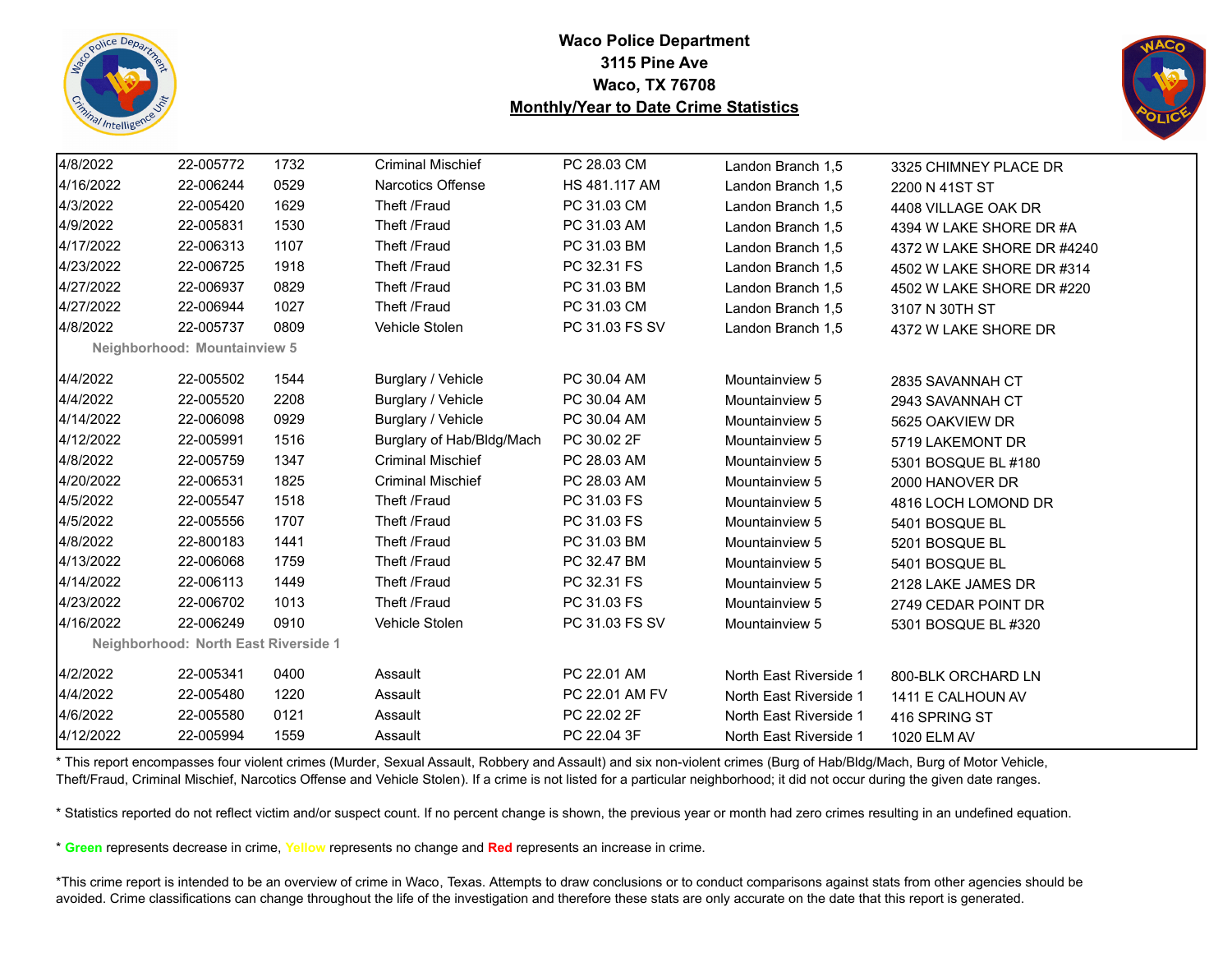**Waco Police Department**
**3115 Pine Ave**
**Waco, TX 76708**
**Monthly/Year to Date Crime Statistics**

| | | | | | | |
|---|---|---|---|---|---|---|
| 4/8/2022 | 22-005772 | 1732 | Criminal Mischief | PC 28.03 CM | Landon Branch 1,5 | 3325 CHIMNEY PLACE DR |
| 4/16/2022 | 22-006244 | 0529 | Narcotics Offense | HS 481.117 AM | Landon Branch 1,5 | 2200 N 41ST ST |
| 4/3/2022 | 22-005420 | 1629 | Theft /Fraud | PC 31.03 CM | Landon Branch 1,5 | 4408 VILLAGE OAK DR |
| 4/9/2022 | 22-005831 | 1530 | Theft /Fraud | PC 31.03 AM | Landon Branch 1,5 | 4394 W LAKE SHORE DR #A |
| 4/17/2022 | 22-006313 | 1107 | Theft /Fraud | PC 31.03 BM | Landon Branch 1,5 | 4372 W LAKE SHORE DR #4240 |
| 4/23/2022 | 22-006725 | 1918 | Theft /Fraud | PC 32.31 FS | Landon Branch 1,5 | 4502 W LAKE SHORE DR #314 |
| 4/27/2022 | 22-006937 | 0829 | Theft /Fraud | PC 31.03 BM | Landon Branch 1,5 | 4502 W LAKE SHORE DR #220 |
| 4/27/2022 | 22-006944 | 1027 | Theft /Fraud | PC 31.03 CM | Landon Branch 1,5 | 3107 N 30TH ST |
| 4/8/2022 | 22-005737 | 0809 | Vehicle Stolen | PC 31.03 FS SV | Landon Branch 1,5 | 4372 W LAKE SHORE DR |
| **Neighborhood: Mountainview 5** | | | | | | |
| 4/4/2022 | 22-005502 | 1544 | Burglary / Vehicle | PC 30.04 AM | Mountainview 5 | 2835 SAVANNAH CT |
| 4/4/2022 | 22-005520 | 2208 | Burglary / Vehicle | PC 30.04 AM | Mountainview 5 | 2943 SAVANNAH CT |
| 4/14/2022 | 22-006098 | 0929 | Burglary / Vehicle | PC 30.04 AM | Mountainview 5 | 5625 OAKVIEW DR |
| 4/12/2022 | 22-005991 | 1516 | Burglary of Hab/Bldg/Mach | PC 30.02 2F | Mountainview 5 | 5719 LAKEMONT DR |
| 4/8/2022 | 22-005759 | 1347 | Criminal Mischief | PC 28.03 AM | Mountainview 5 | 5301 BOSQUE BL #180 |
| 4/20/2022 | 22-006531 | 1825 | Criminal Mischief | PC 28.03 AM | Mountainview 5 | 2000 HANOVER DR |
| 4/5/2022 | 22-005547 | 1518 | Theft /Fraud | PC 31.03 FS | Mountainview 5 | 4816 LOCH LOMOND DR |
| 4/5/2022 | 22-005556 | 1707 | Theft /Fraud | PC 31.03 FS | Mountainview 5 | 5401 BOSQUE BL |
| 4/8/2022 | 22-800183 | 1441 | Theft /Fraud | PC 31.03 BM | Mountainview 5 | 5201 BOSQUE BL |
| 4/13/2022 | 22-006068 | 1759 | Theft /Fraud | PC 32.47 BM | Mountainview 5 | 5401 BOSQUE BL |
| 4/14/2022 | 22-006113 | 1449 | Theft /Fraud | PC 32.31 FS | Mountainview 5 | 2128 LAKE JAMES DR |
| 4/23/2022 | 22-006702 | 1013 | Theft /Fraud | PC 31.03 FS | Mountainview 5 | 2749 CEDAR POINT DR |
| 4/16/2022 | 22-006249 | 0910 | Vehicle Stolen | PC 31.03 FS SV | Mountainview 5 | 5301 BOSQUE BL #320 |
| **Neighborhood: North East Riverside 1** | | | | | | |
| 4/2/2022 | 22-005341 | 0400 | Assault | PC 22.01 AM | North East Riverside 1 | 800-BLK ORCHARD LN |
| 4/4/2022 | 22-005480 | 1220 | Assault | PC 22.01 AM FV | North East Riverside 1 | 1411 E CALHOUN AV |
| 4/6/2022 | 22-005580 | 0121 | Assault | PC 22.02 2F | North East Riverside 1 | 416 SPRING ST |
| 4/12/2022 | 22-005994 | 1559 | Assault | PC 22.04 3F | North East Riverside 1 | 1020 ELM AV |

* This report encompasses four violent crimes (Murder, Sexual Assault, Robbery and Assault) and six non-violent crimes (Burg of Hab/Bldg/Mach, Burg of Motor Vehicle, Theft/Fraud, Criminal Mischief, Narcotics Offense and Vehicle Stolen). If a crime is not listed for a particular neighborhood; it did not occur during the given date ranges.

* Statistics reported do not reflect victim and/or suspect count. If no percent change is shown, the previous year or month had zero crimes resulting in an undefined equation.

* **Green** represents decrease in crime, **Yellow** represents no change and **Red** represents an increase in crime.

*This crime report is intended to be an overview of crime in Waco, Texas. Attempts to draw conclusions or to conduct comparisons against stats from other agencies should be avoided. Crime classifications can change throughout the life of the investigation and therefore these stats are only accurate on the date that this report is generated.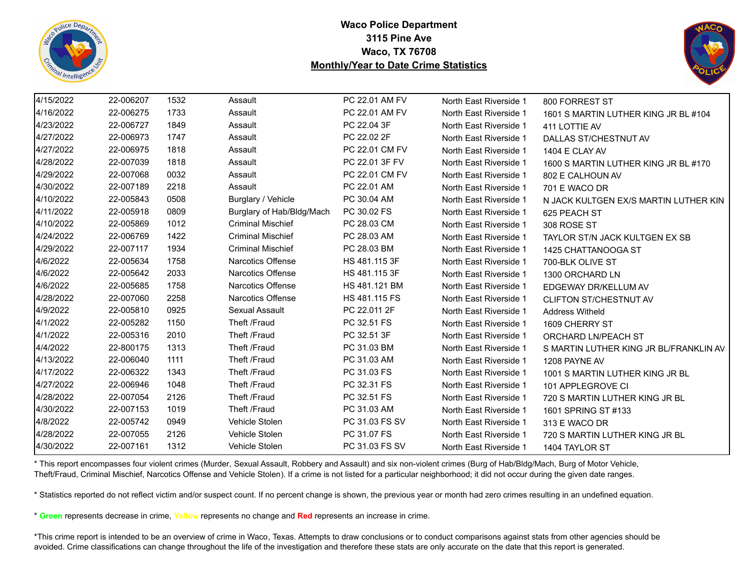**Waco Police Department**
**3115 Pine Ave**
**Waco, TX 76708**
**Monthly/Year to Date Crime Statistics**

| | | | | | | |
|---|---|---|---|---|---|---|
| 4/15/2022 | 22-006207 | 1532 | Assault | PC 22.01 AM FV | North East Riverside 1 | 800 FORREST ST |
| 4/16/2022 | 22-006275 | 1733 | Assault | PC 22.01 AM FV | North East Riverside 1 | 1601 S MARTIN LUTHER KING JR BL #104 |
| 4/23/2022 | 22-006727 | 1849 | Assault | PC 22.04 3F | North East Riverside 1 | 411 LOTTIE AV |
| 4/27/2022 | 22-006973 | 1747 | Assault | PC 22.02 2F | North East Riverside 1 | DALLAS ST/CHESTNUT AV |
| 4/27/2022 | 22-006975 | 1818 | Assault | PC 22.01 CM FV | North East Riverside 1 | 1404 E CLAY AV |
| 4/28/2022 | 22-007039 | 1818 | Assault | PC 22.01 3F FV | North East Riverside 1 | 1600 S MARTIN LUTHER KING JR BL #170 |
| 4/29/2022 | 22-007068 | 0032 | Assault | PC 22.01 CM FV | North East Riverside 1 | 802 E CALHOUN AV |
| 4/30/2022 | 22-007189 | 2218 | Assault | PC 22.01 AM | North East Riverside 1 | 701 E WACO DR |
| 4/10/2022 | 22-005843 | 0508 | Burglary / Vehicle | PC 30.04 AM | North East Riverside 1 | N JACK KULTGEN EX/S MARTIN LUTHER KIN |
| 4/11/2022 | 22-005918 | 0809 | Burglary of Hab/Bldg/Mach | PC 30.02 FS | North East Riverside 1 | 625 PEACH ST |
| 4/10/2022 | 22-005869 | 1012 | Criminal Mischief | PC 28.03 CM | North East Riverside 1 | 308 ROSE ST |
| 4/24/2022 | 22-006769 | 1422 | Criminal Mischief | PC 28.03 AM | North East Riverside 1 | TAYLOR ST/N JACK KULTGEN EX SB |
| 4/29/2022 | 22-007117 | 1934 | Criminal Mischief | PC 28.03 BM | North East Riverside 1 | 1425 CHATTANOOGA ST |
| 4/6/2022 | 22-005634 | 1758 | Narcotics Offense | HS 481.115 3F | North East Riverside 1 | 700-BLK OLIVE ST |
| 4/6/2022 | 22-005642 | 2033 | Narcotics Offense | HS 481.115 3F | North East Riverside 1 | 1300 ORCHARD LN |
| 4/6/2022 | 22-005685 | 1758 | Narcotics Offense | HS 481.121 BM | North East Riverside 1 | EDGEWAY DR/KELLUM AV |
| 4/28/2022 | 22-007060 | 2258 | Narcotics Offense | HS 481.115 FS | North East Riverside 1 | CLIFTON ST/CHESTNUT AV |
| 4/9/2022 | 22-005810 | 0925 | Sexual Assault | PC 22.011 2F | North East Riverside 1 | Address Witheld |
| 4/1/2022 | 22-005282 | 1150 | Theft /Fraud | PC 32.51 FS | North East Riverside 1 | 1609 CHERRY ST |
| 4/1/2022 | 22-005316 | 2010 | Theft /Fraud | PC 32.51 3F | North East Riverside 1 | ORCHARD LN/PEACH ST |
| 4/4/2022 | 22-800175 | 1313 | Theft /Fraud | PC 31.03 BM | North East Riverside 1 | S MARTIN LUTHER KING JR BL/FRANKLIN AV |
| 4/13/2022 | 22-006040 | 1111 | Theft /Fraud | PC 31.03 AM | North East Riverside 1 | 1208 PAYNE AV |
| 4/17/2022 | 22-006322 | 1343 | Theft /Fraud | PC 31.03 FS | North East Riverside 1 | 1001 S MARTIN LUTHER KING JR BL |
| 4/27/2022 | 22-006946 | 1048 | Theft /Fraud | PC 32.31 FS | North East Riverside 1 | 101 APPLEGROVE CI |
| 4/28/2022 | 22-007054 | 2126 | Theft /Fraud | PC 32.51 FS | North East Riverside 1 | 720 S MARTIN LUTHER KING JR BL |
| 4/30/2022 | 22-007153 | 1019 | Theft /Fraud | PC 31.03 AM | North East Riverside 1 | 1601 SPRING ST #133 |
| 4/8/2022 | 22-005742 | 0949 | Vehicle Stolen | PC 31.03 FS SV | North East Riverside 1 | 313 E WACO DR |
| 4/28/2022 | 22-007055 | 2126 | Vehicle Stolen | PC 31.07 FS | North East Riverside 1 | 720 S MARTIN LUTHER KING JR BL |
| 4/30/2022 | 22-007161 | 1312 | Vehicle Stolen | PC 31.03 FS SV | North East Riverside 1 | 1404 TAYLOR ST |

* This report encompasses four violent crimes (Murder, Sexual Assault, Robbery and Assault) and six non-violent crimes (Burg of Hab/Bldg/Mach, Burg of Motor Vehicle, Theft/Fraud, Criminal Mischief, Narcotics Offense and Vehicle Stolen). If a crime is not listed for a particular neighborhood; it did not occur during the given date ranges.

* Statistics reported do not reflect victim and/or suspect count. If no percent change is shown, the previous year or month had zero crimes resulting in an undefined equation.

* **Green** represents decrease in crime, **Yellow** represents no change and **Red** represents an increase in crime.

*This crime report is intended to be an overview of crime in Waco, Texas. Attempts to draw conclusions or to conduct comparisons against stats from other agencies should be avoided. Crime classifications can change throughout the life of the investigation and therefore these stats are only accurate on the date that this report is generated.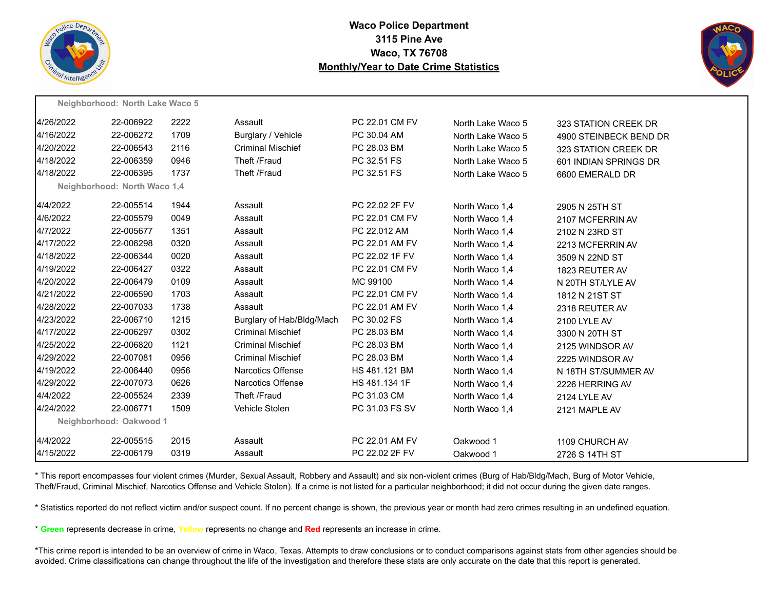**Waco Police Department**
**3115 Pine Ave**
**Waco, TX 76708**
**Monthly/Year to Date Crime Statistics**

**Neighborhood: North Lake Waco 5**

| Date | Case # | Time | Offense | Statute | Neighborhood | Address |
|---|---|---|---|---|---|---|
| 4/26/2022 | 22-006922 | 2222 | Assault | PC 22.01 CM FV | North Lake Waco 5 | 323 STATION CREEK DR |
| 4/16/2022 | 22-006272 | 1709 | Burglary / Vehicle | PC 30.04 AM | North Lake Waco 5 | 4900 STEINBECK BEND DR |
| 4/20/2022 | 22-006543 | 2116 | Criminal Mischief | PC 28.03 BM | North Lake Waco 5 | 323 STATION CREEK DR |
| 4/18/2022 | 22-006359 | 0946 | Theft /Fraud | PC 32.51 FS | North Lake Waco 5 | 601 INDIAN SPRINGS DR |
| 4/18/2022 | 22-006395 | 1737 | Theft /Fraud | PC 32.51 FS | North Lake Waco 5 | 6600 EMERALD DR |

**Neighborhood: North Waco 1,4**

| Date | Case # | Time | Offense | Statute | Neighborhood | Address |
|---|---|---|---|---|---|---|
| 4/4/2022 | 22-005514 | 1944 | Assault | PC 22.02 2F FV | North Waco 1,4 | 2905 N 25TH ST |
| 4/6/2022 | 22-005579 | 0049 | Assault | PC 22.01 CM FV | North Waco 1,4 | 2107 MCFERRIN AV |
| 4/7/2022 | 22-005677 | 1351 | Assault | PC 22.012 AM | North Waco 1,4 | 2102 N 23RD ST |
| 4/17/2022 | 22-006298 | 0320 | Assault | PC 22.01 AM FV | North Waco 1,4 | 2213 MCFERRIN AV |
| 4/18/2022 | 22-006344 | 0020 | Assault | PC 22.02 1F FV | North Waco 1,4 | 3509 N 22ND ST |
| 4/19/2022 | 22-006427 | 0322 | Assault | PC 22.01 CM FV | North Waco 1,4 | 1823 REUTER AV |
| 4/20/2022 | 22-006479 | 0109 | Assault | MC 99100 | North Waco 1,4 | N 20TH ST/LYLE AV |
| 4/21/2022 | 22-006590 | 1703 | Assault | PC 22.01 CM FV | North Waco 1,4 | 1812 N 21ST ST |
| 4/28/2022 | 22-007033 | 1738 | Assault | PC 22.01 AM FV | North Waco 1,4 | 2318 REUTER AV |
| 4/23/2022 | 22-006710 | 1215 | Burglary of Hab/Bldg/Mach | PC 30.02 FS | North Waco 1,4 | 2100 LYLE AV |
| 4/17/2022 | 22-006297 | 0302 | Criminal Mischief | PC 28.03 BM | North Waco 1,4 | 3300 N 20TH ST |
| 4/25/2022 | 22-006820 | 1121 | Criminal Mischief | PC 28.03 BM | North Waco 1,4 | 2125 WINDSOR AV |
| 4/29/2022 | 22-007081 | 0956 | Criminal Mischief | PC 28.03 BM | North Waco 1,4 | 2225 WINDSOR AV |
| 4/19/2022 | 22-006440 | 0956 | Narcotics Offense | HS 481.121 BM | North Waco 1,4 | N 18TH ST/SUMMER AV |
| 4/29/2022 | 22-007073 | 0626 | Narcotics Offense | HS 481.134 1F | North Waco 1,4 | 2226 HERRING AV |
| 4/4/2022 | 22-005524 | 2339 | Theft /Fraud | PC 31.03 CM | North Waco 1,4 | 2124 LYLE AV |
| 4/24/2022 | 22-006771 | 1509 | Vehicle Stolen | PC 31.03 FS SV | North Waco 1,4 | 2121 MAPLE AV |

**Neighborhood: Oakwood 1**

| Date | Case # | Time | Offense | Statute | Neighborhood | Address |
|---|---|---|---|---|---|---|
| 4/4/2022 | 22-005515 | 2015 | Assault | PC 22.01 AM FV | Oakwood 1 | 1109 CHURCH AV |
| 4/15/2022 | 22-006179 | 0319 | Assault | PC 22.02 2F FV | Oakwood 1 | 2726 S 14TH ST |

* This report encompasses four violent crimes (Murder, Sexual Assault, Robbery and Assault) and six non-violent crimes (Burg of Hab/Bldg/Mach, Burg of Motor Vehicle, Theft/Fraud, Criminal Mischief, Narcotics Offense and Vehicle Stolen). If a crime is not listed for a particular neighborhood; it did not occur during the given date ranges.

* Statistics reported do not reflect victim and/or suspect count. If no percent change is shown, the previous year or month had zero crimes resulting in an undefined equation.

* **Green** represents decrease in crime, Yellow represents no change and **Red** represents an increase in crime.

*This crime report is intended to be an overview of crime in Waco, Texas. Attempts to draw conclusions or to conduct comparisons against stats from other agencies should be avoided. Crime classifications can change throughout the life of the investigation and therefore these stats are only accurate on the date that this report is generated.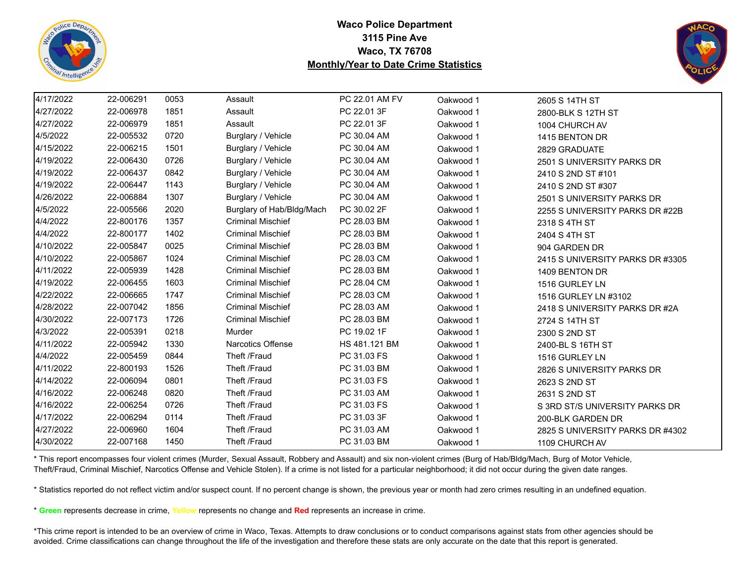**Waco Police Department**
**3115 Pine Ave**
**Waco, TX 76708**
**Monthly/Year to Date Crime Statistics**

| | | | | | | |
|---|---|---|---|---|---|---|
| 4/17/2022 | 22-006291 | 0053 | Assault | PC 22.01 AM FV | Oakwood 1 | 2605 S 14TH ST |
| 4/27/2022 | 22-006978 | 1851 | Assault | PC 22.01 3F | Oakwood 1 | 2800-BLK S 12TH ST |
| 4/27/2022 | 22-006979 | 1851 | Assault | PC 22.01 3F | Oakwood 1 | 1004 CHURCH AV |
| 4/5/2022 | 22-005532 | 0720 | Burglary / Vehicle | PC 30.04 AM | Oakwood 1 | 1415 BENTON DR |
| 4/15/2022 | 22-006215 | 1501 | Burglary / Vehicle | PC 30.04 AM | Oakwood 1 | 2829 GRADUATE |
| 4/19/2022 | 22-006430 | 0726 | Burglary / Vehicle | PC 30.04 AM | Oakwood 1 | 2501 S UNIVERSITY PARKS DR |
| 4/19/2022 | 22-006437 | 0842 | Burglary / Vehicle | PC 30.04 AM | Oakwood 1 | 2410 S 2ND ST #101 |
| 4/19/2022 | 22-006447 | 1143 | Burglary / Vehicle | PC 30.04 AM | Oakwood 1 | 2410 S 2ND ST #307 |
| 4/26/2022 | 22-006884 | 1307 | Burglary / Vehicle | PC 30.04 AM | Oakwood 1 | 2501 S UNIVERSITY PARKS DR |
| 4/5/2022 | 22-005566 | 2020 | Burglary of Hab/Bldg/Mach | PC 30.02 2F | Oakwood 1 | 2255 S UNIVERSITY PARKS DR #22B |
| 4/4/2022 | 22-800176 | 1357 | Criminal Mischief | PC 28.03 BM | Oakwood 1 | 2318 S 4TH ST |
| 4/4/2022 | 22-800177 | 1402 | Criminal Mischief | PC 28.03 BM | Oakwood 1 | 2404 S 4TH ST |
| 4/10/2022 | 22-005847 | 0025 | Criminal Mischief | PC 28.03 BM | Oakwood 1 | 904 GARDEN DR |
| 4/10/2022 | 22-005867 | 1024 | Criminal Mischief | PC 28.03 CM | Oakwood 1 | 2415 S UNIVERSITY PARKS DR #3305 |
| 4/11/2022 | 22-005939 | 1428 | Criminal Mischief | PC 28.03 BM | Oakwood 1 | 1409 BENTON DR |
| 4/19/2022 | 22-006455 | 1603 | Criminal Mischief | PC 28.04 CM | Oakwood 1 | 1516 GURLEY LN |
| 4/22/2022 | 22-006665 | 1747 | Criminal Mischief | PC 28.03 CM | Oakwood 1 | 1516 GURLEY LN #3102 |
| 4/28/2022 | 22-007042 | 1856 | Criminal Mischief | PC 28.03 AM | Oakwood 1 | 2418 S UNIVERSITY PARKS DR #2A |
| 4/30/2022 | 22-007173 | 1726 | Criminal Mischief | PC 28.03 BM | Oakwood 1 | 2724 S 14TH ST |
| 4/3/2022 | 22-005391 | 0218 | Murder | PC 19.02 1F | Oakwood 1 | 2300 S 2ND ST |
| 4/11/2022 | 22-005942 | 1330 | Narcotics Offense | HS 481.121 BM | Oakwood 1 | 2400-BL S 16TH ST |
| 4/4/2022 | 22-005459 | 0844 | Theft /Fraud | PC 31.03 FS | Oakwood 1 | 1516 GURLEY LN |
| 4/11/2022 | 22-800193 | 1526 | Theft /Fraud | PC 31.03 BM | Oakwood 1 | 2826 S UNIVERSITY PARKS DR |
| 4/14/2022 | 22-006094 | 0801 | Theft /Fraud | PC 31.03 FS | Oakwood 1 | 2623 S 2ND ST |
| 4/16/2022 | 22-006248 | 0820 | Theft /Fraud | PC 31.03 AM | Oakwood 1 | 2631 S 2ND ST |
| 4/16/2022 | 22-006254 | 0726 | Theft /Fraud | PC 31.03 FS | Oakwood 1 | S 3RD ST/S UNIVERSITY PARKS DR |
| 4/17/2022 | 22-006294 | 0114 | Theft /Fraud | PC 31.03 3F | Oakwood 1 | 200-BLK GARDEN DR |
| 4/27/2022 | 22-006960 | 1604 | Theft /Fraud | PC 31.03 AM | Oakwood 1 | 2825 S UNIVERSITY PARKS DR #4302 |
| 4/30/2022 | 22-007168 | 1450 | Theft /Fraud | PC 31.03 BM | Oakwood 1 | 1109 CHURCH AV |

* This report encompasses four violent crimes (Murder, Sexual Assault, Robbery and Assault) and six non-violent crimes (Burg of Hab/Bldg/Mach, Burg of Motor Vehicle, Theft/Fraud, Criminal Mischief, Narcotics Offense and Vehicle Stolen). If a crime is not listed for a particular neighborhood; it did not occur during the given date ranges.

* Statistics reported do not reflect victim and/or suspect count. If no percent change is shown, the previous year or month had zero crimes resulting in an undefined equation.

* **Green** represents decrease in crime, Yellow represents no change and **Red** represents an increase in crime.

*This crime report is intended to be an overview of crime in Waco, Texas. Attempts to draw conclusions or to conduct comparisons against stats from other agencies should be avoided. Crime classifications can change throughout the life of the investigation and therefore these stats are only accurate on the date that this report is generated.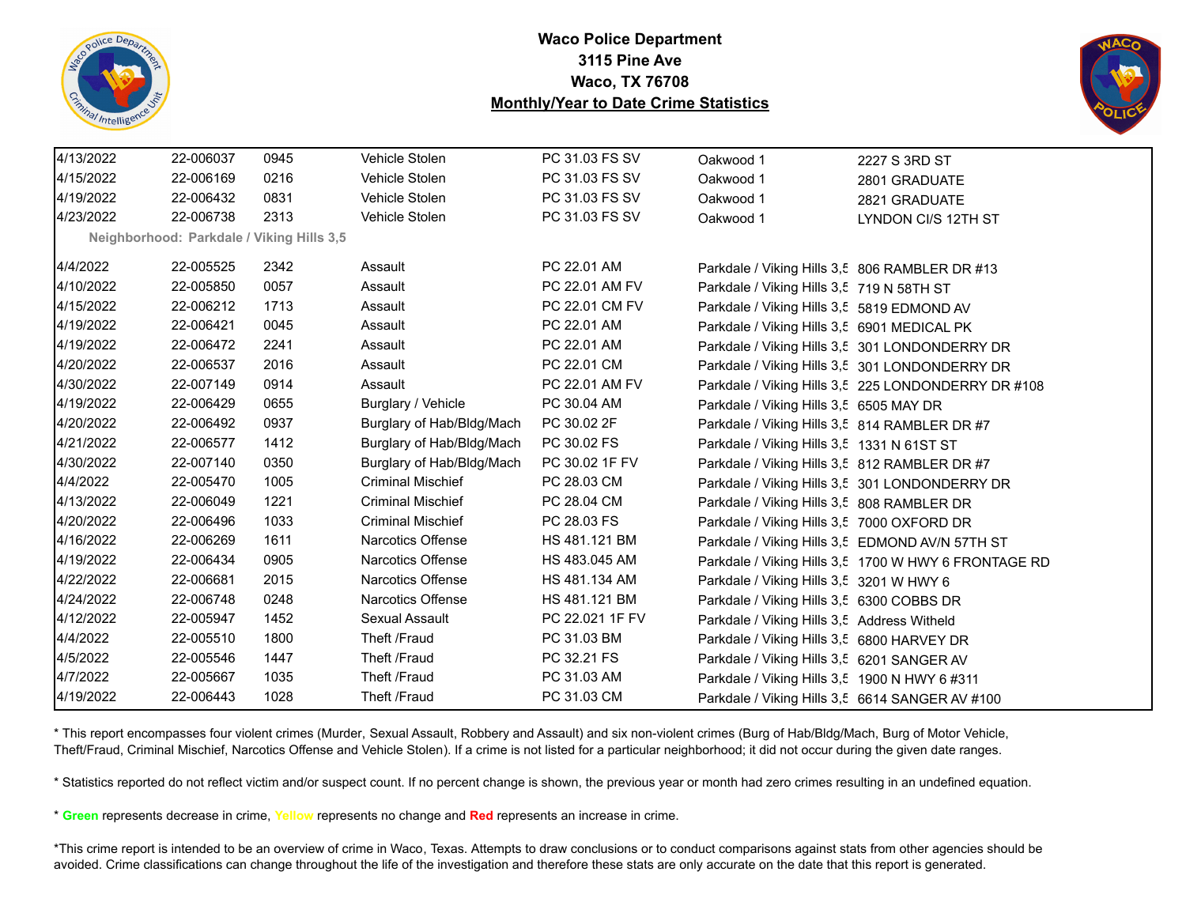# Waco Police Department

**3115 Pine Ave**

**Waco, TX 76708**

**Monthly/Year to Date Crime Statistics**

| Date | Case # | Time | Offense | Code | Neighborhood | Address |
|---|---|---|---|---|---|---|
| 4/13/2022 | 22-006037 | 0945 | Vehicle Stolen | PC 31.03 FS SV | Oakwood 1 | 2227 S 3RD ST |
| 4/15/2022 | 22-006169 | 0216 | Vehicle Stolen | PC 31.03 FS SV | Oakwood 1 | 2801 GRADUATE |
| 4/19/2022 | 22-006432 | 0831 | Vehicle Stolen | PC 31.03 FS SV | Oakwood 1 | 2821 GRADUATE |
| 4/23/2022 | 22-006738 | 2313 | Vehicle Stolen | PC 31.03 FS SV | Oakwood 1 | LYNDON CI/S 12TH ST |
| **Neighborhood: Parkdale / Viking Hills 3,5** | | | | | | |
| 4/4/2022 | 22-005525 | 2342 | Assault | PC 22.01 AM | Parkdale / Viking Hills 3,5 | 806 RAMBLER DR #13 |
| 4/10/2022 | 22-005850 | 0057 | Assault | PC 22.01 AM FV | Parkdale / Viking Hills 3,5 | 719 N 58TH ST |
| 4/15/2022 | 22-006212 | 1713 | Assault | PC 22.01 CM FV | Parkdale / Viking Hills 3,5 | 5819 EDMOND AV |
| 4/19/2022 | 22-006421 | 0045 | Assault | PC 22.01 AM | Parkdale / Viking Hills 3,5 | 6901 MEDICAL PK |
| 4/19/2022 | 22-006472 | 2241 | Assault | PC 22.01 AM | Parkdale / Viking Hills 3,5 | 301 LONDONDERRY DR |
| 4/20/2022 | 22-006537 | 2016 | Assault | PC 22.01 CM | Parkdale / Viking Hills 3,5 | 301 LONDONDERRY DR |
| 4/30/2022 | 22-007149 | 0914 | Assault | PC 22.01 AM FV | Parkdale / Viking Hills 3,5 | 225 LONDONDERRY DR #108 |
| 4/19/2022 | 22-006429 | 0655 | Burglary / Vehicle | PC 30.04 AM | Parkdale / Viking Hills 3,5 | 6505 MAY DR |
| 4/20/2022 | 22-006492 | 0937 | Burglary of Hab/Bldg/Mach | PC 30.02 2F | Parkdale / Viking Hills 3,5 | 814 RAMBLER DR #7 |
| 4/21/2022 | 22-006577 | 1412 | Burglary of Hab/Bldg/Mach | PC 30.02 FS | Parkdale / Viking Hills 3,5 | 1331 N 61ST ST |
| 4/30/2022 | 22-007140 | 0350 | Burglary of Hab/Bldg/Mach | PC 30.02 1F FV | Parkdale / Viking Hills 3,5 | 812 RAMBLER DR #7 |
| 4/4/2022 | 22-005470 | 1005 | Criminal Mischief | PC 28.03 CM | Parkdale / Viking Hills 3,5 | 301 LONDONDERRY DR |
| 4/13/2022 | 22-006049 | 1221 | Criminal Mischief | PC 28.04 CM | Parkdale / Viking Hills 3,5 | 808 RAMBLER DR |
| 4/20/2022 | 22-006496 | 1033 | Criminal Mischief | PC 28.03 FS | Parkdale / Viking Hills 3,5 | 7000 OXFORD DR |
| 4/16/2022 | 22-006269 | 1611 | Narcotics Offense | HS 481.121 BM | Parkdale / Viking Hills 3,5 | EDMOND AV/N 57TH ST |
| 4/19/2022 | 22-006434 | 0905 | Narcotics Offense | HS 483.045 AM | Parkdale / Viking Hills 3,5 | 1700 W HWY 6 FRONTAGE RD |
| 4/22/2022 | 22-006681 | 2015 | Narcotics Offense | HS 481.134 AM | Parkdale / Viking Hills 3,5 | 3201 W HWY 6 |
| 4/24/2022 | 22-006748 | 0248 | Narcotics Offense | HS 481.121 BM | Parkdale / Viking Hills 3,5 | 6300 COBBS DR |
| 4/12/2022 | 22-005947 | 1452 | Sexual Assault | PC 22.021 1F FV | Parkdale / Viking Hills 3,5 | Address Witheld |
| 4/4/2022 | 22-005510 | 1800 | Theft /Fraud | PC 31.03 BM | Parkdale / Viking Hills 3,5 | 6800 HARVEY DR |
| 4/5/2022 | 22-005546 | 1447 | Theft /Fraud | PC 32.21 FS | Parkdale / Viking Hills 3,5 | 6201 SANGER AV |
| 4/7/2022 | 22-005667 | 1035 | Theft /Fraud | PC 31.03 AM | Parkdale / Viking Hills 3,5 | 1900 N HWY 6 #311 |
| 4/19/2022 | 22-006443 | 1028 | Theft /Fraud | PC 31.03 CM | Parkdale / Viking Hills 3,5 | 6614 SANGER AV #100 |

* This report encompasses four violent crimes (Murder, Sexual Assault, Robbery and Assault) and six non-violent crimes (Burg of Hab/Bldg/Mach, Burg of Motor Vehicle, Theft/Fraud, Criminal Mischief, Narcotics Offense and Vehicle Stolen). If a crime is not listed for a particular neighborhood; it did not occur during the given date ranges.

* Statistics reported do not reflect victim and/or suspect count. If no percent change is shown, the previous year or month had zero crimes resulting in an undefined equation.

* **Green** represents decrease in crime, **Yellow** represents no change and **Red** represents an increase in crime.

*This crime report is intended to be an overview of crime in Waco, Texas. Attempts to draw conclusions or to conduct comparisons against stats from other agencies should be avoided. Crime classifications can change throughout the life of the investigation and therefore these stats are only accurate on the date that this report is generated.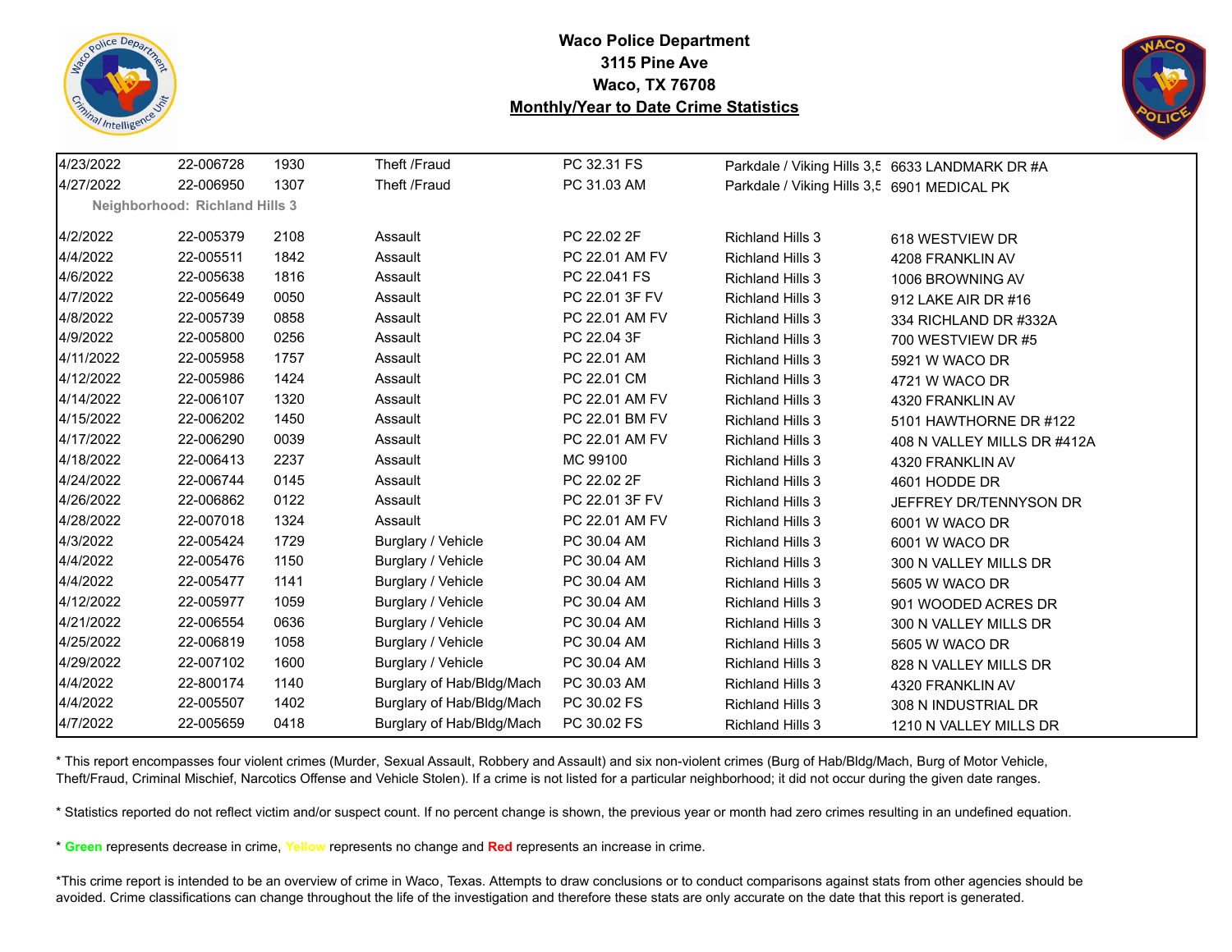# Waco Police Department
## 3115 Pine Ave
## Waco, TX 76708
## Monthly/Year to Date Crime Statistics

| Date | Case # | Time | Offense | Statute | Neighborhood | Address |
|---|---|---|---|---|---|---|
| 4/23/2022 | 22-006728 | 1930 | Theft /Fraud | PC 32.31 FS | Parkdale / Viking Hills 3,5 | 6633 LANDMARK DR #A |
| 4/27/2022 | 22-006950 | 1307 | Theft /Fraud | PC 31.03 AM | Parkdale / Viking Hills 3,5 | 6901 MEDICAL PK |
| **Neighborhood: Richland Hills 3** | | | | | | |
| 4/2/2022 | 22-005379 | 2108 | Assault | PC 22.02 2F | Richland Hills 3 | 618 WESTVIEW DR |
| 4/4/2022 | 22-005511 | 1842 | Assault | PC 22.01 AM FV | Richland Hills 3 | 4208 FRANKLIN AV |
| 4/6/2022 | 22-005638 | 1816 | Assault | PC 22.041 FS | Richland Hills 3 | 1006 BROWNING AV |
| 4/7/2022 | 22-005649 | 0050 | Assault | PC 22.01 3F FV | Richland Hills 3 | 912 LAKE AIR DR #16 |
| 4/8/2022 | 22-005739 | 0858 | Assault | PC 22.01 AM FV | Richland Hills 3 | 334 RICHLAND DR #332A |
| 4/9/2022 | 22-005800 | 0256 | Assault | PC 22.04 3F | Richland Hills 3 | 700 WESTVIEW DR #5 |
| 4/11/2022 | 22-005958 | 1757 | Assault | PC 22.01 AM | Richland Hills 3 | 5921 W WACO DR |
| 4/12/2022 | 22-005986 | 1424 | Assault | PC 22.01 CM | Richland Hills 3 | 4721 W WACO DR |
| 4/14/2022 | 22-006107 | 1320 | Assault | PC 22.01 AM FV | Richland Hills 3 | 4320 FRANKLIN AV |
| 4/15/2022 | 22-006202 | 1450 | Assault | PC 22.01 BM FV | Richland Hills 3 | 5101 HAWTHORNE DR #122 |
| 4/17/2022 | 22-006290 | 0039 | Assault | PC 22.01 AM FV | Richland Hills 3 | 408 N VALLEY MILLS DR #412A |
| 4/18/2022 | 22-006413 | 2237 | Assault | MC 99100 | Richland Hills 3 | 4320 FRANKLIN AV |
| 4/24/2022 | 22-006744 | 0145 | Assault | PC 22.02 2F | Richland Hills 3 | 4601 HODDE DR |
| 4/26/2022 | 22-006862 | 0122 | Assault | PC 22.01 3F FV | Richland Hills 3 | JEFFREY DR/TENNYSON DR |
| 4/28/2022 | 22-007018 | 1324 | Assault | PC 22.01 AM FV | Richland Hills 3 | 6001 W WACO DR |
| 4/3/2022 | 22-005424 | 1729 | Burglary / Vehicle | PC 30.04 AM | Richland Hills 3 | 6001 W WACO DR |
| 4/4/2022 | 22-005476 | 1150 | Burglary / Vehicle | PC 30.04 AM | Richland Hills 3 | 300 N VALLEY MILLS DR |
| 4/4/2022 | 22-005477 | 1141 | Burglary / Vehicle | PC 30.04 AM | Richland Hills 3 | 5605 W WACO DR |
| 4/12/2022 | 22-005977 | 1059 | Burglary / Vehicle | PC 30.04 AM | Richland Hills 3 | 901 WOODED ACRES DR |
| 4/21/2022 | 22-006554 | 0636 | Burglary / Vehicle | PC 30.04 AM | Richland Hills 3 | 300 N VALLEY MILLS DR |
| 4/25/2022 | 22-006819 | 1058 | Burglary / Vehicle | PC 30.04 AM | Richland Hills 3 | 5605 W WACO DR |
| 4/29/2022 | 22-007102 | 1600 | Burglary / Vehicle | PC 30.04 AM | Richland Hills 3 | 828 N VALLEY MILLS DR |
| 4/4/2022 | 22-800174 | 1140 | Burglary of Hab/Bldg/Mach | PC 30.03 AM | Richland Hills 3 | 4320 FRANKLIN AV |
| 4/4/2022 | 22-005507 | 1402 | Burglary of Hab/Bldg/Mach | PC 30.02 FS | Richland Hills 3 | 308 N INDUSTRIAL DR |
| 4/7/2022 | 22-005659 | 0418 | Burglary of Hab/Bldg/Mach | PC 30.02 FS | Richland Hills 3 | 1210 N VALLEY MILLS DR |

* This report encompasses four violent crimes (Murder, Sexual Assault, Robbery and Assault) and six non-violent crimes (Burg of Hab/Bldg/Mach, Burg of Motor Vehicle, Theft/Fraud, Criminal Mischief, Narcotics Offense and Vehicle Stolen). If a crime is not listed for a particular neighborhood; it did not occur during the given date ranges.

* Statistics reported do not reflect victim and/or suspect count. If no percent change is shown, the previous year or month had zero crimes resulting in an undefined equation.

* **Green** represents decrease in crime, Yellow represents no change and **Red** represents an increase in crime.

*This crime report is intended to be an overview of crime in Waco, Texas. Attempts to draw conclusions or to conduct comparisons against stats from other agencies should be avoided. Crime classifications can change throughout the life of the investigation and therefore these stats are only accurate on the date that this report is generated.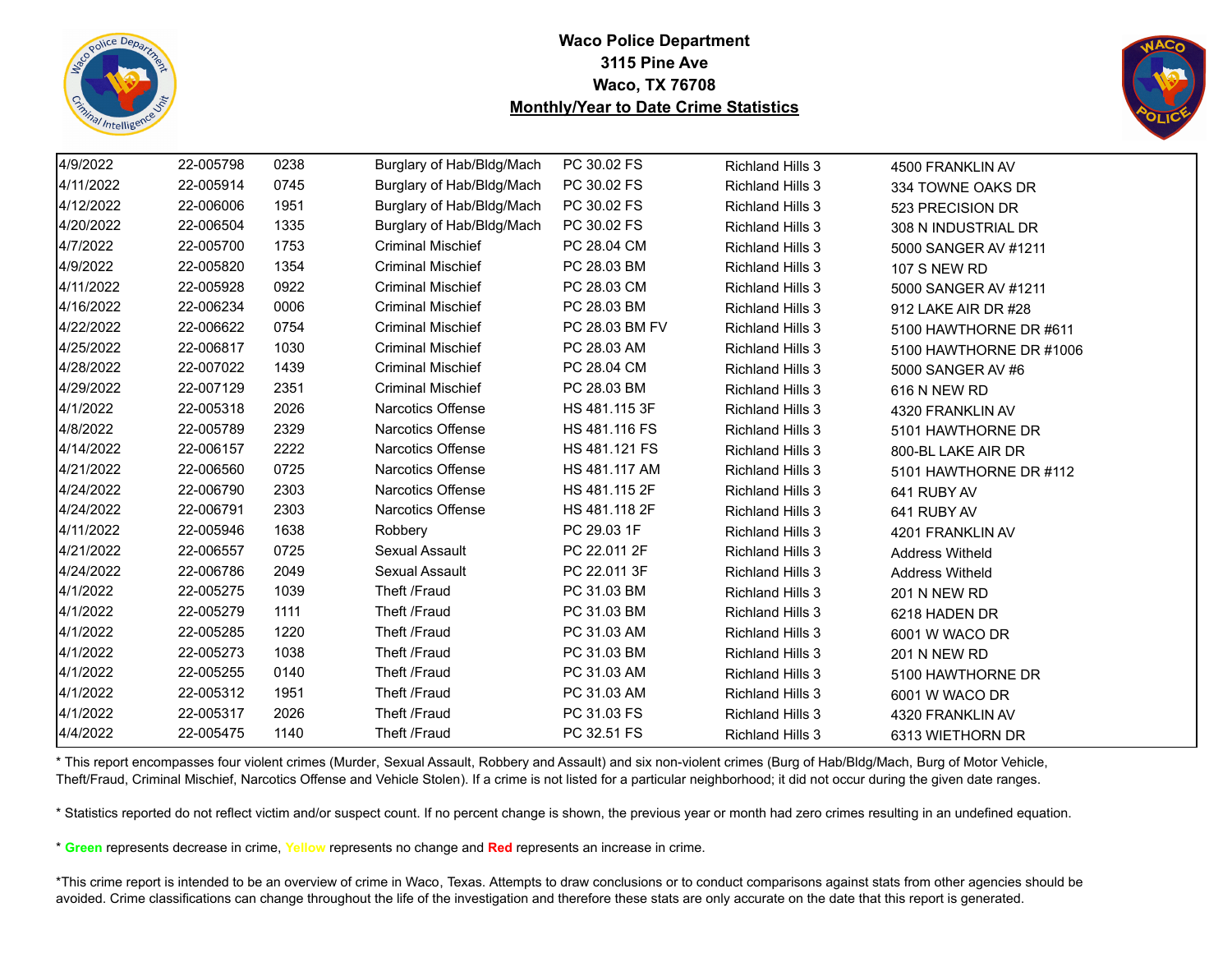**Waco Police Department**
**3115 Pine Ave**
**Waco, TX 76708**
**Monthly/Year to Date Crime Statistics**

| | | | | | | |
|---|---|---|---|---|---|---|
| 4/9/2022 | 22-005798 | 0238 | Burglary of Hab/Bldg/Mach | PC 30.02 FS | Richland Hills 3 | 4500 FRANKLIN AV |
| 4/11/2022 | 22-005914 | 0745 | Burglary of Hab/Bldg/Mach | PC 30.02 FS | Richland Hills 3 | 334 TOWNE OAKS DR |
| 4/12/2022 | 22-006006 | 1951 | Burglary of Hab/Bldg/Mach | PC 30.02 FS | Richland Hills 3 | 523 PRECISION DR |
| 4/20/2022 | 22-006504 | 1335 | Burglary of Hab/Bldg/Mach | PC 30.02 FS | Richland Hills 3 | 308 N INDUSTRIAL DR |
| 4/7/2022 | 22-005700 | 1753 | Criminal Mischief | PC 28.04 CM | Richland Hills 3 | 5000 SANGER AV #1211 |
| 4/9/2022 | 22-005820 | 1354 | Criminal Mischief | PC 28.03 BM | Richland Hills 3 | 107 S NEW RD |
| 4/11/2022 | 22-005928 | 0922 | Criminal Mischief | PC 28.03 CM | Richland Hills 3 | 5000 SANGER AV #1211 |
| 4/16/2022 | 22-006234 | 0006 | Criminal Mischief | PC 28.03 BM | Richland Hills 3 | 912 LAKE AIR DR #28 |
| 4/22/2022 | 22-006622 | 0754 | Criminal Mischief | PC 28.03 BM FV | Richland Hills 3 | 5100 HAWTHORNE DR #611 |
| 4/25/2022 | 22-006817 | 1030 | Criminal Mischief | PC 28.03 AM | Richland Hills 3 | 5100 HAWTHORNE DR #1006 |
| 4/28/2022 | 22-007022 | 1439 | Criminal Mischief | PC 28.04 CM | Richland Hills 3 | 5000 SANGER AV #6 |
| 4/29/2022 | 22-007129 | 2351 | Criminal Mischief | PC 28.03 BM | Richland Hills 3 | 616 N NEW RD |
| 4/1/2022 | 22-005318 | 2026 | Narcotics Offense | HS 481.115 3F | Richland Hills 3 | 4320 FRANKLIN AV |
| 4/8/2022 | 22-005789 | 2329 | Narcotics Offense | HS 481.116 FS | Richland Hills 3 | 5101 HAWTHORNE DR |
| 4/14/2022 | 22-006157 | 2222 | Narcotics Offense | HS 481.121 FS | Richland Hills 3 | 800-BL LAKE AIR DR |
| 4/21/2022 | 22-006560 | 0725 | Narcotics Offense | HS 481.117 AM | Richland Hills 3 | 5101 HAWTHORNE DR #112 |
| 4/24/2022 | 22-006790 | 2303 | Narcotics Offense | HS 481.115 2F | Richland Hills 3 | 641 RUBY AV |
| 4/24/2022 | 22-006791 | 2303 | Narcotics Offense | HS 481.118 2F | Richland Hills 3 | 641 RUBY AV |
| 4/11/2022 | 22-005946 | 1638 | Robbery | PC 29.03 1F | Richland Hills 3 | 4201 FRANKLIN AV |
| 4/21/2022 | 22-006557 | 0725 | Sexual Assault | PC 22.011 2F | Richland Hills 3 | Address Witheld |
| 4/24/2022 | 22-006786 | 2049 | Sexual Assault | PC 22.011 3F | Richland Hills 3 | Address Witheld |
| 4/1/2022 | 22-005275 | 1039 | Theft /Fraud | PC 31.03 BM | Richland Hills 3 | 201 N NEW RD |
| 4/1/2022 | 22-005279 | 1111 | Theft /Fraud | PC 31.03 BM | Richland Hills 3 | 6218 HADEN DR |
| 4/1/2022 | 22-005285 | 1220 | Theft /Fraud | PC 31.03 AM | Richland Hills 3 | 6001 W WACO DR |
| 4/1/2022 | 22-005273 | 1038 | Theft /Fraud | PC 31.03 BM | Richland Hills 3 | 201 N NEW RD |
| 4/1/2022 | 22-005255 | 0140 | Theft /Fraud | PC 31.03 AM | Richland Hills 3 | 5100 HAWTHORNE DR |
| 4/1/2022 | 22-005312 | 1951 | Theft /Fraud | PC 31.03 AM | Richland Hills 3 | 6001 W WACO DR |
| 4/1/2022 | 22-005317 | 2026 | Theft /Fraud | PC 31.03 FS | Richland Hills 3 | 4320 FRANKLIN AV |
| 4/4/2022 | 22-005475 | 1140 | Theft /Fraud | PC 32.51 FS | Richland Hills 3 | 6313 WIETHORN DR |

* This report encompasses four violent crimes (Murder, Sexual Assault, Robbery and Assault) and six non-violent crimes (Burg of Hab/Bldg/Mach, Burg of Motor Vehicle, Theft/Fraud, Criminal Mischief, Narcotics Offense and Vehicle Stolen). If a crime is not listed for a particular neighborhood; it did not occur during the given date ranges.

* Statistics reported do not reflect victim and/or suspect count. If no percent change is shown, the previous year or month had zero crimes resulting in an undefined equation.

* **Green** represents decrease in crime, Yellow represents no change and **Red** represents an increase in crime.

*This crime report is intended to be an overview of crime in Waco, Texas. Attempts to draw conclusions or to conduct comparisons against stats from other agencies should be avoided. Crime classifications can change throughout the life of the investigation and therefore these stats are only accurate on the date that this report is generated.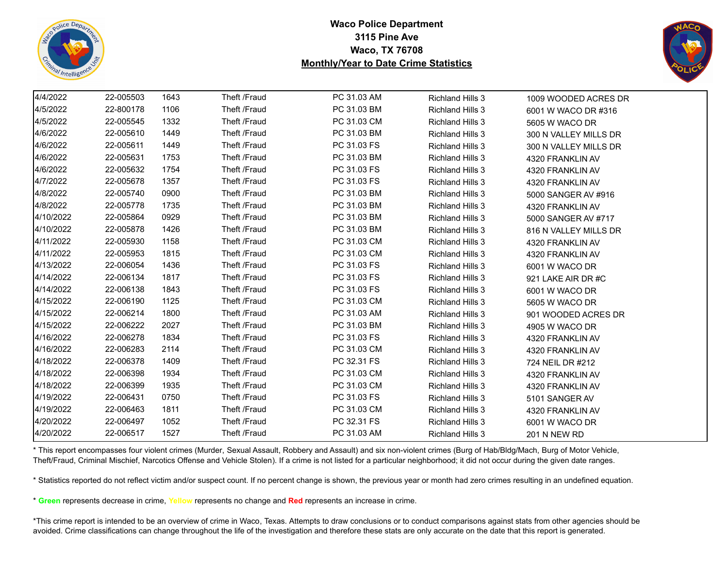**Waco Police Department**
**3115 Pine Ave**
**Waco, TX 76708**
**Monthly/Year to Date Crime Statistics**

| | | | | | | |
|---|---|---|---|---|---|---|
| 4/4/2022 | 22-005503 | 1643 | Theft /Fraud | PC 31.03 AM | Richland Hills 3 | 1009 WOODED ACRES DR |
| 4/5/2022 | 22-800178 | 1106 | Theft /Fraud | PC 31.03 BM | Richland Hills 3 | 6001 W WACO DR #316 |
| 4/5/2022 | 22-005545 | 1332 | Theft /Fraud | PC 31.03 CM | Richland Hills 3 | 5605 W WACO DR |
| 4/6/2022 | 22-005610 | 1449 | Theft /Fraud | PC 31.03 BM | Richland Hills 3 | 300 N VALLEY MILLS DR |
| 4/6/2022 | 22-005611 | 1449 | Theft /Fraud | PC 31.03 FS | Richland Hills 3 | 300 N VALLEY MILLS DR |
| 4/6/2022 | 22-005631 | 1753 | Theft /Fraud | PC 31.03 BM | Richland Hills 3 | 4320 FRANKLIN AV |
| 4/6/2022 | 22-005632 | 1754 | Theft /Fraud | PC 31.03 FS | Richland Hills 3 | 4320 FRANKLIN AV |
| 4/7/2022 | 22-005678 | 1357 | Theft /Fraud | PC 31.03 FS | Richland Hills 3 | 4320 FRANKLIN AV |
| 4/8/2022 | 22-005740 | 0900 | Theft /Fraud | PC 31.03 BM | Richland Hills 3 | 5000 SANGER AV #916 |
| 4/8/2022 | 22-005778 | 1735 | Theft /Fraud | PC 31.03 BM | Richland Hills 3 | 4320 FRANKLIN AV |
| 4/10/2022 | 22-005864 | 0929 | Theft /Fraud | PC 31.03 BM | Richland Hills 3 | 5000 SANGER AV #717 |
| 4/10/2022 | 22-005878 | 1426 | Theft /Fraud | PC 31.03 BM | Richland Hills 3 | 816 N VALLEY MILLS DR |
| 4/11/2022 | 22-005930 | 1158 | Theft /Fraud | PC 31.03 CM | Richland Hills 3 | 4320 FRANKLIN AV |
| 4/11/2022 | 22-005953 | 1815 | Theft /Fraud | PC 31.03 CM | Richland Hills 3 | 4320 FRANKLIN AV |
| 4/13/2022 | 22-006054 | 1436 | Theft /Fraud | PC 31.03 FS | Richland Hills 3 | 6001 W WACO DR |
| 4/14/2022 | 22-006134 | 1817 | Theft /Fraud | PC 31.03 FS | Richland Hills 3 | 921 LAKE AIR DR #C |
| 4/14/2022 | 22-006138 | 1843 | Theft /Fraud | PC 31.03 FS | Richland Hills 3 | 6001 W WACO DR |
| 4/15/2022 | 22-006190 | 1125 | Theft /Fraud | PC 31.03 CM | Richland Hills 3 | 5605 W WACO DR |
| 4/15/2022 | 22-006214 | 1800 | Theft /Fraud | PC 31.03 AM | Richland Hills 3 | 901 WOODED ACRES DR |
| 4/15/2022 | 22-006222 | 2027 | Theft /Fraud | PC 31.03 BM | Richland Hills 3 | 4905 W WACO DR |
| 4/16/2022 | 22-006278 | 1834 | Theft /Fraud | PC 31.03 FS | Richland Hills 3 | 4320 FRANKLIN AV |
| 4/16/2022 | 22-006283 | 2114 | Theft /Fraud | PC 31.03 CM | Richland Hills 3 | 4320 FRANKLIN AV |
| 4/18/2022 | 22-006378 | 1409 | Theft /Fraud | PC 32.31 FS | Richland Hills 3 | 724 NEIL DR #212 |
| 4/18/2022 | 22-006398 | 1934 | Theft /Fraud | PC 31.03 CM | Richland Hills 3 | 4320 FRANKLIN AV |
| 4/18/2022 | 22-006399 | 1935 | Theft /Fraud | PC 31.03 CM | Richland Hills 3 | 4320 FRANKLIN AV |
| 4/19/2022 | 22-006431 | 0750 | Theft /Fraud | PC 31.03 FS | Richland Hills 3 | 5101 SANGER AV |
| 4/19/2022 | 22-006463 | 1811 | Theft /Fraud | PC 31.03 CM | Richland Hills 3 | 4320 FRANKLIN AV |
| 4/20/2022 | 22-006497 | 1052 | Theft /Fraud | PC 32.31 FS | Richland Hills 3 | 6001 W WACO DR |
| 4/20/2022 | 22-006517 | 1527 | Theft /Fraud | PC 31.03 AM | Richland Hills 3 | 201 N NEW RD |

* This report encompasses four violent crimes (Murder, Sexual Assault, Robbery and Assault) and six non-violent crimes (Burg of Hab/Bldg/Mach, Burg of Motor Vehicle, Theft/Fraud, Criminal Mischief, Narcotics Offense and Vehicle Stolen). If a crime is not listed for a particular neighborhood; it did not occur during the given date ranges.

* Statistics reported do not reflect victim and/or suspect count. If no percent change is shown, the previous year or month had zero crimes resulting in an undefined equation.

* **Green** represents decrease in crime, Yellow represents no change and **Red** represents an increase in crime.

*This crime report is intended to be an overview of crime in Waco, Texas. Attempts to draw conclusions or to conduct comparisons against stats from other agencies should be avoided. Crime classifications can change throughout the life of the investigation and therefore these stats are only accurate on the date that this report is generated.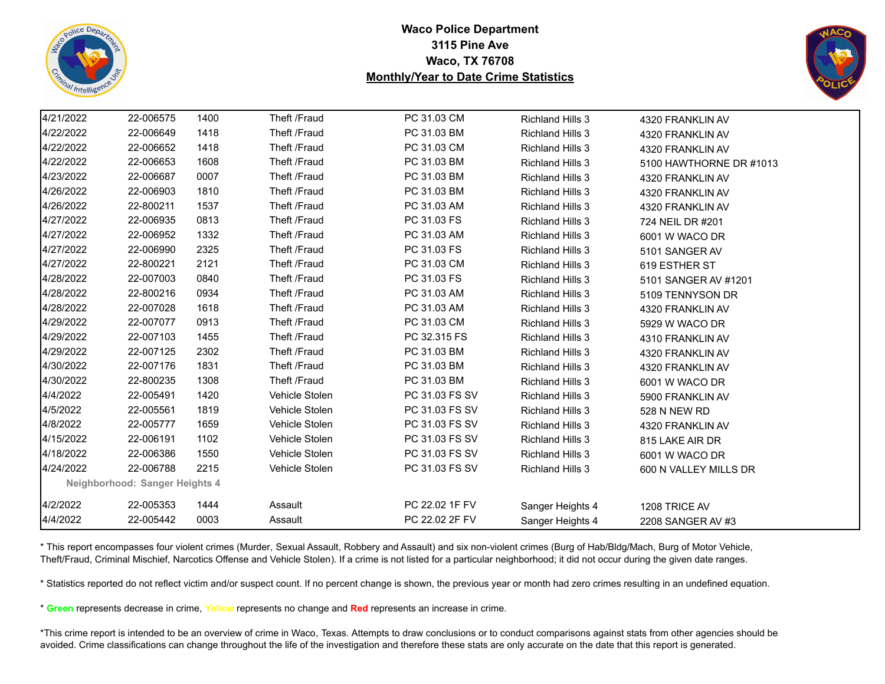**Waco Police Department**
**3115 Pine Ave**
**Waco, TX 76708**
**Monthly/Year to Date Crime Statistics**

| | | | | | | |
|---|---|---|---|---|---|---|
| 4/21/2022 | 22-006575 | 1400 | Theft /Fraud | PC 31.03 CM | Richland Hills 3 | 4320 FRANKLIN AV |
| 4/22/2022 | 22-006649 | 1418 | Theft /Fraud | PC 31.03 BM | Richland Hills 3 | 4320 FRANKLIN AV |
| 4/22/2022 | 22-006652 | 1418 | Theft /Fraud | PC 31.03 CM | Richland Hills 3 | 4320 FRANKLIN AV |
| 4/22/2022 | 22-006653 | 1608 | Theft /Fraud | PC 31.03 BM | Richland Hills 3 | 5100 HAWTHORNE DR #1013 |
| 4/23/2022 | 22-006687 | 0007 | Theft /Fraud | PC 31.03 BM | Richland Hills 3 | 4320 FRANKLIN AV |
| 4/26/2022 | 22-006903 | 1810 | Theft /Fraud | PC 31.03 BM | Richland Hills 3 | 4320 FRANKLIN AV |
| 4/26/2022 | 22-800211 | 1537 | Theft /Fraud | PC 31.03 AM | Richland Hills 3 | 4320 FRANKLIN AV |
| 4/27/2022 | 22-006935 | 0813 | Theft /Fraud | PC 31.03 FS | Richland Hills 3 | 724 NEIL DR #201 |
| 4/27/2022 | 22-006952 | 1332 | Theft /Fraud | PC 31.03 AM | Richland Hills 3 | 6001 W WACO DR |
| 4/27/2022 | 22-006990 | 2325 | Theft /Fraud | PC 31.03 FS | Richland Hills 3 | 5101 SANGER AV |
| 4/27/2022 | 22-800221 | 2121 | Theft /Fraud | PC 31.03 CM | Richland Hills 3 | 619 ESTHER ST |
| 4/28/2022 | 22-007003 | 0840 | Theft /Fraud | PC 31.03 FS | Richland Hills 3 | 5101 SANGER AV #1201 |
| 4/28/2022 | 22-800216 | 0934 | Theft /Fraud | PC 31.03 AM | Richland Hills 3 | 5109 TENNYSON DR |
| 4/28/2022 | 22-007028 | 1618 | Theft /Fraud | PC 31.03 AM | Richland Hills 3 | 4320 FRANKLIN AV |
| 4/29/2022 | 22-007077 | 0913 | Theft /Fraud | PC 31.03 CM | Richland Hills 3 | 5929 W WACO DR |
| 4/29/2022 | 22-007103 | 1455 | Theft /Fraud | PC 32.315 FS | Richland Hills 3 | 4310 FRANKLIN AV |
| 4/29/2022 | 22-007125 | 2302 | Theft /Fraud | PC 31.03 BM | Richland Hills 3 | 4320 FRANKLIN AV |
| 4/30/2022 | 22-007176 | 1831 | Theft /Fraud | PC 31.03 BM | Richland Hills 3 | 4320 FRANKLIN AV |
| 4/30/2022 | 22-800235 | 1308 | Theft /Fraud | PC 31.03 BM | Richland Hills 3 | 6001 W WACO DR |
| 4/4/2022 | 22-005491 | 1420 | Vehicle Stolen | PC 31.03 FS SV | Richland Hills 3 | 5900 FRANKLIN AV |
| 4/5/2022 | 22-005561 | 1819 | Vehicle Stolen | PC 31.03 FS SV | Richland Hills 3 | 528 N NEW RD |
| 4/8/2022 | 22-005777 | 1659 | Vehicle Stolen | PC 31.03 FS SV | Richland Hills 3 | 4320 FRANKLIN AV |
| 4/15/2022 | 22-006191 | 1102 | Vehicle Stolen | PC 31.03 FS SV | Richland Hills 3 | 815 LAKE AIR DR |
| 4/18/2022 | 22-006386 | 1550 | Vehicle Stolen | PC 31.03 FS SV | Richland Hills 3 | 6001 W WACO DR |
| 4/24/2022 | 22-006788 | 2215 | Vehicle Stolen | PC 31.03 FS SV | Richland Hills 3 | 600 N VALLEY MILLS DR |
| **Neighborhood: Sanger Heights 4** | | | | | | |
| 4/2/2022 | 22-005353 | 1444 | Assault | PC 22.02 1F FV | Sanger Heights 4 | 1208 TRICE AV |
| 4/4/2022 | 22-005442 | 0003 | Assault | PC 22.02 2F FV | Sanger Heights 4 | 2208 SANGER AV #3 |

* This report encompasses four violent crimes (Murder, Sexual Assault, Robbery and Assault) and six non-violent crimes (Burg of Hab/Bldg/Mach, Burg of Motor Vehicle, Theft/Fraud, Criminal Mischief, Narcotics Offense and Vehicle Stolen). If a crime is not listed for a particular neighborhood; it did not occur during the given date ranges.

* Statistics reported do not reflect victim and/or suspect count. If no percent change is shown, the previous year or month had zero crimes resulting in an undefined equation.

* **Green** represents decrease in crime, **Yellow** represents no change and **Red** represents an increase in crime.

*This crime report is intended to be an overview of crime in Waco, Texas. Attempts to draw conclusions or to conduct comparisons against stats from other agencies should be avoided. Crime classifications can change throughout the life of the investigation and therefore these stats are only accurate on the date that this report is generated.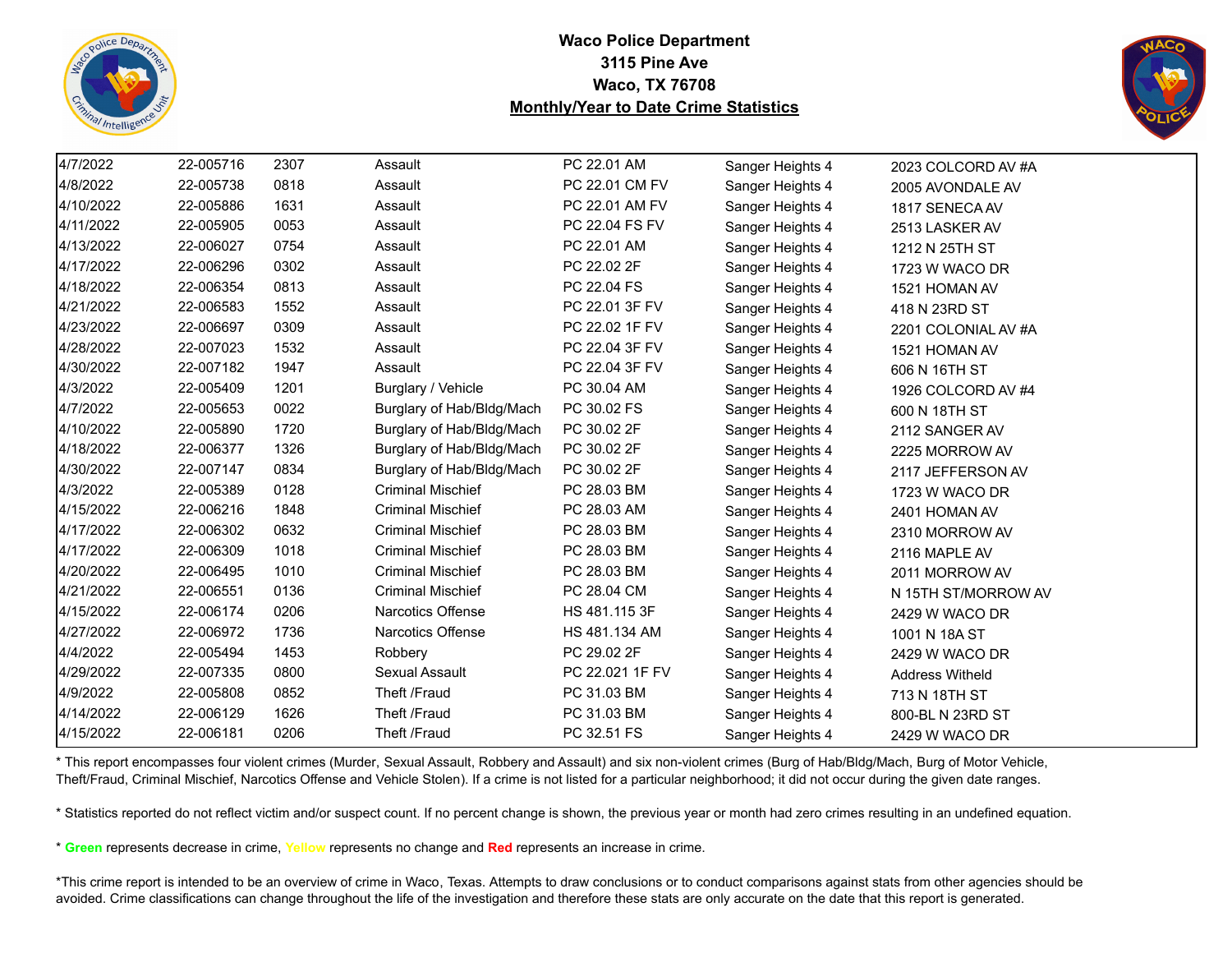**Waco Police Department**
**3115 Pine Ave**
**Waco, TX 76708**
**Monthly/Year to Date Crime Statistics**

| | | | | | | |
|---|---|---|---|---|---|---|
| 4/7/2022 | 22-005716 | 2307 | Assault | PC 22.01 AM | Sanger Heights 4 | 2023 COLCORD AV #A |
| 4/8/2022 | 22-005738 | 0818 | Assault | PC 22.01 CM FV | Sanger Heights 4 | 2005 AVONDALE AV |
| 4/10/2022 | 22-005886 | 1631 | Assault | PC 22.01 AM FV | Sanger Heights 4 | 1817 SENECA AV |
| 4/11/2022 | 22-005905 | 0053 | Assault | PC 22.04 FS FV | Sanger Heights 4 | 2513 LASKER AV |
| 4/13/2022 | 22-006027 | 0754 | Assault | PC 22.01 AM | Sanger Heights 4 | 1212 N 25TH ST |
| 4/17/2022 | 22-006296 | 0302 | Assault | PC 22.02 2F | Sanger Heights 4 | 1723 W WACO DR |
| 4/18/2022 | 22-006354 | 0813 | Assault | PC 22.04 FS | Sanger Heights 4 | 1521 HOMAN AV |
| 4/21/2022 | 22-006583 | 1552 | Assault | PC 22.01 3F FV | Sanger Heights 4 | 418 N 23RD ST |
| 4/23/2022 | 22-006697 | 0309 | Assault | PC 22.02 1F FV | Sanger Heights 4 | 2201 COLONIAL AV #A |
| 4/28/2022 | 22-007023 | 1532 | Assault | PC 22.04 3F FV | Sanger Heights 4 | 1521 HOMAN AV |
| 4/30/2022 | 22-007182 | 1947 | Assault | PC 22.04 3F FV | Sanger Heights 4 | 606 N 16TH ST |
| 4/3/2022 | 22-005409 | 1201 | Burglary / Vehicle | PC 30.04 AM | Sanger Heights 4 | 1926 COLCORD AV #4 |
| 4/7/2022 | 22-005653 | 0022 | Burglary of Hab/Bldg/Mach | PC 30.02 FS | Sanger Heights 4 | 600 N 18TH ST |
| 4/10/2022 | 22-005890 | 1720 | Burglary of Hab/Bldg/Mach | PC 30.02 2F | Sanger Heights 4 | 2112 SANGER AV |
| 4/18/2022 | 22-006377 | 1326 | Burglary of Hab/Bldg/Mach | PC 30.02 2F | Sanger Heights 4 | 2225 MORROW AV |
| 4/30/2022 | 22-007147 | 0834 | Burglary of Hab/Bldg/Mach | PC 30.02 2F | Sanger Heights 4 | 2117 JEFFERSON AV |
| 4/3/2022 | 22-005389 | 0128 | Criminal Mischief | PC 28.03 BM | Sanger Heights 4 | 1723 W WACO DR |
| 4/15/2022 | 22-006216 | 1848 | Criminal Mischief | PC 28.03 AM | Sanger Heights 4 | 2401 HOMAN AV |
| 4/17/2022 | 22-006302 | 0632 | Criminal Mischief | PC 28.03 BM | Sanger Heights 4 | 2310 MORROW AV |
| 4/17/2022 | 22-006309 | 1018 | Criminal Mischief | PC 28.03 BM | Sanger Heights 4 | 2116 MAPLE AV |
| 4/20/2022 | 22-006495 | 1010 | Criminal Mischief | PC 28.03 BM | Sanger Heights 4 | 2011 MORROW AV |
| 4/21/2022 | 22-006551 | 0136 | Criminal Mischief | PC 28.04 CM | Sanger Heights 4 | N 15TH ST/MORROW AV |
| 4/15/2022 | 22-006174 | 0206 | Narcotics Offense | HS 481.115 3F | Sanger Heights 4 | 2429 W WACO DR |
| 4/27/2022 | 22-006972 | 1736 | Narcotics Offense | HS 481.134 AM | Sanger Heights 4 | 1001 N 18A ST |
| 4/4/2022 | 22-005494 | 1453 | Robbery | PC 29.02 2F | Sanger Heights 4 | 2429 W WACO DR |
| 4/29/2022 | 22-007335 | 0800 | Sexual Assault | PC 22.021 1F FV | Sanger Heights 4 | Address Witheld |
| 4/9/2022 | 22-005808 | 0852 | Theft /Fraud | PC 31.03 BM | Sanger Heights 4 | 713 N 18TH ST |
| 4/14/2022 | 22-006129 | 1626 | Theft /Fraud | PC 31.03 BM | Sanger Heights 4 | 800-BL N 23RD ST |
| 4/15/2022 | 22-006181 | 0206 | Theft /Fraud | PC 32.51 FS | Sanger Heights 4 | 2429 W WACO DR |

* This report encompasses four violent crimes (Murder, Sexual Assault, Robbery and Assault) and six non-violent crimes (Burg of Hab/Bldg/Mach, Burg of Motor Vehicle, Theft/Fraud, Criminal Mischief, Narcotics Offense and Vehicle Stolen). If a crime is not listed for a particular neighborhood; it did not occur during the given date ranges.

* Statistics reported do not reflect victim and/or suspect count. If no percent change is shown, the previous year or month had zero crimes resulting in an undefined equation.

* **Green** represents decrease in crime, **Yellow** represents no change and **Red** represents an increase in crime.

*This crime report is intended to be an overview of crime in Waco, Texas. Attempts to draw conclusions or to conduct comparisons against stats from other agencies should be avoided. Crime classifications can change throughout the life of the investigation and therefore these stats are only accurate on the date that this report is generated.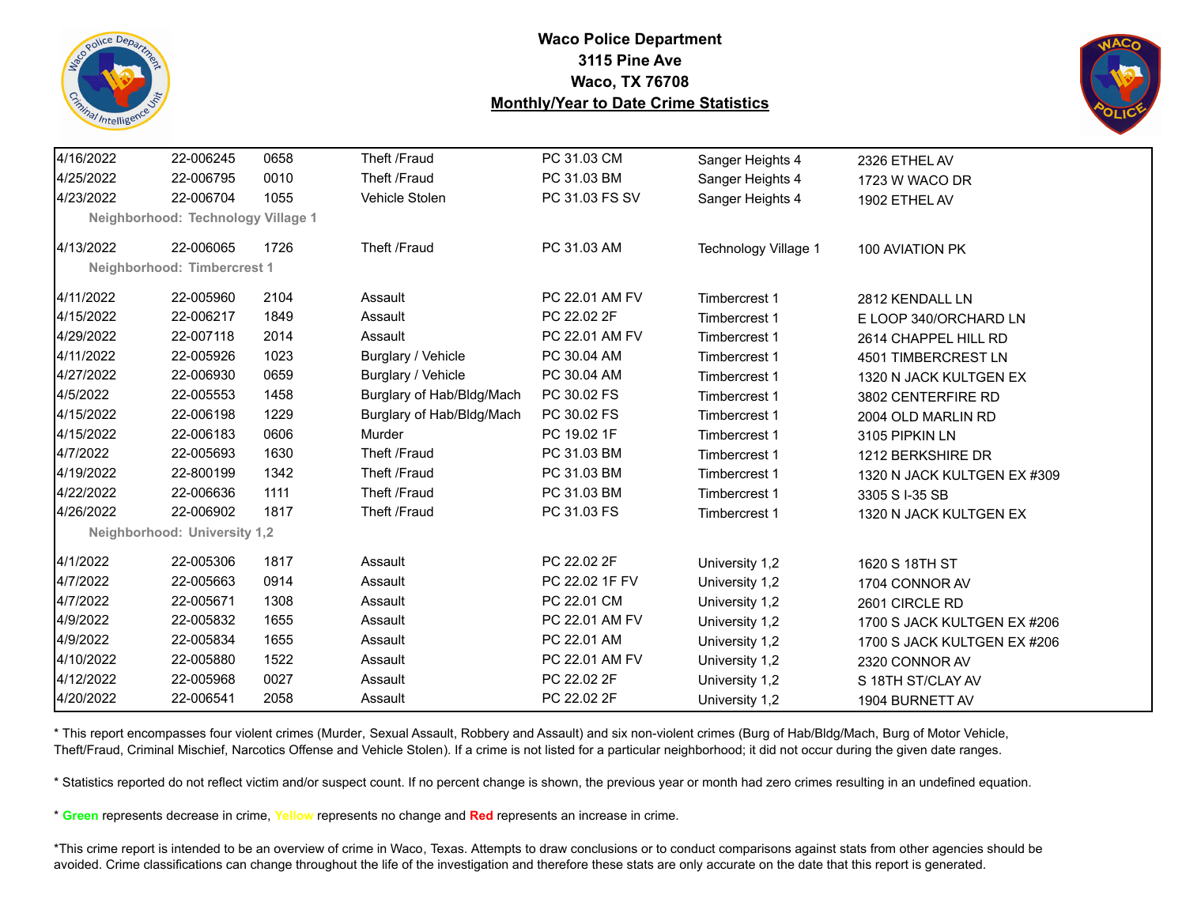**Waco Police Department**
**3115 Pine Ave**
**Waco, TX 76708**
**Monthly/Year to Date Crime Statistics**

| | | | | | | |
|---|---|---|---|---|---|---|
| 4/16/2022 | 22-006245 | 0658 | Theft /Fraud | PC 31.03 CM | Sanger Heights 4 | 2326 ETHEL AV |
| 4/25/2022 | 22-006795 | 0010 | Theft /Fraud | PC 31.03 BM | Sanger Heights 4 | 1723 W WACO DR |
| 4/23/2022 | 22-006704 | 1055 | Vehicle Stolen | PC 31.03 FS SV | Sanger Heights 4 | 1902 ETHEL AV |
| **Neighborhood: Technology Village 1** | | | | | | |
| 4/13/2022 | 22-006065 | 1726 | Theft /Fraud | PC 31.03 AM | Technology Village 1 | 100 AVIATION PK |
| **Neighborhood: Timbercrest 1** | | | | | | |
| 4/11/2022 | 22-005960 | 2104 | Assault | PC 22.01 AM FV | Timbercrest 1 | 2812 KENDALL LN |
| 4/15/2022 | 22-006217 | 1849 | Assault | PC 22.02 2F | Timbercrest 1 | E LOOP 340/ORCHARD LN |
| 4/29/2022 | 22-007118 | 2014 | Assault | PC 22.01 AM FV | Timbercrest 1 | 2614 CHAPPEL HILL RD |
| 4/11/2022 | 22-005926 | 1023 | Burglary / Vehicle | PC 30.04 AM | Timbercrest 1 | 4501 TIMBERCREST LN |
| 4/27/2022 | 22-006930 | 0659 | Burglary / Vehicle | PC 30.04 AM | Timbercrest 1 | 1320 N JACK KULTGEN EX |
| 4/5/2022 | 22-005553 | 1458 | Burglary of Hab/Bldg/Mach | PC 30.02 FS | Timbercrest 1 | 3802 CENTERFIRE RD |
| 4/15/2022 | 22-006198 | 1229 | Burglary of Hab/Bldg/Mach | PC 30.02 FS | Timbercrest 1 | 2004 OLD MARLIN RD |
| 4/15/2022 | 22-006183 | 0606 | Murder | PC 19.02 1F | Timbercrest 1 | 3105 PIPKIN LN |
| 4/7/2022 | 22-005693 | 1630 | Theft /Fraud | PC 31.03 BM | Timbercrest 1 | 1212 BERKSHIRE DR |
| 4/19/2022 | 22-800199 | 1342 | Theft /Fraud | PC 31.03 BM | Timbercrest 1 | 1320 N JACK KULTGEN EX #309 |
| 4/22/2022 | 22-006636 | 1111 | Theft /Fraud | PC 31.03 BM | Timbercrest 1 | 3305 S I-35 SB |
| 4/26/2022 | 22-006902 | 1817 | Theft /Fraud | PC 31.03 FS | Timbercrest 1 | 1320 N JACK KULTGEN EX |
| **Neighborhood: University 1,2** | | | | | | |
| 4/1/2022 | 22-005306 | 1817 | Assault | PC 22.02 2F | University 1,2 | 1620 S 18TH ST |
| 4/7/2022 | 22-005663 | 0914 | Assault | PC 22.02 1F FV | University 1,2 | 1704 CONNOR AV |
| 4/7/2022 | 22-005671 | 1308 | Assault | PC 22.01 CM | University 1,2 | 2601 CIRCLE RD |
| 4/9/2022 | 22-005832 | 1655 | Assault | PC 22.01 AM FV | University 1,2 | 1700 S JACK KULTGEN EX #206 |
| 4/9/2022 | 22-005834 | 1655 | Assault | PC 22.01 AM | University 1,2 | 1700 S JACK KULTGEN EX #206 |
| 4/10/2022 | 22-005880 | 1522 | Assault | PC 22.01 AM FV | University 1,2 | 2320 CONNOR AV |
| 4/12/2022 | 22-005968 | 0027 | Assault | PC 22.02 2F | University 1,2 | S 18TH ST/CLAY AV |
| 4/20/2022 | 22-006541 | 2058 | Assault | PC 22.02 2F | University 1,2 | 1904 BURNETT AV |

* This report encompasses four violent crimes (Murder, Sexual Assault, Robbery and Assault) and six non-violent crimes (Burg of Hab/Bldg/Mach, Burg of Motor Vehicle, Theft/Fraud, Criminal Mischief, Narcotics Offense and Vehicle Stolen). If a crime is not listed for a particular neighborhood; it did not occur during the given date ranges.

* Statistics reported do not reflect victim and/or suspect count. If no percent change is shown, the previous year or month had zero crimes resulting in an undefined equation.

* **Green** represents decrease in crime, Yellow represents no change and **Red** represents an increase in crime.

*This crime report is intended to be an overview of crime in Waco, Texas. Attempts to draw conclusions or to conduct comparisons against stats from other agencies should be avoided. Crime classifications can change throughout the life of the investigation and therefore these stats are only accurate on the date that this report is generated.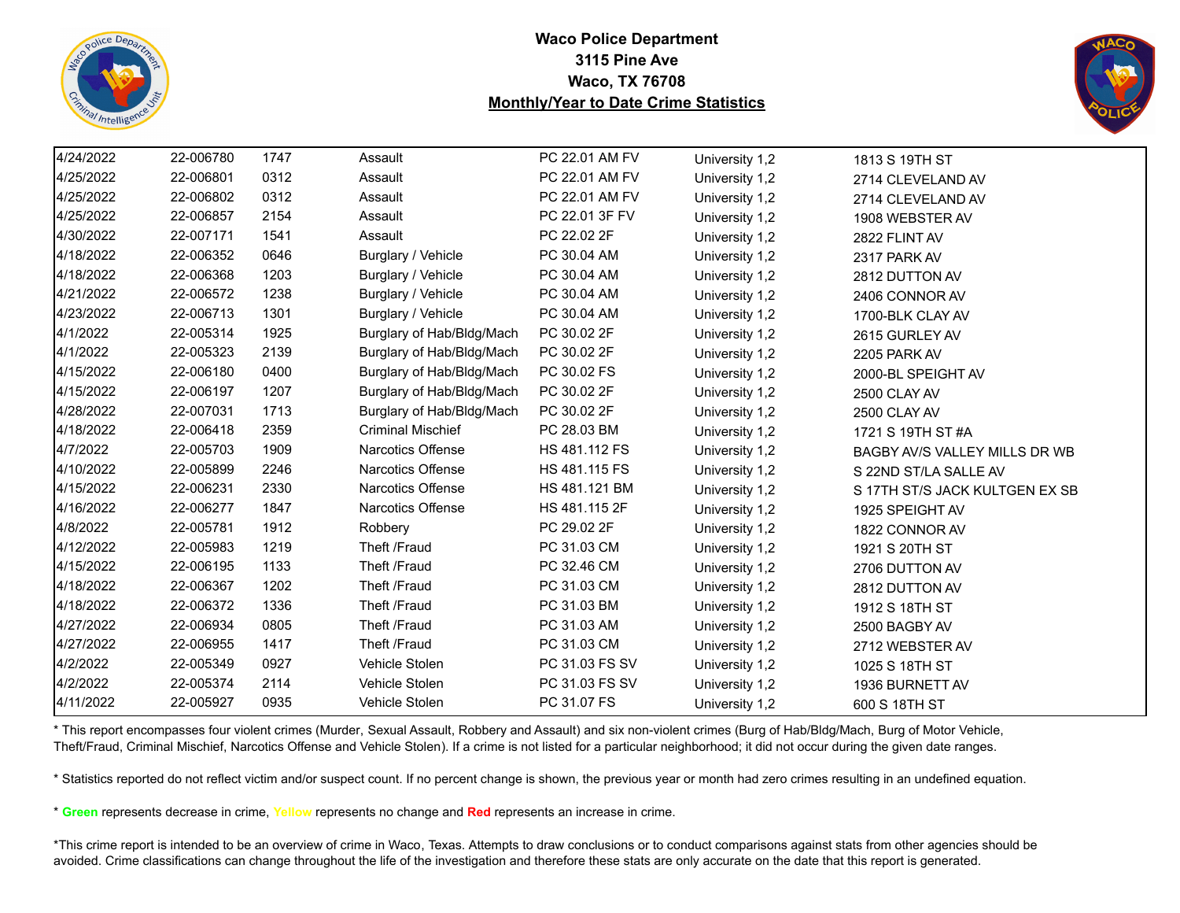**Waco Police Department**
**3115 Pine Ave**
**Waco, TX 76708**
**Monthly/Year to Date Crime Statistics**

| | | | | | | |
|---|---|---|---|---|---|---|
| 4/24/2022 | 22-006780 | 1747 | Assault | PC 22.01 AM FV | University 1,2 | 1813 S 19TH ST |
| 4/25/2022 | 22-006801 | 0312 | Assault | PC 22.01 AM FV | University 1,2 | 2714 CLEVELAND AV |
| 4/25/2022 | 22-006802 | 0312 | Assault | PC 22.01 AM FV | University 1,2 | 2714 CLEVELAND AV |
| 4/25/2022 | 22-006857 | 2154 | Assault | PC 22.01 3F FV | University 1,2 | 1908 WEBSTER AV |
| 4/30/2022 | 22-007171 | 1541 | Assault | PC 22.02 2F | University 1,2 | 2822 FLINT AV |
| 4/18/2022 | 22-006352 | 0646 | Burglary / Vehicle | PC 30.04 AM | University 1,2 | 2317 PARK AV |
| 4/18/2022 | 22-006368 | 1203 | Burglary / Vehicle | PC 30.04 AM | University 1,2 | 2812 DUTTON AV |
| 4/21/2022 | 22-006572 | 1238 | Burglary / Vehicle | PC 30.04 AM | University 1,2 | 2406 CONNOR AV |
| 4/23/2022 | 22-006713 | 1301 | Burglary / Vehicle | PC 30.04 AM | University 1,2 | 1700-BLK CLAY AV |
| 4/1/2022 | 22-005314 | 1925 | Burglary of Hab/Bldg/Mach | PC 30.02 2F | University 1,2 | 2615 GURLEY AV |
| 4/1/2022 | 22-005323 | 2139 | Burglary of Hab/Bldg/Mach | PC 30.02 2F | University 1,2 | 2205 PARK AV |
| 4/15/2022 | 22-006180 | 0400 | Burglary of Hab/Bldg/Mach | PC 30.02 FS | University 1,2 | 2000-BL SPEIGHT AV |
| 4/15/2022 | 22-006197 | 1207 | Burglary of Hab/Bldg/Mach | PC 30.02 2F | University 1,2 | 2500 CLAY AV |
| 4/28/2022 | 22-007031 | 1713 | Burglary of Hab/Bldg/Mach | PC 30.02 2F | University 1,2 | 2500 CLAY AV |
| 4/18/2022 | 22-006418 | 2359 | Criminal Mischief | PC 28.03 BM | University 1,2 | 1721 S 19TH ST #A |
| 4/7/2022 | 22-005703 | 1909 | Narcotics Offense | HS 481.112 FS | University 1,2 | BAGBY AV/S VALLEY MILLS DR WB |
| 4/10/2022 | 22-005899 | 2246 | Narcotics Offense | HS 481.115 FS | University 1,2 | S 22ND ST/LA SALLE AV |
| 4/15/2022 | 22-006231 | 2330 | Narcotics Offense | HS 481.121 BM | University 1,2 | S 17TH ST/S JACK KULTGEN EX SB |
| 4/16/2022 | 22-006277 | 1847 | Narcotics Offense | HS 481.115 2F | University 1,2 | 1925 SPEIGHT AV |
| 4/8/2022 | 22-005781 | 1912 | Robbery | PC 29.02 2F | University 1,2 | 1822 CONNOR AV |
| 4/12/2022 | 22-005983 | 1219 | Theft /Fraud | PC 31.03 CM | University 1,2 | 1921 S 20TH ST |
| 4/15/2022 | 22-006195 | 1133 | Theft /Fraud | PC 32.46 CM | University 1,2 | 2706 DUTTON AV |
| 4/18/2022 | 22-006367 | 1202 | Theft /Fraud | PC 31.03 CM | University 1,2 | 2812 DUTTON AV |
| 4/18/2022 | 22-006372 | 1336 | Theft /Fraud | PC 31.03 BM | University 1,2 | 1912 S 18TH ST |
| 4/27/2022 | 22-006934 | 0805 | Theft /Fraud | PC 31.03 AM | University 1,2 | 2500 BAGBY AV |
| 4/27/2022 | 22-006955 | 1417 | Theft /Fraud | PC 31.03 CM | University 1,2 | 2712 WEBSTER AV |
| 4/2/2022 | 22-005349 | 0927 | Vehicle Stolen | PC 31.03 FS SV | University 1,2 | 1025 S 18TH ST |
| 4/2/2022 | 22-005374 | 2114 | Vehicle Stolen | PC 31.03 FS SV | University 1,2 | 1936 BURNETT AV |
| 4/11/2022 | 22-005927 | 0935 | Vehicle Stolen | PC 31.07 FS | University 1,2 | 600 S 18TH ST |

* This report encompasses four violent crimes (Murder, Sexual Assault, Robbery and Assault) and six non-violent crimes (Burg of Hab/Bldg/Mach, Burg of Motor Vehicle, Theft/Fraud, Criminal Mischief, Narcotics Offense and Vehicle Stolen). If a crime is not listed for a particular neighborhood; it did not occur during the given date ranges.

* Statistics reported do not reflect victim and/or suspect count. If no percent change is shown, the previous year or month had zero crimes resulting in an undefined equation.

* **Green** represents decrease in crime, **Yellow** represents no change and **Red** represents an increase in crime.

*This crime report is intended to be an overview of crime in Waco, Texas. Attempts to draw conclusions or to conduct comparisons against stats from other agencies should be avoided. Crime classifications can change throughout the life of the investigation and therefore these stats are only accurate on the date that this report is generated.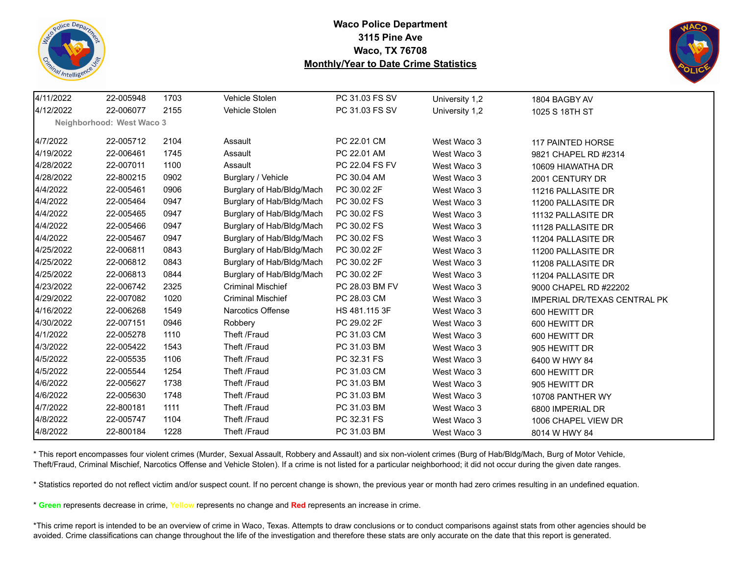# Waco Police Department
## 3115 Pine Ave
## Waco, TX 76708
## Monthly/Year to Date Crime Statistics

| | | | | | | |
|---|---|---|---|---|---|---|
| 4/11/2022 | 22-005948 | 1703 | Vehicle Stolen | PC 31.03 FS SV | University 1,2 | 1804 BAGBY AV |
| 4/12/2022 | 22-006077 | 2155 | Vehicle Stolen | PC 31.03 FS SV | University 1,2 | 1025 S 18TH ST |
| **Neighborhood: West Waco 3** | | | | | | |
| 4/7/2022 | 22-005712 | 2104 | Assault | PC 22.01 CM | West Waco 3 | 117 PAINTED HORSE |
| 4/19/2022 | 22-006461 | 1745 | Assault | PC 22.01 AM | West Waco 3 | 9821 CHAPEL RD #2314 |
| 4/28/2022 | 22-007011 | 1100 | Assault | PC 22.04 FS FV | West Waco 3 | 10609 HIAWATHA DR |
| 4/28/2022 | 22-800215 | 0902 | Burglary / Vehicle | PC 30.04 AM | West Waco 3 | 2001 CENTURY DR |
| 4/4/2022 | 22-005461 | 0906 | Burglary of Hab/Bldg/Mach | PC 30.02 2F | West Waco 3 | 11216 PALLASITE DR |
| 4/4/2022 | 22-005464 | 0947 | Burglary of Hab/Bldg/Mach | PC 30.02 FS | West Waco 3 | 11200 PALLASITE DR |
| 4/4/2022 | 22-005465 | 0947 | Burglary of Hab/Bldg/Mach | PC 30.02 FS | West Waco 3 | 11132 PALLASITE DR |
| 4/4/2022 | 22-005466 | 0947 | Burglary of Hab/Bldg/Mach | PC 30.02 FS | West Waco 3 | 11128 PALLASITE DR |
| 4/4/2022 | 22-005467 | 0947 | Burglary of Hab/Bldg/Mach | PC 30.02 FS | West Waco 3 | 11204 PALLASITE DR |
| 4/25/2022 | 22-006811 | 0843 | Burglary of Hab/Bldg/Mach | PC 30.02 2F | West Waco 3 | 11200 PALLASITE DR |
| 4/25/2022 | 22-006812 | 0843 | Burglary of Hab/Bldg/Mach | PC 30.02 2F | West Waco 3 | 11208 PALLASITE DR |
| 4/25/2022 | 22-006813 | 0844 | Burglary of Hab/Bldg/Mach | PC 30.02 2F | West Waco 3 | 11204 PALLASITE DR |
| 4/23/2022 | 22-006742 | 2325 | Criminal Mischief | PC 28.03 BM FV | West Waco 3 | 9000 CHAPEL RD #22202 |
| 4/29/2022 | 22-007082 | 1020 | Criminal Mischief | PC 28.03 CM | West Waco 3 | IMPERIAL DR/TEXAS CENTRAL PK |
| 4/16/2022 | 22-006268 | 1549 | Narcotics Offense | HS 481.115 3F | West Waco 3 | 600 HEWITT DR |
| 4/30/2022 | 22-007151 | 0946 | Robbery | PC 29.02 2F | West Waco 3 | 600 HEWITT DR |
| 4/1/2022 | 22-005278 | 1110 | Theft /Fraud | PC 31.03 CM | West Waco 3 | 600 HEWITT DR |
| 4/3/2022 | 22-005422 | 1543 | Theft /Fraud | PC 31.03 BM | West Waco 3 | 905 HEWITT DR |
| 4/5/2022 | 22-005535 | 1106 | Theft /Fraud | PC 32.31 FS | West Waco 3 | 6400 W HWY 84 |
| 4/5/2022 | 22-005544 | 1254 | Theft /Fraud | PC 31.03 CM | West Waco 3 | 600 HEWITT DR |
| 4/6/2022 | 22-005627 | 1738 | Theft /Fraud | PC 31.03 BM | West Waco 3 | 905 HEWITT DR |
| 4/6/2022 | 22-005630 | 1748 | Theft /Fraud | PC 31.03 BM | West Waco 3 | 10708 PANTHER WY |
| 4/7/2022 | 22-800181 | 1111 | Theft /Fraud | PC 31.03 BM | West Waco 3 | 6800 IMPERIAL DR |
| 4/8/2022 | 22-005747 | 1104 | Theft /Fraud | PC 32.31 FS | West Waco 3 | 1006 CHAPEL VIEW DR |
| 4/8/2022 | 22-800184 | 1228 | Theft /Fraud | PC 31.03 BM | West Waco 3 | 8014 W HWY 84 |

* This report encompasses four violent crimes (Murder, Sexual Assault, Robbery and Assault) and six non-violent crimes (Burg of Hab/Bldg/Mach, Burg of Motor Vehicle, Theft/Fraud, Criminal Mischief, Narcotics Offense and Vehicle Stolen). If a crime is not listed for a particular neighborhood; it did not occur during the given date ranges.

* Statistics reported do not reflect victim and/or suspect count. If no percent change is shown, the previous year or month had zero crimes resulting in an undefined equation.

* **Green** represents decrease in crime, **Yellow** represents no change and **Red** represents an increase in crime.

*This crime report is intended to be an overview of crime in Waco, Texas. Attempts to draw conclusions or to conduct comparisons against stats from other agencies should be avoided. Crime classifications can change throughout the life of the investigation and therefore these stats are only accurate on the date that this report is generated.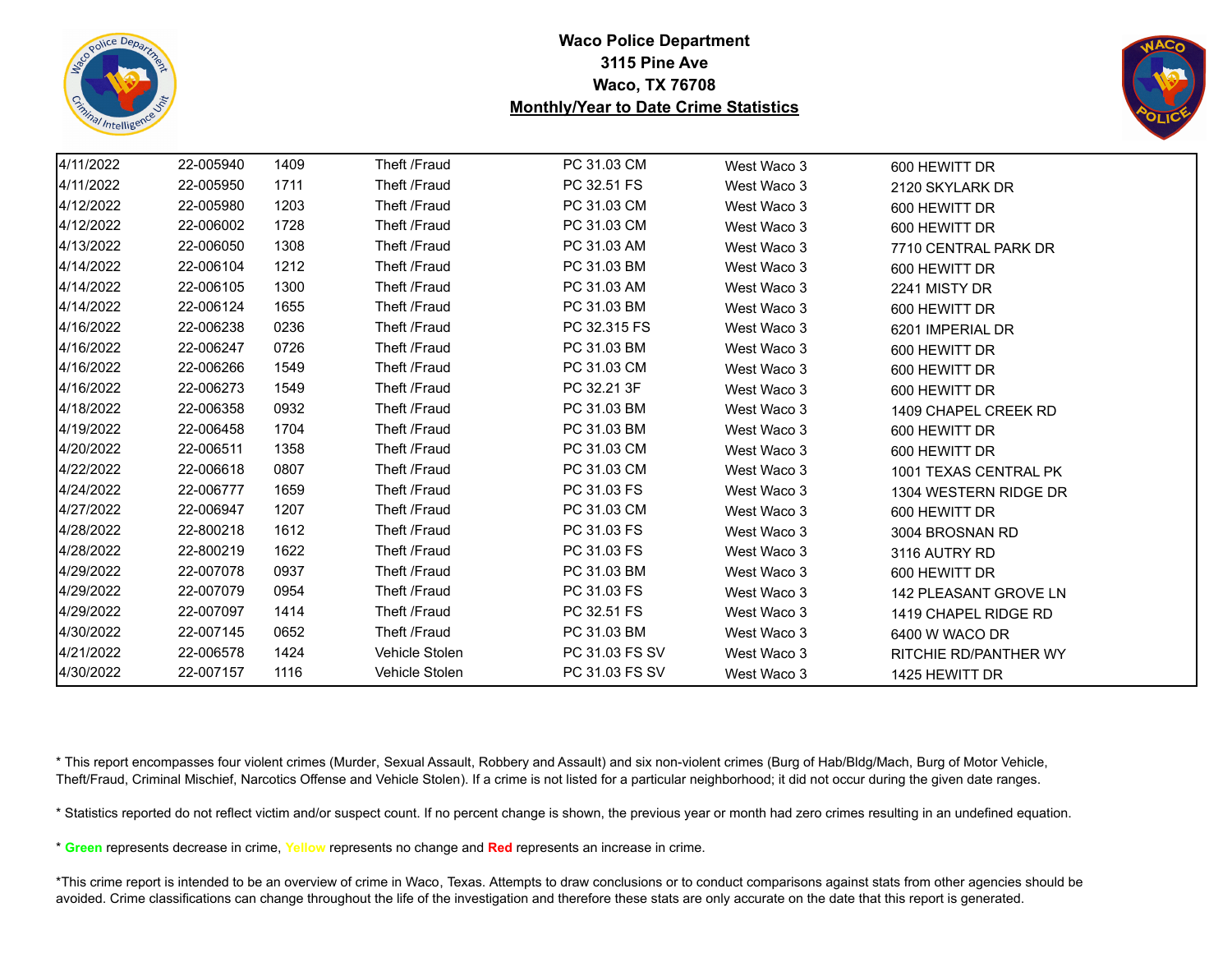**Waco Police Department**
**3115 Pine Ave**
**Waco, TX 76708**
**Monthly/Year to Date Crime Statistics**

| | | | | | | |
|---|---|---|---|---|---|---|
| 4/11/2022 | 22-005940 | 1409 | Theft /Fraud | PC 31.03 CM | West Waco 3 | 600 HEWITT DR |
| 4/11/2022 | 22-005950 | 1711 | Theft /Fraud | PC 32.51 FS | West Waco 3 | 2120 SKYLARK DR |
| 4/12/2022 | 22-005980 | 1203 | Theft /Fraud | PC 31.03 CM | West Waco 3 | 600 HEWITT DR |
| 4/12/2022 | 22-006002 | 1728 | Theft /Fraud | PC 31.03 CM | West Waco 3 | 600 HEWITT DR |
| 4/13/2022 | 22-006050 | 1308 | Theft /Fraud | PC 31.03 AM | West Waco 3 | 7710 CENTRAL PARK DR |
| 4/14/2022 | 22-006104 | 1212 | Theft /Fraud | PC 31.03 BM | West Waco 3 | 600 HEWITT DR |
| 4/14/2022 | 22-006105 | 1300 | Theft /Fraud | PC 31.03 AM | West Waco 3 | 2241 MISTY DR |
| 4/14/2022 | 22-006124 | 1655 | Theft /Fraud | PC 31.03 BM | West Waco 3 | 600 HEWITT DR |
| 4/16/2022 | 22-006238 | 0236 | Theft /Fraud | PC 32.315 FS | West Waco 3 | 6201 IMPERIAL DR |
| 4/16/2022 | 22-006247 | 0726 | Theft /Fraud | PC 31.03 BM | West Waco 3 | 600 HEWITT DR |
| 4/16/2022 | 22-006266 | 1549 | Theft /Fraud | PC 31.03 CM | West Waco 3 | 600 HEWITT DR |
| 4/16/2022 | 22-006273 | 1549 | Theft /Fraud | PC 32.21 3F | West Waco 3 | 600 HEWITT DR |
| 4/18/2022 | 22-006358 | 0932 | Theft /Fraud | PC 31.03 BM | West Waco 3 | 1409 CHAPEL CREEK RD |
| 4/19/2022 | 22-006458 | 1704 | Theft /Fraud | PC 31.03 BM | West Waco 3 | 600 HEWITT DR |
| 4/20/2022 | 22-006511 | 1358 | Theft /Fraud | PC 31.03 CM | West Waco 3 | 600 HEWITT DR |
| 4/22/2022 | 22-006618 | 0807 | Theft /Fraud | PC 31.03 CM | West Waco 3 | 1001 TEXAS CENTRAL PK |
| 4/24/2022 | 22-006777 | 1659 | Theft /Fraud | PC 31.03 FS | West Waco 3 | 1304 WESTERN RIDGE DR |
| 4/27/2022 | 22-006947 | 1207 | Theft /Fraud | PC 31.03 CM | West Waco 3 | 600 HEWITT DR |
| 4/28/2022 | 22-800218 | 1612 | Theft /Fraud | PC 31.03 FS | West Waco 3 | 3004 BROSNAN RD |
| 4/28/2022 | 22-800219 | 1622 | Theft /Fraud | PC 31.03 FS | West Waco 3 | 3116 AUTRY RD |
| 4/29/2022 | 22-007078 | 0937 | Theft /Fraud | PC 31.03 BM | West Waco 3 | 600 HEWITT DR |
| 4/29/2022 | 22-007079 | 0954 | Theft /Fraud | PC 31.03 FS | West Waco 3 | 142 PLEASANT GROVE LN |
| 4/29/2022 | 22-007097 | 1414 | Theft /Fraud | PC 32.51 FS | West Waco 3 | 1419 CHAPEL RIDGE RD |
| 4/30/2022 | 22-007145 | 0652 | Theft /Fraud | PC 31.03 BM | West Waco 3 | 6400 W WACO DR |
| 4/21/2022 | 22-006578 | 1424 | Vehicle Stolen | PC 31.03 FS SV | West Waco 3 | RITCHIE RD/PANTHER WY |
| 4/30/2022 | 22-007157 | 1116 | Vehicle Stolen | PC 31.03 FS SV | West Waco 3 | 1425 HEWITT DR |

* This report encompasses four violent crimes (Murder, Sexual Assault, Robbery and Assault) and six non-violent crimes (Burg of Hab/Bldg/Mach, Burg of Motor Vehicle, Theft/Fraud, Criminal Mischief, Narcotics Offense and Vehicle Stolen). If a crime is not listed for a particular neighborhood; it did not occur during the given date ranges.

* Statistics reported do not reflect victim and/or suspect count. If no percent change is shown, the previous year or month had zero crimes resulting in an undefined equation.

* **Green** represents decrease in crime, Yellow represents no change and **Red** represents an increase in crime.

*This crime report is intended to be an overview of crime in Waco, Texas. Attempts to draw conclusions or to conduct comparisons against stats from other agencies should be avoided. Crime classifications can change throughout the life of the investigation and therefore these stats are only accurate on the date that this report is generated.